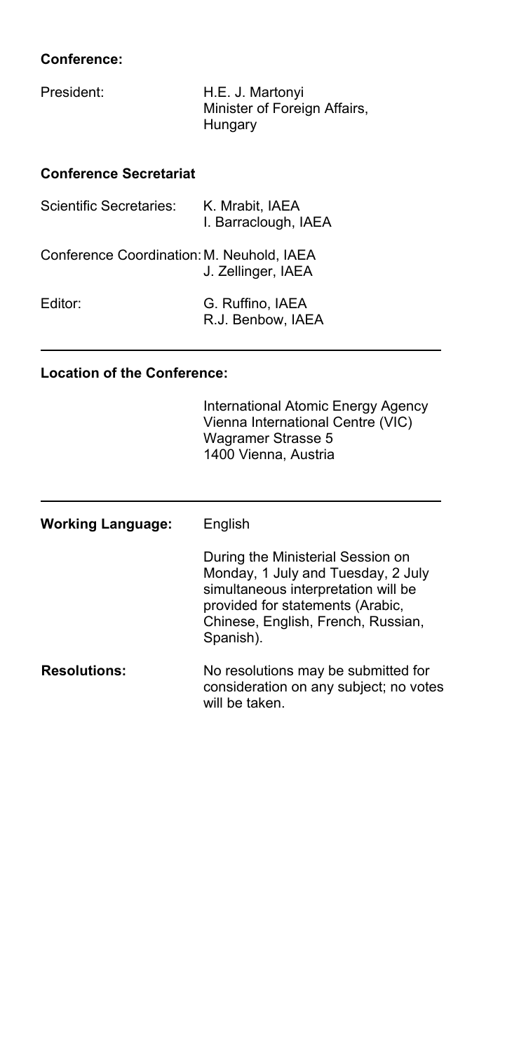**Conference:**

| | |
|---|---|
| President: | H.E. J. Martonyi<br>Minister of Foreign Affairs,<br>Hungary |

**Conference Secretariat**

| | |
|---|---|
| Scientific Secretaries: | K. Mrabit, IAEA<br>I. Barraclough, IAEA |
| Conference Coordination: | M. Neuhold, IAEA<br>J. Zellinger, IAEA |
| Editor: | G. Ruffino, IAEA<br>R.J. Benbow, IAEA |

---

**Location of the Conference:**

International Atomic Energy Agency
Vienna International Centre (VIC)
Wagramer Strasse 5
1400 Vienna, Austria

---

| | |
|---|---|
| **Working Language:** | English<br><br>During the Ministerial Session on Monday, 1 July and Tuesday, 2 July simultaneous interpretation will be provided for statements (Arabic, Chinese, English, French, Russian, Spanish). |
| **Resolutions:** | No resolutions may be submitted for consideration on any subject; no votes will be taken. |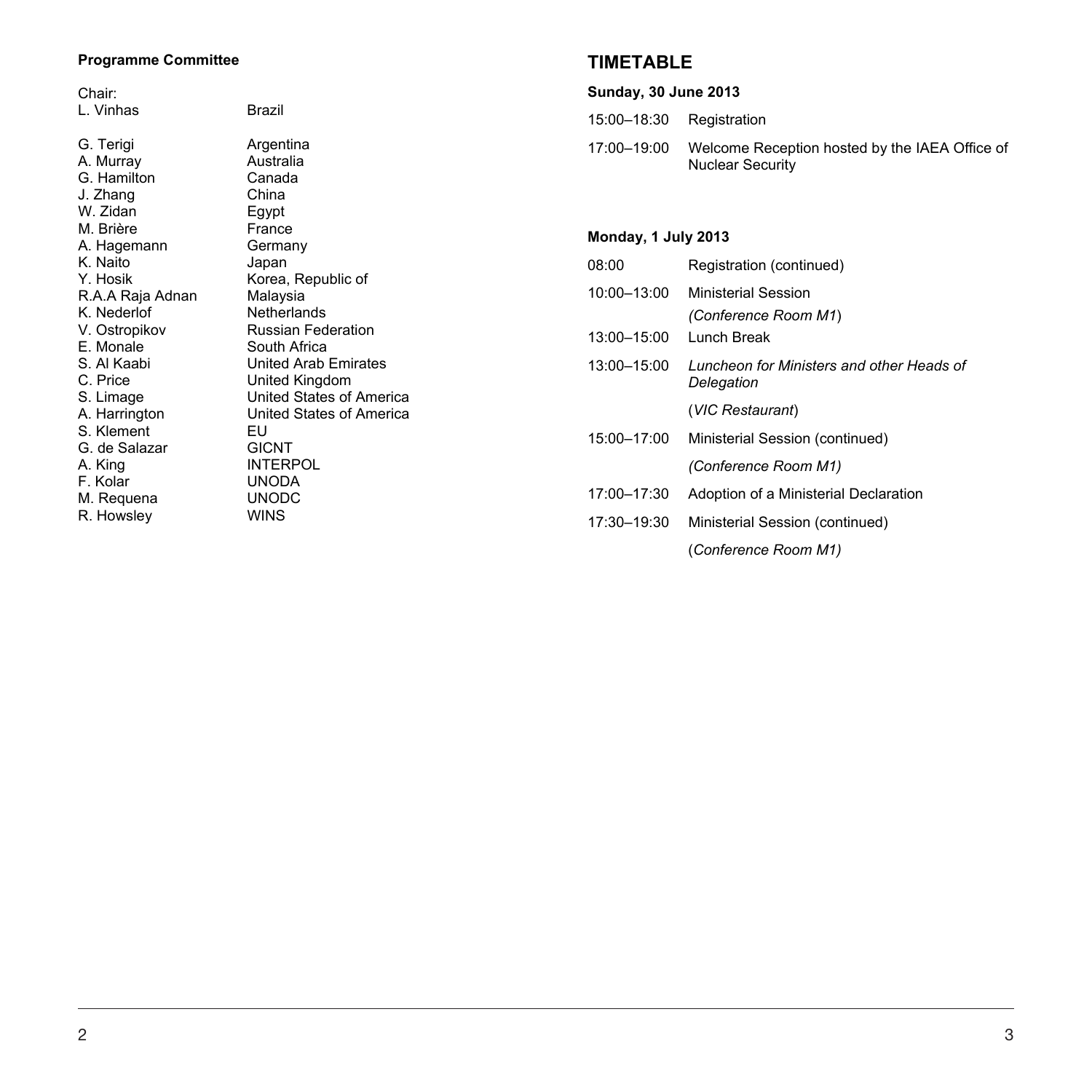**Programme Committee**

Chair:

| | |
|---|---|
| L. Vinhas | Brazil |
| G. Terigi | Argentina |
| A. Murray | Australia |
| G. Hamilton | Canada |
| J. Zhang | China |
| W. Zidan | Egypt |
| M. Brière | France |
| A. Hagemann | Germany |
| K. Naito | Japan |
| Y. Hosik | Korea, Republic of |
| R.A.A Raja Adnan | Malaysia |
| K. Nederlof | Netherlands |
| V. Ostropikov | Russian Federation |
| E. Monale | South Africa |
| S. Al Kaabi | United Arab Emirates |
| C. Price | United Kingdom |
| S. Limage | United States of America |
| A. Harrington | United States of America |
| S. Klement | EU |
| G. de Salazar | GICNT |
| A. King | INTERPOL |
| F. Kolar | UNODA |
| M. Requena | UNODC |
| R. Howsley | WINS |

## TIMETABLE

**Sunday, 30 June 2013**

| | |
|---|---|
| 15:00–18:30 | Registration |
| 17:00–19:00 | Welcome Reception hosted by the IAEA Office of Nuclear Security |

**Monday, 1 July 2013**

| | |
|---|---|
| 08:00 | Registration (continued) |
| 10:00–13:00 | Ministerial Session<br>*(Conference Room M1)* |
| 13:00–15:00 | Lunch Break |
| 13:00–15:00 | *Luncheon for Ministers and other Heads of Delegation*<br>(*VIC Restaurant*) |
| 15:00–17:00 | Ministerial Session (continued)<br>*(Conference Room M1)* |
| 17:00–17:30 | Adoption of a Ministerial Declaration |
| 17:30–19:30 | Ministerial Session (continued)<br>(*Conference Room M1)* |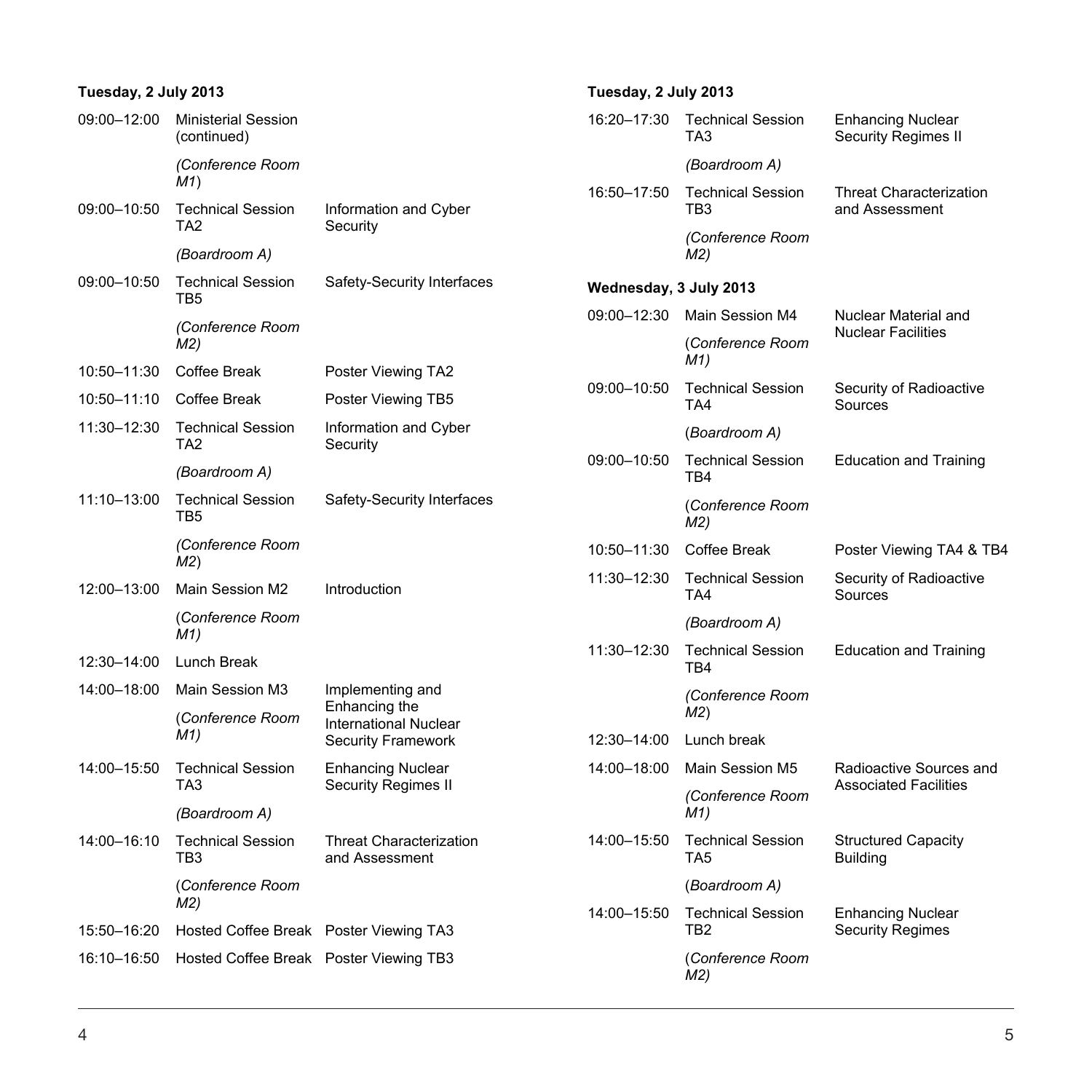**Tuesday, 2 July 2013**

| | | |
|---|---|---|
| 09:00–12:00 | Ministerial Session (continued) *(Conference Room M1)* | |
| 09:00–10:50 | Technical Session TA2 *(Boardroom A)* | Information and Cyber Security |
| 09:00–10:50 | Technical Session TB5 *(Conference Room M2)* | Safety-Security Interfaces |
| 10:50–11:30 | Coffee Break | Poster Viewing TA2 |
| 10:50–11:10 | Coffee Break | Poster Viewing TB5 |
| 11:30–12:30 | Technical Session TA2 *(Boardroom A)* | Information and Cyber Security |
| 11:10–13:00 | Technical Session TB5 *(Conference Room M2)* | Safety-Security Interfaces |
| 12:00–13:00 | Main Session M2 (*Conference Room M1)* | Introduction |
| 12:30–14:00 | Lunch Break | |
| 14:00–18:00 | Main Session M3 (*Conference Room M1)* | Implementing and Enhancing the International Nuclear Security Framework |
| 14:00–15:50 | Technical Session TA3 *(Boardroom A)* | Enhancing Nuclear Security Regimes II |
| 14:00–16:10 | Technical Session TB3 (*Conference Room M2)* | Threat Characterization and Assessment |
| 15:50–16:20 | Hosted Coffee Break | Poster Viewing TA3 |
| 16:10–16:50 | Hosted Coffee Break | Poster Viewing TB3 |

**Tuesday, 2 July 2013**

| | | |
|---|---|---|
| 16:20–17:30 | Technical Session TA3 *(Boardroom A)* | Enhancing Nuclear Security Regimes II |
| 16:50–17:50 | Technical Session TB3 *(Conference Room M2)* | Threat Characterization and Assessment |

**Wednesday, 3 July 2013**

| | | |
|---|---|---|
| 09:00–12:30 | Main Session M4 (*Conference Room M1)* | Nuclear Material and Nuclear Facilities |
| 09:00–10:50 | Technical Session TA4 (*Boardroom A)* | Security of Radioactive Sources |
| 09:00–10:50 | Technical Session TB4 (*Conference Room M2)* | Education and Training |
| 10:50–11:30 | Coffee Break | Poster Viewing TA4 & TB4 |
| 11:30–12:30 | Technical Session TA4 *(Boardroom A)* | Security of Radioactive Sources |
| 11:30–12:30 | Technical Session TB4 *(Conference Room M2)* | Education and Training |
| 12:30–14:00 | Lunch break | |
| 14:00–18:00 | Main Session M5 *(Conference Room M1)* | Radioactive Sources and Associated Facilities |
| 14:00–15:50 | Technical Session TA5 (*Boardroom A)* | Structured Capacity Building |
| 14:00–15:50 | Technical Session TB2 (*Conference Room M2)* | Enhancing Nuclear Security Regimes |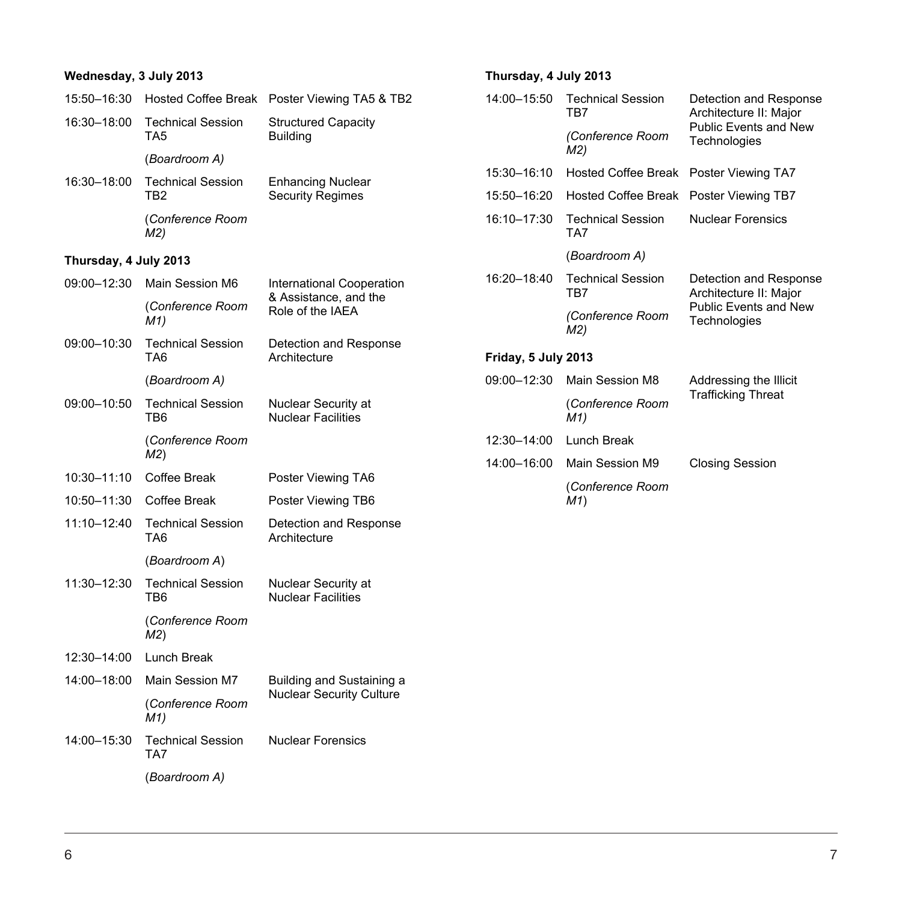**Wednesday, 3 July 2013**

| | | |
|---|---|---|
| 15:50–16:30 | Hosted Coffee Break | Poster Viewing TA5 & TB2 |
| 16:30–18:00 | Technical Session TA5 (*Boardroom A)* | Structured Capacity Building |
| 16:30–18:00 | Technical Session TB2 (*Conference Room M2)* | Enhancing Nuclear Security Regimes |

**Thursday, 4 July 2013**

| | | |
|---|---|---|
| 09:00–12:30 | Main Session M6 (*Conference Room M1)* | International Cooperation & Assistance, and the Role of the IAEA |
| 09:00–10:30 | Technical Session TA6 (*Boardroom A)* | Detection and Response Architecture |
| 09:00–10:50 | Technical Session TB6 (*Conference Room M2*) | Nuclear Security at Nuclear Facilities |
| 10:30–11:10 | Coffee Break | Poster Viewing TA6 |
| 10:50–11:30 | Coffee Break | Poster Viewing TB6 |
| 11:10–12:40 | Technical Session TA6 (*Boardroom A*) | Detection and Response Architecture |
| 11:30–12:30 | Technical Session TB6 (*Conference Room M2*) | Nuclear Security at Nuclear Facilities |
| 12:30–14:00 | Lunch Break | |
| 14:00–18:00 | Main Session M7 (*Conference Room M1)* | Building and Sustaining a Nuclear Security Culture |
| 14:00–15:30 | Technical Session TA7 (*Boardroom A)* | Nuclear Forensics |

**Thursday, 4 July 2013**

| | | |
|---|---|---|
| 14:00–15:50 | Technical Session TB7 *(Conference Room M2)* | Detection and Response Architecture II: Major Public Events and New Technologies |
| 15:30–16:10 | Hosted Coffee Break | Poster Viewing TA7 |
| 15:50–16:20 | Hosted Coffee Break | Poster Viewing TB7 |
| 16:10–17:30 | Technical Session TA7 (*Boardroom A)* | Nuclear Forensics |
| 16:20–18:40 | Technical Session TB7 *(Conference Room M2)* | Detection and Response Architecture II: Major Public Events and New Technologies |

**Friday, 5 July 2013**

| | | |
|---|---|---|
| 09:00–12:30 | Main Session M8 (*Conference Room M1)* | Addressing the Illicit Trafficking Threat |
| 12:30–14:00 | Lunch Break | |
| 14:00–16:00 | Main Session M9 (*Conference Room M1*) | Closing Session |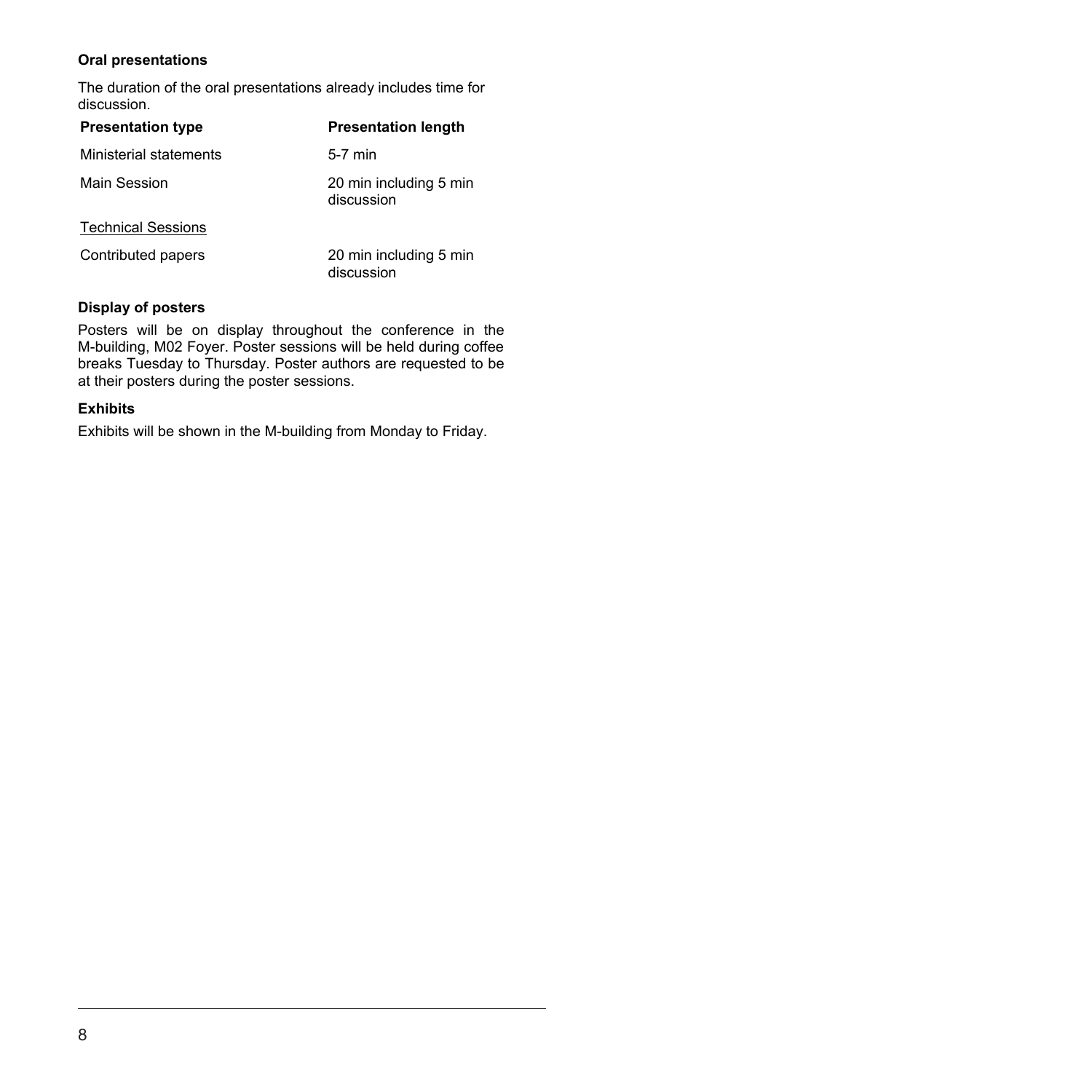### Oral presentations

The duration of the oral presentations already includes time for discussion.

| Presentation type | Presentation length |
| --- | --- |
| Ministerial statements | 5-7 min |
| Main Session | 20 min including 5 min discussion |
| Technical Sessions | |
| Contributed papers | 20 min including 5 min discussion |

### Display of posters

Posters will be on display throughout the conference in the M-building, M02 Foyer. Poster sessions will be held during coffee breaks Tuesday to Thursday. Poster authors are requested to be at their posters during the poster sessions.

### Exhibits

Exhibits will be shown in the M-building from Monday to Friday.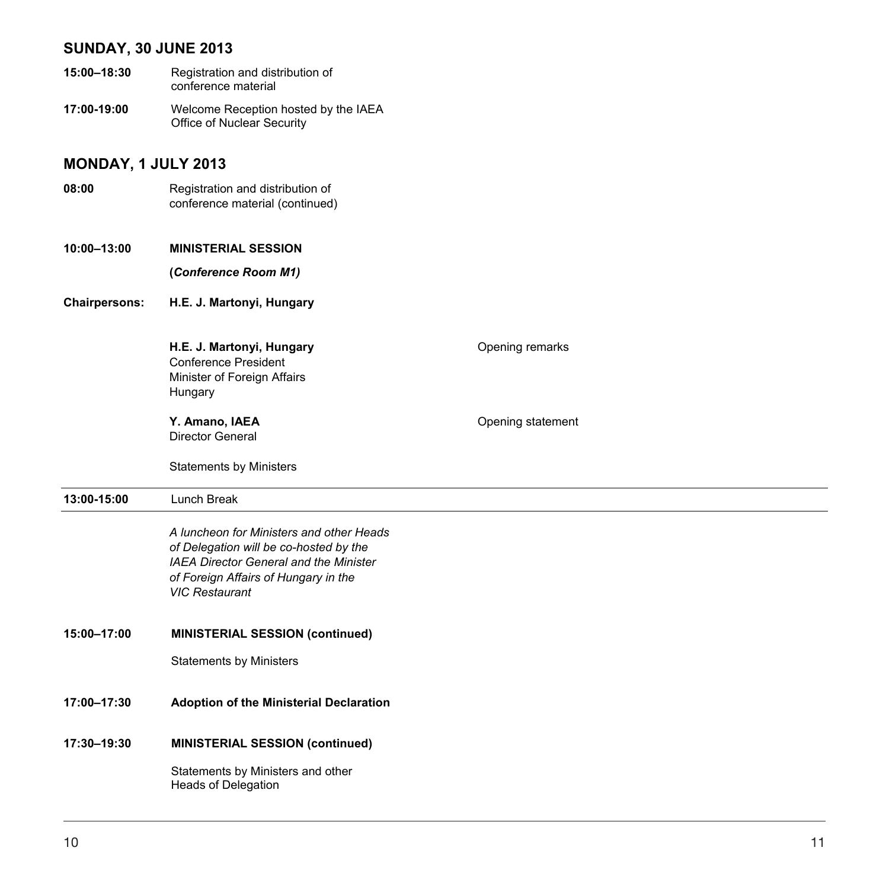## SUNDAY, 30 JUNE 2013

**15:00–18:30** Registration and distribution of conference material

**17:00-19:00** Welcome Reception hosted by the IAEA Office of Nuclear Security

## MONDAY, 1 JULY 2013

**08:00** Registration and distribution of conference material (continued)

**10:00–13:00** **MINISTERIAL SESSION**

**(*Conference Room M1)***

**Chairpersons:** **H.E. J. Martonyi, Hungary**

| | | |
|---|---|---|
| | **H.E. J. Martonyi, Hungary**<br>Conference President<br>Minister of Foreign Affairs<br>Hungary | Opening remarks |
| | **Y. Amano, IAEA**<br>Director General | Opening statement |
| | Statements by Ministers | |

**13:00-15:00** Lunch Break

*A luncheon for Ministers and other Heads of Delegation will be co-hosted by the IAEA Director General and the Minister of Foreign Affairs of Hungary in the VIC Restaurant*

**15:00–17:00** **MINISTERIAL SESSION (continued)**

Statements by Ministers

**17:00–17:30** **Adoption of the Ministerial Declaration**

**17:30–19:30** **MINISTERIAL SESSION (continued)**

Statements by Ministers and other Heads of Delegation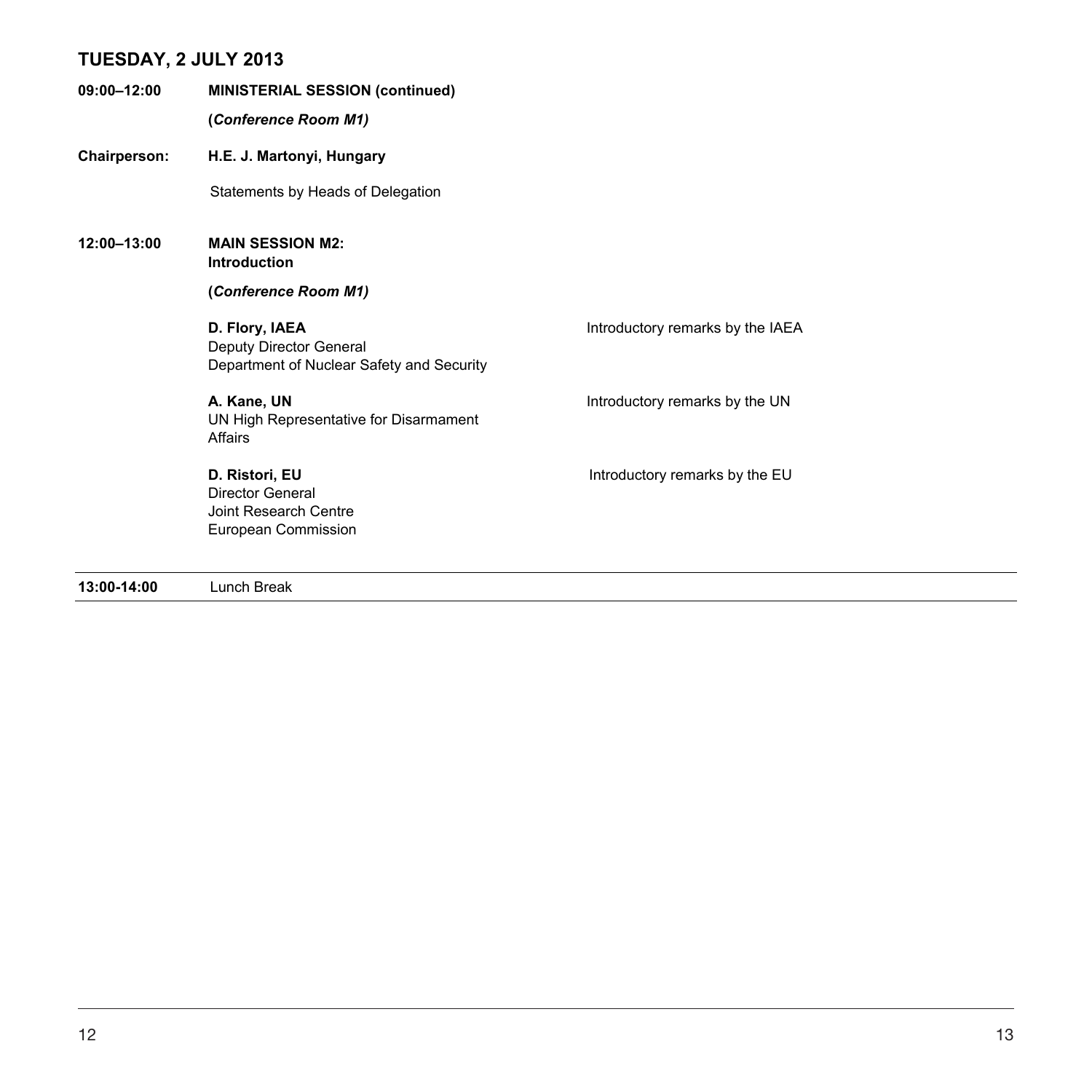## TUESDAY, 2 JULY 2013

**09:00–12:00** **MINISTERIAL SESSION (continued)**

**(*Conference Room M1)***

**Chairperson:** **H.E. J. Martonyi, Hungary**

Statements by Heads of Delegation

**12:00–13:00** **MAIN SESSION M2: Introduction**

**(*Conference Room M1)***

| Speaker | Topic |
|---|---|
| **D. Flory, IAEA**<br>Deputy Director General<br>Department of Nuclear Safety and Security | Introductory remarks by the IAEA |
| **A. Kane, UN**<br>UN High Representative for Disarmament Affairs | Introductory remarks by the UN |
| **D. Ristori, EU**<br>Director General<br>Joint Research Centre<br>European Commission | Introductory remarks by the EU |

**13:00-14:00** Lunch Break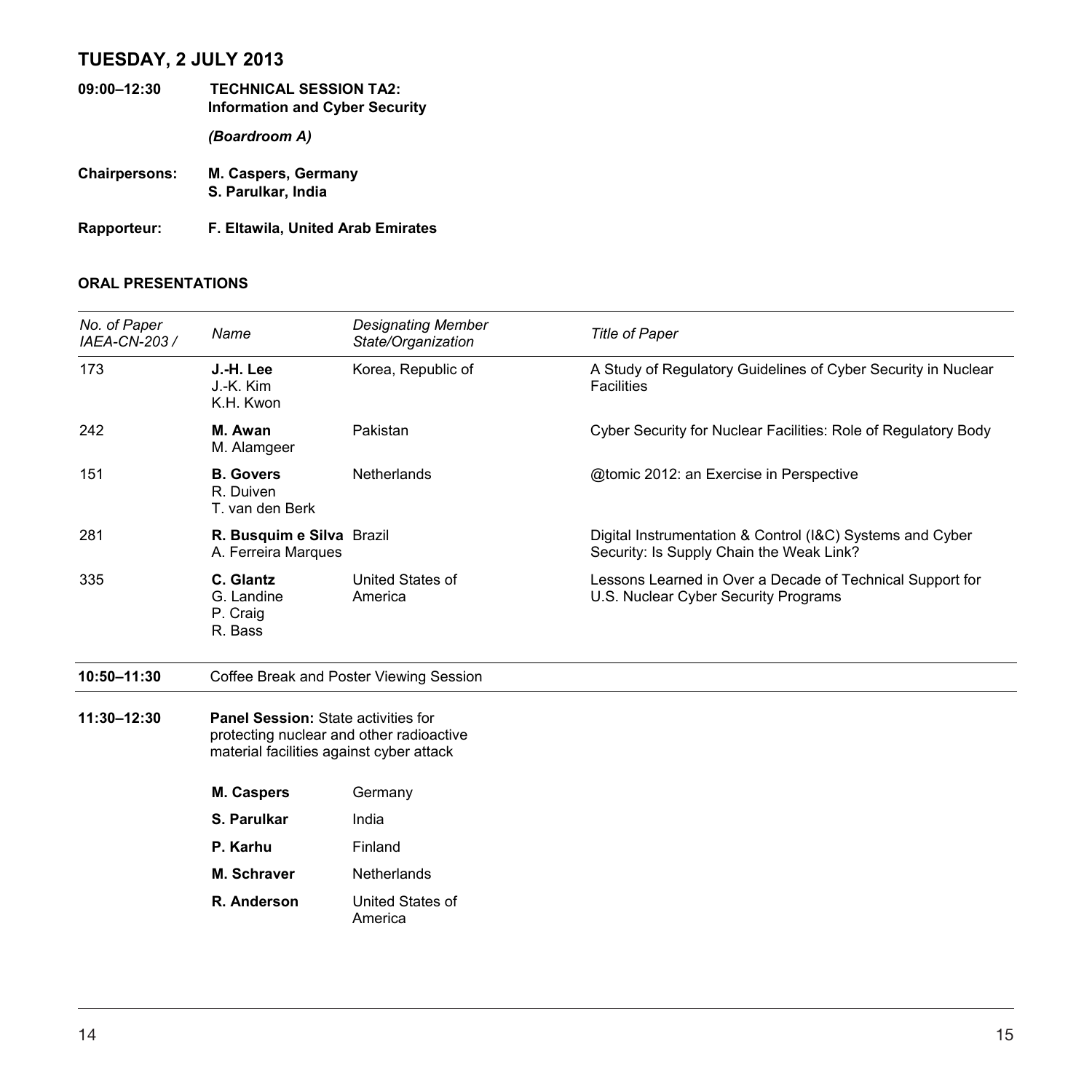## TUESDAY, 2 JULY 2013

**09:00–12:30** **TECHNICAL SESSION TA2: Information and Cyber Security**

***(Boardroom A)***

**Chairpersons:** **M. Caspers, Germany**
**S. Parulkar, India**

**Rapporteur:** **F. Eltawila, United Arab Emirates**

### ORAL PRESENTATIONS

| *No. of Paper IAEA-CN-203 /* | *Name* | *Designating Member State/Organization* | *Title of Paper* |
|---|---|---|---|
| 173 | **J.-H. Lee**<br>J.-K. Kim<br>K.H. Kwon | Korea, Republic of | A Study of Regulatory Guidelines of Cyber Security in Nuclear Facilities |
| 242 | **M. Awan**<br>M. Alamgeer | Pakistan | Cyber Security for Nuclear Facilities: Role of Regulatory Body |
| 151 | **B. Govers**<br>R. Duiven<br>T. van den Berk | Netherlands | @tomic 2012: an Exercise in Perspective |
| 281 | **R. Busquim e Silva**<br>A. Ferreira Marques | Brazil | Digital Instrumentation & Control (I&C) Systems and Cyber Security: Is Supply Chain the Weak Link? |
| 335 | **C. Glantz**<br>G. Landine<br>P. Craig<br>R. Bass | United States of America | Lessons Learned in Over a Decade of Technical Support for U.S. Nuclear Cyber Security Programs |

**10:50–11:30** Coffee Break and Poster Viewing Session

**11:30–12:30** **Panel Session:** State activities for protecting nuclear and other radioactive material facilities against cyber attack

| | |
|---|---|
| **M. Caspers** | Germany |
| **S. Parulkar** | India |
| **P. Karhu** | Finland |
| **M. Schraver** | Netherlands |
| **R. Anderson** | United States of America |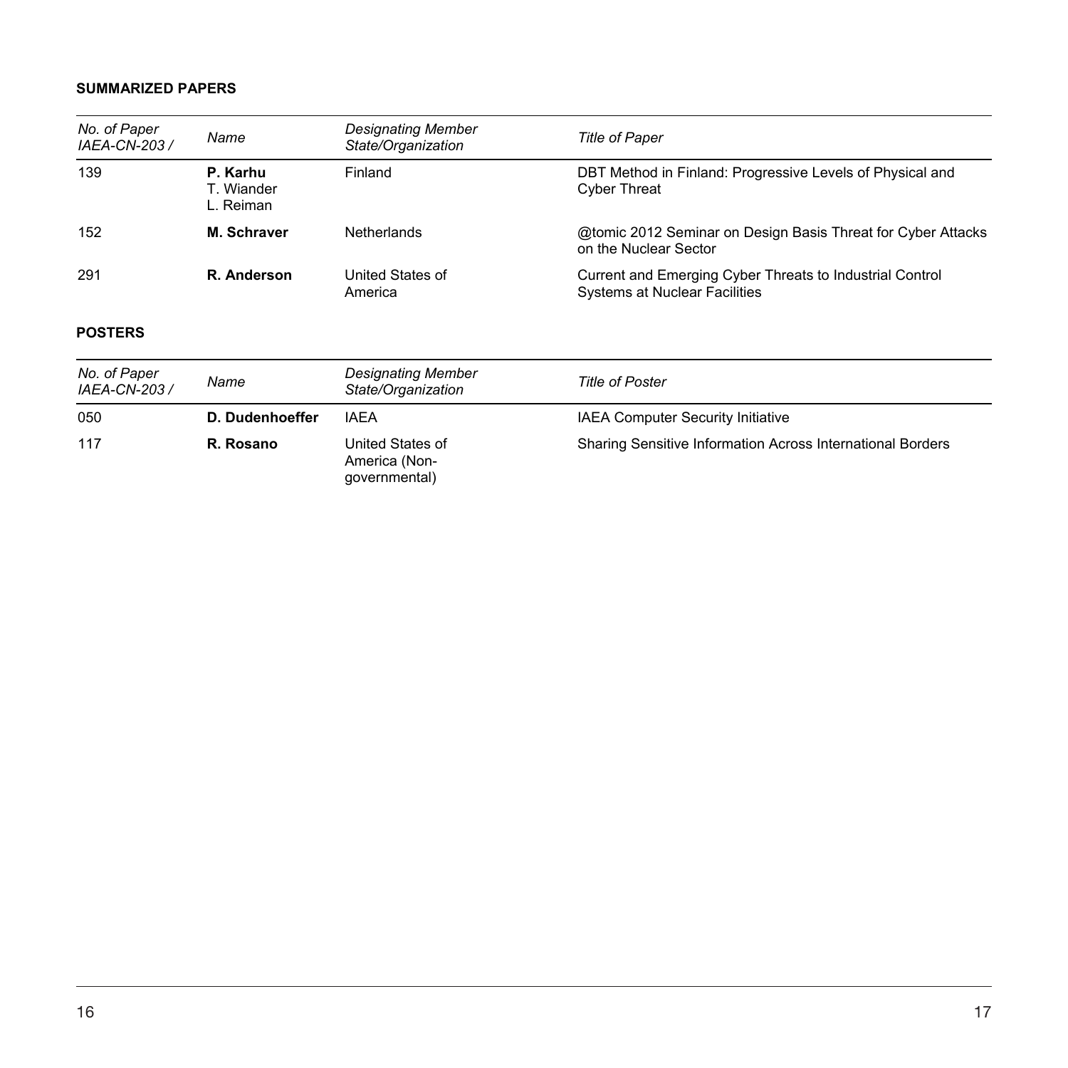**SUMMARIZED PAPERS**

| *No. of Paper IAEA-CN-203 /* | *Name* | *Designating Member State/Organization* | *Title of Paper* |
|---|---|---|---|
| 139 | **P. Karhu** T. Wiander L. Reiman | Finland | DBT Method in Finland: Progressive Levels of Physical and Cyber Threat |
| 152 | **M. Schraver** | Netherlands | @tomic 2012 Seminar on Design Basis Threat for Cyber Attacks on the Nuclear Sector |
| 291 | **R. Anderson** | United States of America | Current and Emerging Cyber Threats to Industrial Control Systems at Nuclear Facilities |

**POSTERS**

| *No. of Paper IAEA-CN-203 /* | *Name* | *Designating Member State/Organization* | *Title of Poster* |
|---|---|---|---|
| 050 | **D. Dudenhoeffer** | IAEA | IAEA Computer Security Initiative |
| 117 | **R. Rosano** | United States of America (Non-governmental) | Sharing Sensitive Information Across International Borders |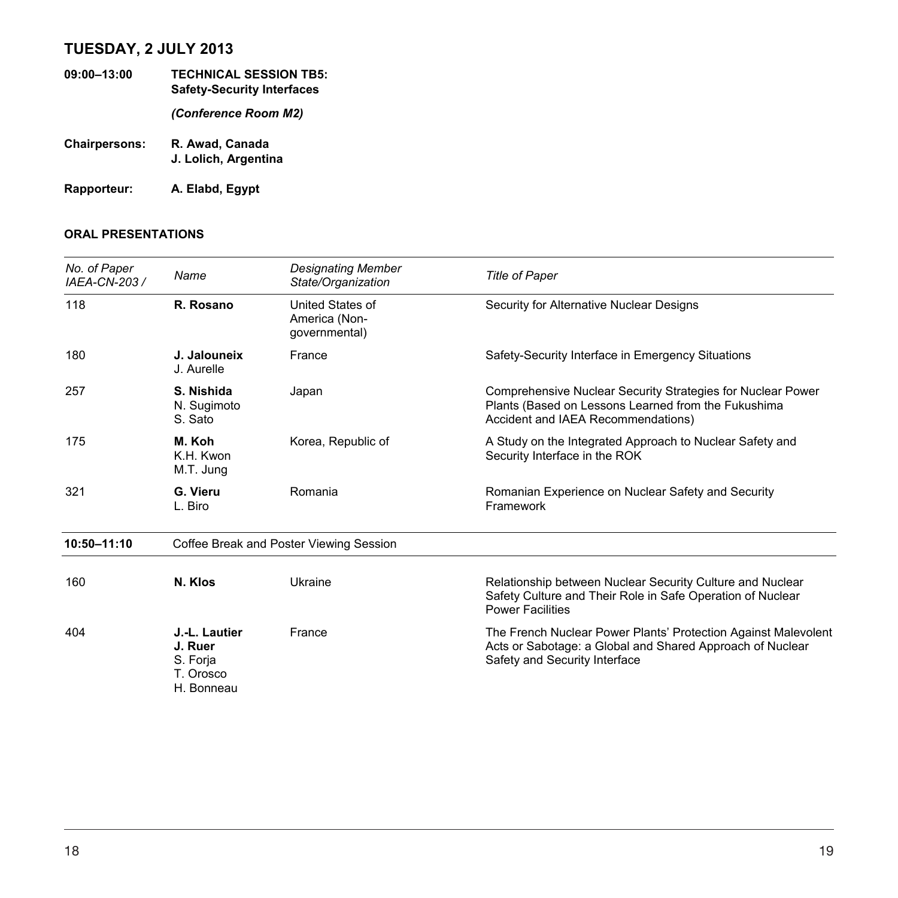## TUESDAY, 2 JULY 2013

**09:00–13:00** **TECHNICAL SESSION TB5: Safety-Security Interfaces**

***(Conference Room M2)***

**Chairpersons:** **R. Awad, Canada**
**J. Lolich, Argentina**

**Rapporteur:** **A. Elabd, Egypt**

### ORAL PRESENTATIONS

| *No. of Paper IAEA-CN-203 /* | *Name* | *Designating Member State/Organization* | *Title of Paper* |
|---|---|---|---|
| 118 | **R. Rosano** | United States of America (Non-governmental) | Security for Alternative Nuclear Designs |
| 180 | **J. Jalouneix** J. Aurelle | France | Safety-Security Interface in Emergency Situations |
| 257 | **S. Nishida** N. Sugimoto S. Sato | Japan | Comprehensive Nuclear Security Strategies for Nuclear Power Plants (Based on Lessons Learned from the Fukushima Accident and IAEA Recommendations) |
| 175 | **M. Koh** K.H. Kwon M.T. Jung | Korea, Republic of | A Study on the Integrated Approach to Nuclear Safety and Security Interface in the ROK |
| 321 | **G. Vieru** L. Biro | Romania | Romanian Experience on Nuclear Safety and Security Framework |
| **10:50–11:10** | Coffee Break and Poster Viewing Session | | |
| 160 | **N. Klos** | Ukraine | Relationship between Nuclear Security Culture and Nuclear Safety Culture and Their Role in Safe Operation of Nuclear Power Facilities |
| 404 | **J.-L. Lautier** **J. Ruer** S. Forja T. Orosco H. Bonneau | France | The French Nuclear Power Plants' Protection Against Malevolent Acts or Sabotage: a Global and Shared Approach of Nuclear Safety and Security Interface |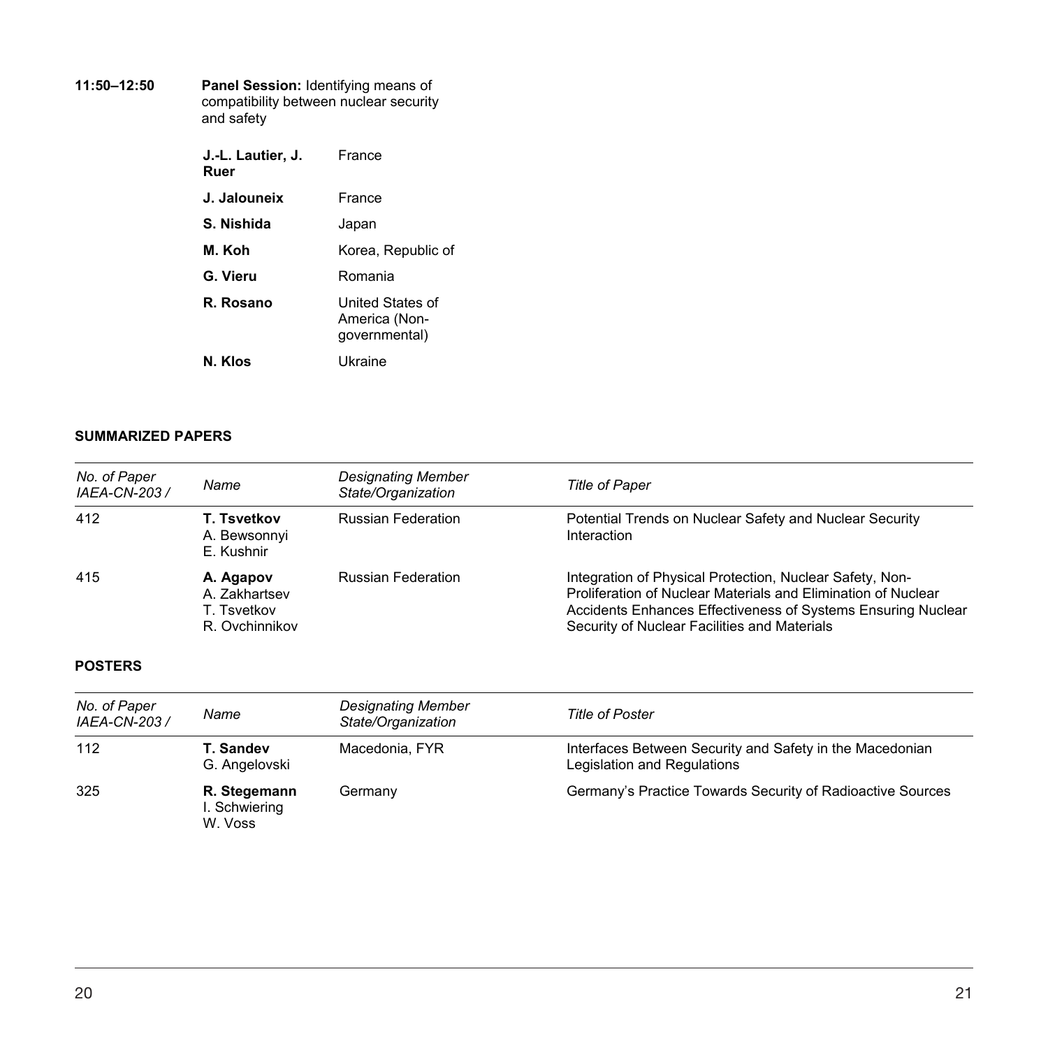**11:50–12:50** **Panel Session:** Identifying means of compatibility between nuclear security and safety

| | |
|---|---|
| **J.-L. Lautier, J. Ruer** | France |
| **J. Jalouneix** | France |
| **S. Nishida** | Japan |
| **M. Koh** | Korea, Republic of |
| **G. Vieru** | Romania |
| **R. Rosano** | United States of America (Non-governmental) |
| **N. Klos** | Ukraine |

### SUMMARIZED PAPERS

| *No. of Paper IAEA-CN-203 /* | *Name* | *Designating Member State/Organization* | *Title of Paper* |
|---|---|---|---|
| 412 | **T. Tsvetkov**<br>A. Bewsonnyi<br>E. Kushnir | Russian Federation | Potential Trends on Nuclear Safety and Nuclear Security Interaction |
| 415 | **A. Agapov**<br>A. Zakhartsev<br>T. Tsvetkov<br>R. Ovchinnikov | Russian Federation | Integration of Physical Protection, Nuclear Safety, Non-Proliferation of Nuclear Materials and Elimination of Nuclear Accidents Enhances Effectiveness of Systems Ensuring Nuclear Security of Nuclear Facilities and Materials |

### POSTERS

| *No. of Paper IAEA-CN-203 /* | *Name* | *Designating Member State/Organization* | *Title of Poster* |
|---|---|---|---|
| 112 | **T. Sandev**<br>G. Angelovski | Macedonia, FYR | Interfaces Between Security and Safety in the Macedonian Legislation and Regulations |
| 325 | **R. Stegemann**<br>I. Schwiering<br>W. Voss | Germany | Germany's Practice Towards Security of Radioactive Sources |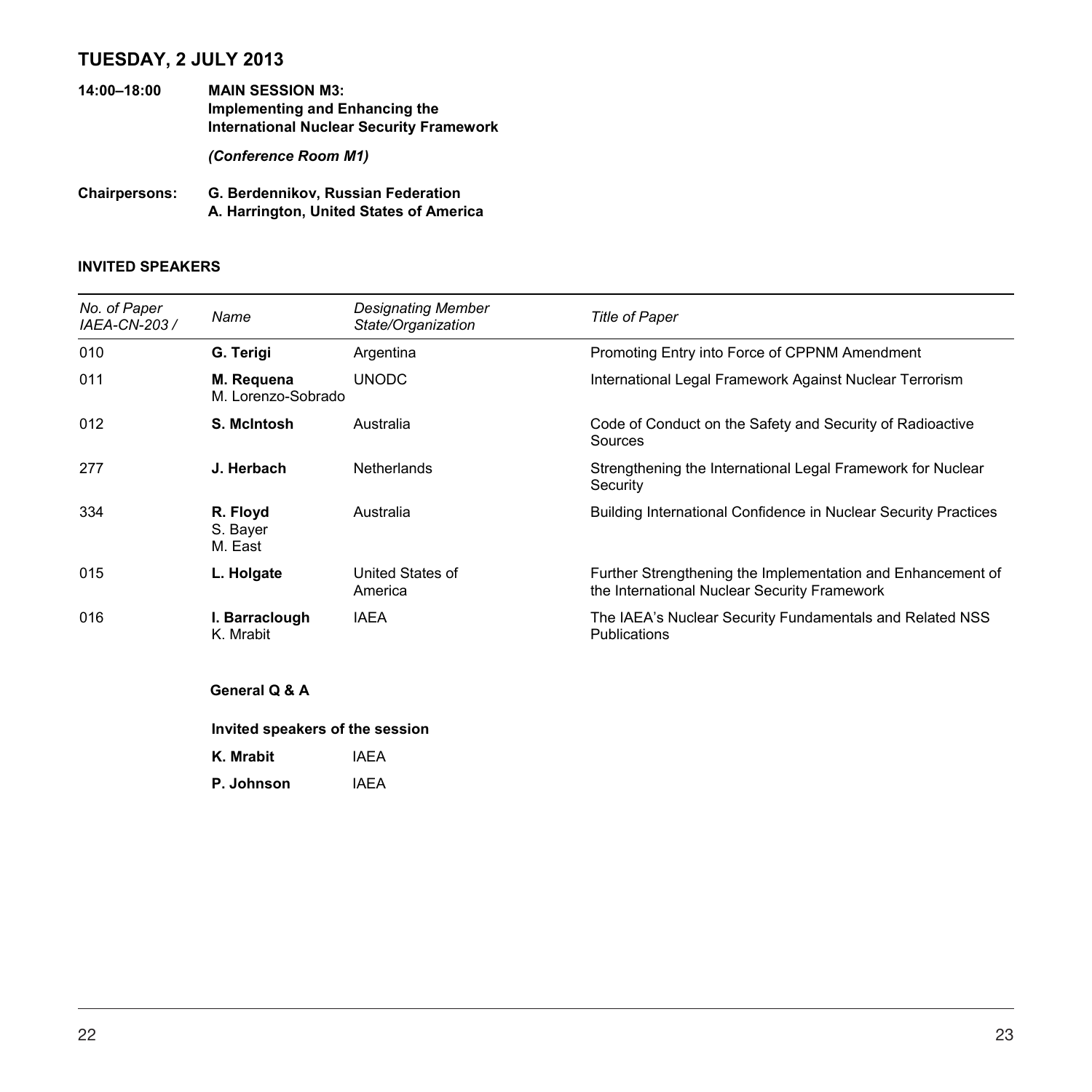## TUESDAY, 2 JULY 2013

**14:00–18:00** **MAIN SESSION M3: Implementing and Enhancing the International Nuclear Security Framework**

***(Conference Room M1)***

**Chairpersons:** **G. Berdennikov, Russian Federation**
**A. Harrington, United States of America**

### INVITED SPEAKERS

| *No. of Paper IAEA-CN-203 /* | *Name* | *Designating Member State/Organization* | *Title of Paper* |
|---|---|---|---|
| 010 | **G. Terigi** | Argentina | Promoting Entry into Force of CPPNM Amendment |
| 011 | **M. Requena** M. Lorenzo-Sobrado | UNODC | International Legal Framework Against Nuclear Terrorism |
| 012 | **S. McIntosh** | Australia | Code of Conduct on the Safety and Security of Radioactive Sources |
| 277 | **J. Herbach** | Netherlands | Strengthening the International Legal Framework for Nuclear Security |
| 334 | **R. Floyd** S. Bayer M. East | Australia | Building International Confidence in Nuclear Security Practices |
| 015 | **L. Holgate** | United States of America | Further Strengthening the Implementation and Enhancement of the International Nuclear Security Framework |
| 016 | **I. Barraclough** K. Mrabit | IAEA | The IAEA's Nuclear Security Fundamentals and Related NSS Publications |

**General Q & A**

**Invited speakers of the session**

| | |
|---|---|
| **K. Mrabit** | IAEA |
| **P. Johnson** | IAEA |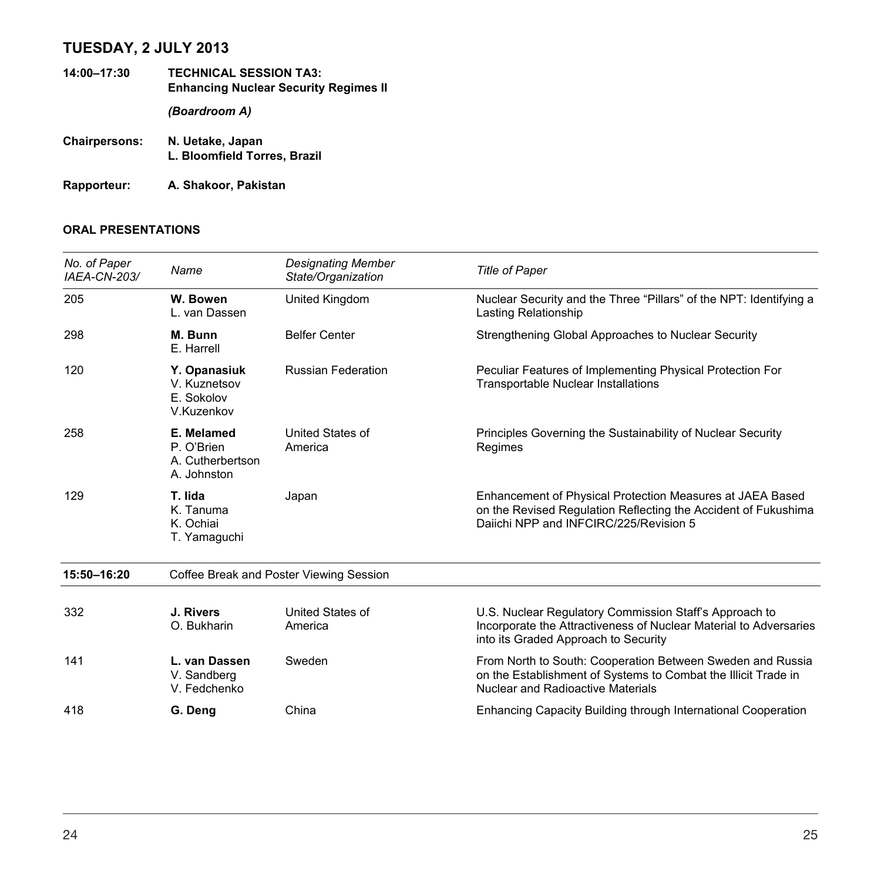## TUESDAY, 2 JULY 2013

**14:00–17:30** **TECHNICAL SESSION TA3: Enhancing Nuclear Security Regimes II**

***(Boardroom A)***

**Chairpersons:** **N. Uetake, Japan**
**L. Bloomfield Torres, Brazil**

**Rapporteur:** **A. Shakoor, Pakistan**

### ORAL PRESENTATIONS

| *No. of Paper IAEA-CN-203/* | *Name* | *Designating Member State/Organization* | *Title of Paper* |
|---|---|---|---|
| 205 | **W. Bowen**<br>L. van Dassen | United Kingdom | Nuclear Security and the Three "Pillars" of the NPT: Identifying a Lasting Relationship |
| 298 | **M. Bunn**<br>E. Harrell | Belfer Center | Strengthening Global Approaches to Nuclear Security |
| 120 | **Y. Opanasiuk**<br>V. Kuznetsov<br>E. Sokolov<br>V.Kuzenkov | Russian Federation | Peculiar Features of Implementing Physical Protection For Transportable Nuclear Installations |
| 258 | **E. Melamed**<br>P. O'Brien<br>A. Cutherbertson<br>A. Johnston | United States of America | Principles Governing the Sustainability of Nuclear Security Regimes |
| 129 | **T. Iida**<br>K. Tanuma<br>K. Ochiai<br>T. Yamaguchi | Japan | Enhancement of Physical Protection Measures at JAEA Based on the Revised Regulation Reflecting the Accident of Fukushima Daiichi NPP and INFCIRC/225/Revision 5 |
| **15:50–16:20** | Coffee Break and Poster Viewing Session | | |
| 332 | **J. Rivers**<br>O. Bukharin | United States of America | U.S. Nuclear Regulatory Commission Staff's Approach to Incorporate the Attractiveness of Nuclear Material to Adversaries into its Graded Approach to Security |
| 141 | **L. van Dassen**<br>V. Sandberg<br>V. Fedchenko | Sweden | From North to South: Cooperation Between Sweden and Russia on the Establishment of Systems to Combat the Illicit Trade in Nuclear and Radioactive Materials |
| 418 | **G. Deng** | China | Enhancing Capacity Building through International Cooperation |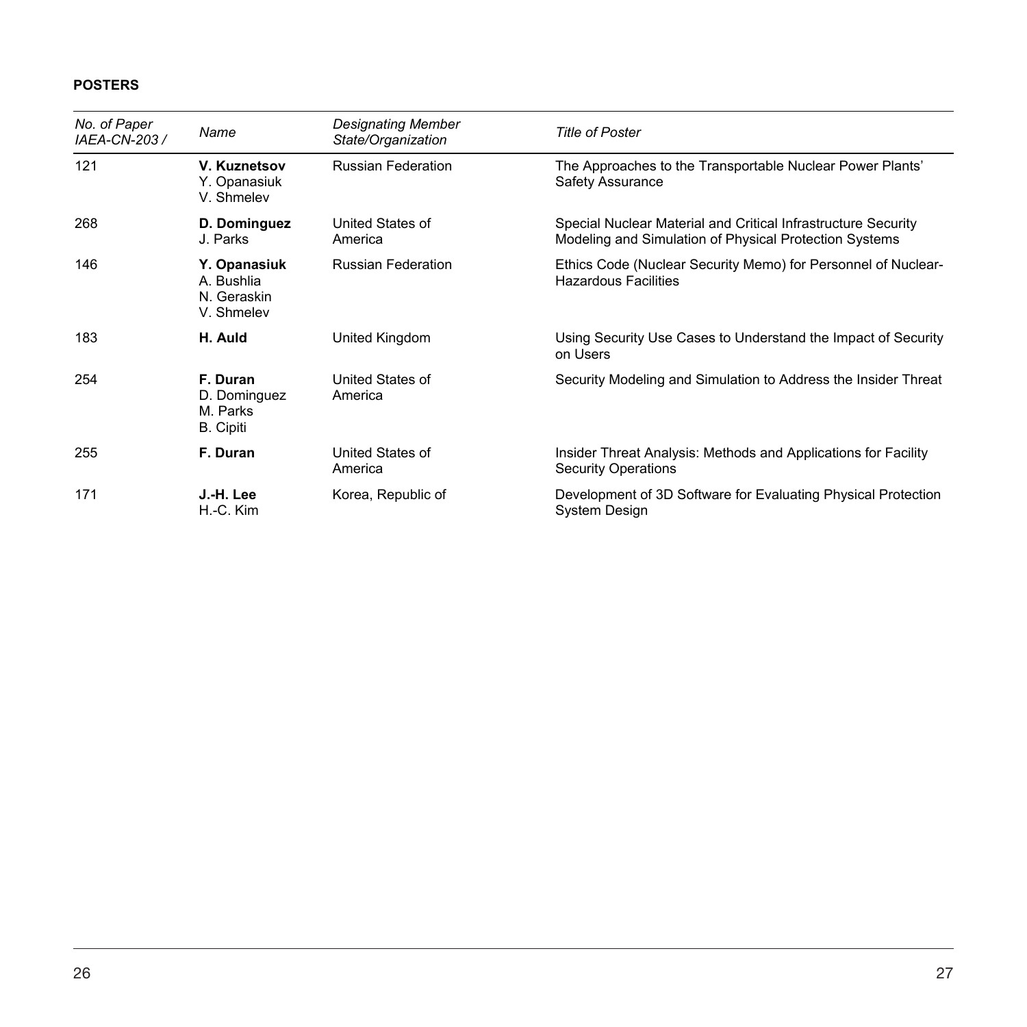**POSTERS**

| *No. of Paper IAEA-CN-203 /* | *Name* | *Designating Member State/Organization* | *Title of Poster* |
|---|---|---|---|
| 121 | **V. Kuznetsov** Y. Opanasiuk V. Shmelev | Russian Federation | The Approaches to the Transportable Nuclear Power Plants' Safety Assurance |
| 268 | **D. Dominguez** J. Parks | United States of America | Special Nuclear Material and Critical Infrastructure Security Modeling and Simulation of Physical Protection Systems |
| 146 | **Y. Opanasiuk** A. Bushlia N. Geraskin V. Shmelev | Russian Federation | Ethics Code (Nuclear Security Memo) for Personnel of Nuclear-Hazardous Facilities |
| 183 | **H. Auld** | United Kingdom | Using Security Use Cases to Understand the Impact of Security on Users |
| 254 | **F. Duran** D. Dominguez M. Parks B. Cipiti | United States of America | Security Modeling and Simulation to Address the Insider Threat |
| 255 | **F. Duran** | United States of America | Insider Threat Analysis: Methods and Applications for Facility Security Operations |
| 171 | **J.-H. Lee** H.-C. Kim | Korea, Republic of | Development of 3D Software for Evaluating Physical Protection System Design |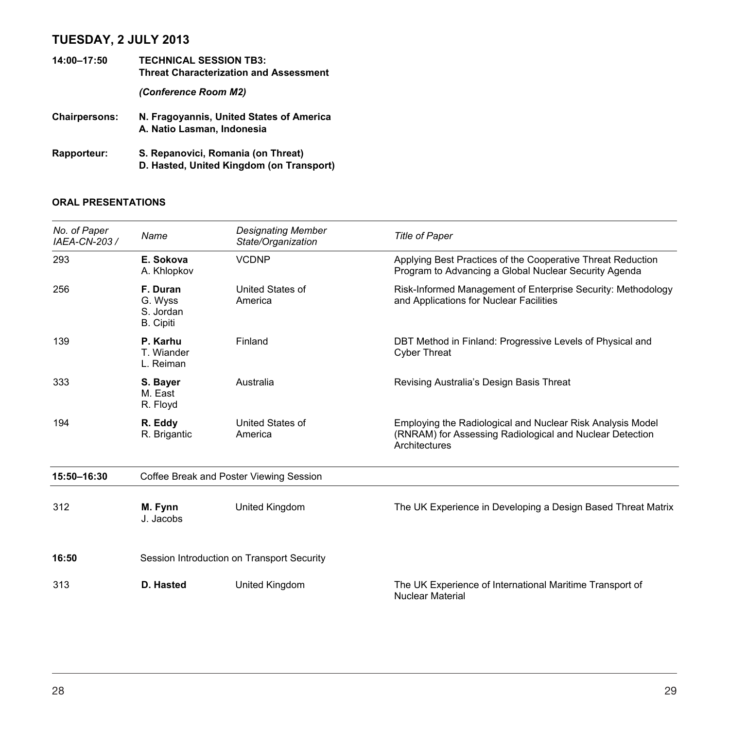## TUESDAY, 2 JULY 2013

**14:00–17:50** **TECHNICAL SESSION TB3: Threat Characterization and Assessment**

***(Conference Room M2)***

**Chairpersons:** **N. Fragoyannis, United States of America**
**A. Natio Lasman, Indonesia**

**Rapporteur:** **S. Repanovici, Romania (on Threat)**
**D. Hasted, United Kingdom (on Transport)**

### ORAL PRESENTATIONS

| *No. of Paper IAEA-CN-203 /* | *Name* | *Designating Member State/Organization* | *Title of Paper* |
|---|---|---|---|
| 293 | **E. Sokova** A. Khlopkov | VCDNP | Applying Best Practices of the Cooperative Threat Reduction Program to Advancing a Global Nuclear Security Agenda |
| 256 | **F. Duran** G. Wyss S. Jordan B. Cipiti | United States of America | Risk-Informed Management of Enterprise Security: Methodology and Applications for Nuclear Facilities |
| 139 | **P. Karhu** T. Wiander L. Reiman | Finland | DBT Method in Finland: Progressive Levels of Physical and Cyber Threat |
| 333 | **S. Bayer** M. East R. Floyd | Australia | Revising Australia's Design Basis Threat |
| 194 | **R. Eddy** R. Brigantic | United States of America | Employing the Radiological and Nuclear Risk Analysis Model (RNRAM) for Assessing Radiological and Nuclear Detection Architectures |
| **15:50–16:30** | Coffee Break and Poster Viewing Session | | |
| 312 | **M. Fynn** J. Jacobs | United Kingdom | The UK Experience in Developing a Design Based Threat Matrix |
| **16:50** | Session Introduction on Transport Security | | |
| 313 | **D. Hasted** | United Kingdom | The UK Experience of International Maritime Transport of Nuclear Material |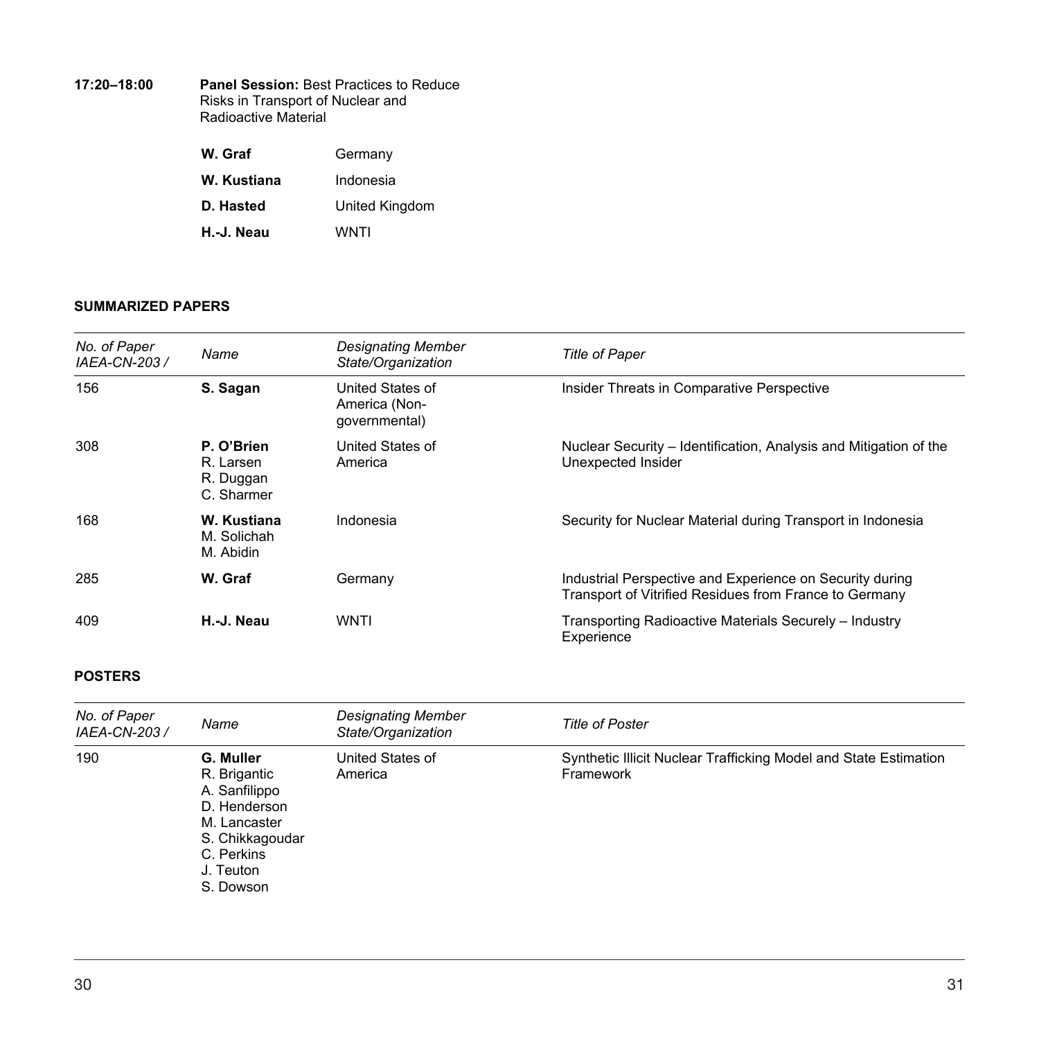**17:20–18:00** **Panel Session:** Best Practices to Reduce Risks in Transport of Nuclear and Radioactive Material

| | |
|---|---|
| **W. Graf** | Germany |
| **W. Kustiana** | Indonesia |
| **D. Hasted** | United Kingdom |
| **H.-J. Neau** | WNTI |

### SUMMARIZED PAPERS

| *No. of Paper IAEA-CN-203 /* | *Name* | *Designating Member State/Organization* | *Title of Paper* |
|---|---|---|---|
| 156 | **S. Sagan** | United States of America (Non-governmental) | Insider Threats in Comparative Perspective |
| 308 | **P. O'Brien** R. Larsen R. Duggan C. Sharmer | United States of America | Nuclear Security – Identification, Analysis and Mitigation of the Unexpected Insider |
| 168 | **W. Kustiana** M. Solichah M. Abidin | Indonesia | Security for Nuclear Material during Transport in Indonesia |
| 285 | **W. Graf** | Germany | Industrial Perspective and Experience on Security during Transport of Vitrified Residues from France to Germany |
| 409 | **H.-J. Neau** | WNTI | Transporting Radioactive Materials Securely – Industry Experience |

### POSTERS

| *No. of Paper IAEA-CN-203 /* | *Name* | *Designating Member State/Organization* | *Title of Poster* |
|---|---|---|---|
| 190 | **G. Muller** R. Brigantic A. Sanfilippo D. Henderson M. Lancaster S. Chikkagoudar C. Perkins J. Teuton S. Dowson | United States of America | Synthetic Illicit Nuclear Trafficking Model and State Estimation Framework |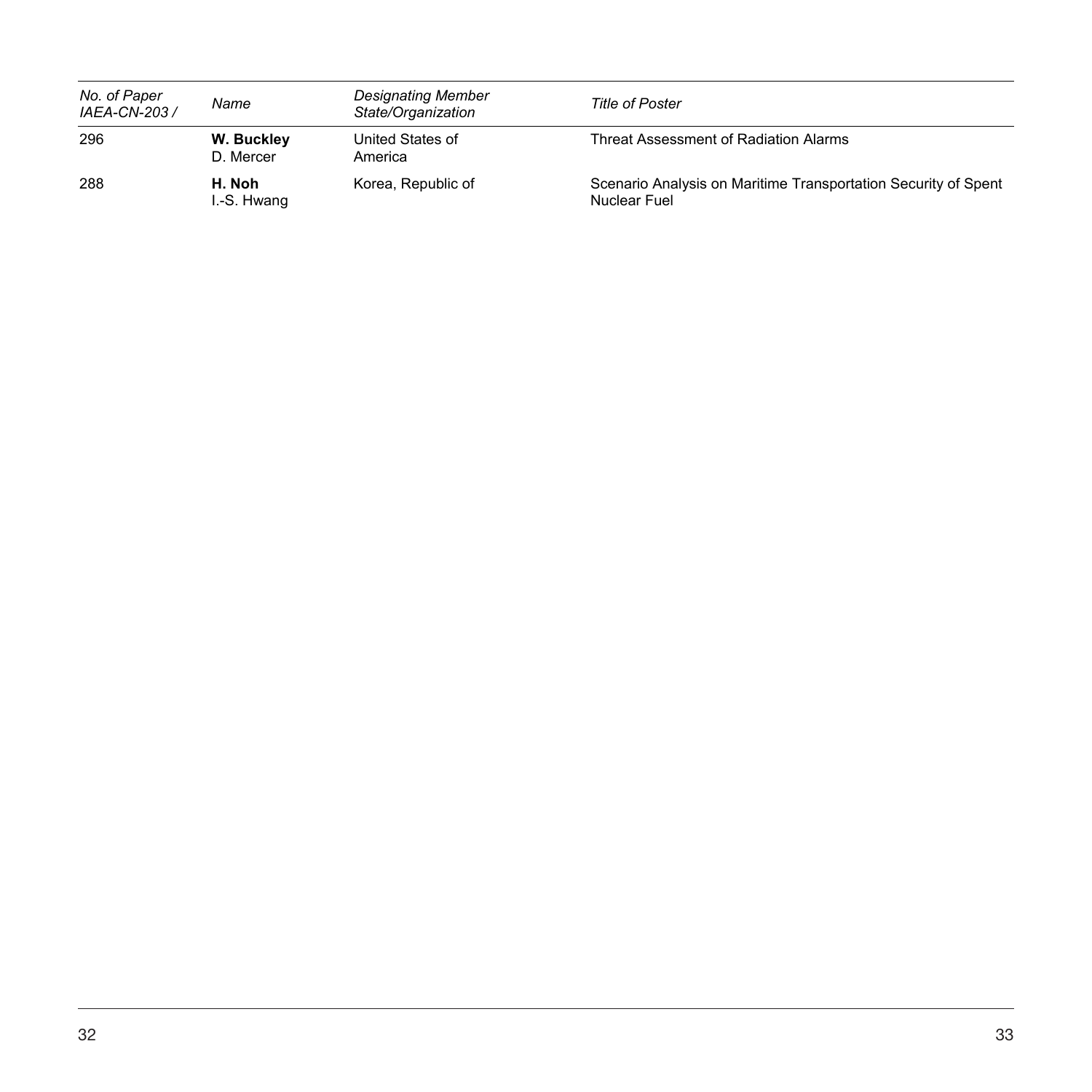| *No. of Paper IAEA-CN-203 /* | *Name* | *Designating Member State/Organization* | *Title of Poster* |
|---|---|---|---|
| 296 | **W. Buckley** D. Mercer | United States of America | Threat Assessment of Radiation Alarms |
| 288 | **H. Noh** I.-S. Hwang | Korea, Republic of | Scenario Analysis on Maritime Transportation Security of Spent Nuclear Fuel |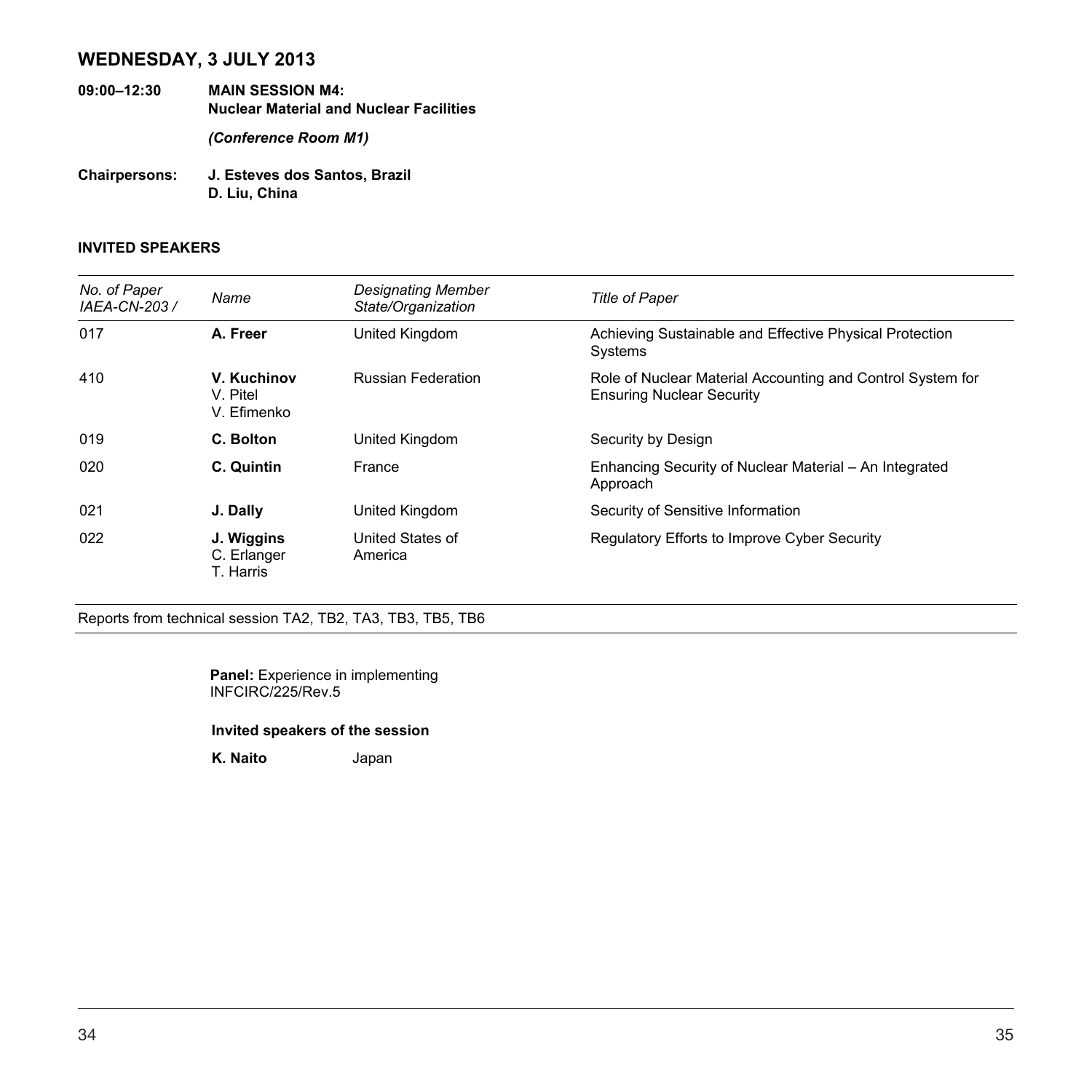## WEDNESDAY, 3 JULY 2013

**09:00–12:30** **MAIN SESSION M4: Nuclear Material and Nuclear Facilities**

***(Conference Room M1)***

**Chairpersons:** **J. Esteves dos Santos, Brazil**
**D. Liu, China**

### INVITED SPEAKERS

| *No. of Paper IAEA-CN-203 /* | *Name* | *Designating Member State/Organization* | *Title of Paper* |
|---|---|---|---|
| 017 | **A. Freer** | United Kingdom | Achieving Sustainable and Effective Physical Protection Systems |
| 410 | **V. Kuchinov** V. Pitel V. Efimenko | Russian Federation | Role of Nuclear Material Accounting and Control System for Ensuring Nuclear Security |
| 019 | **C. Bolton** | United Kingdom | Security by Design |
| 020 | **C. Quintin** | France | Enhancing Security of Nuclear Material – An Integrated Approach |
| 021 | **J. Dally** | United Kingdom | Security of Sensitive Information |
| 022 | **J. Wiggins** C. Erlanger T. Harris | United States of America | Regulatory Efforts to Improve Cyber Security |

Reports from technical session TA2, TB2, TA3, TB3, TB5, TB6

**Panel:** Experience in implementing INFCIRC/225/Rev.5

**Invited speakers of the session**

**K. Naito** Japan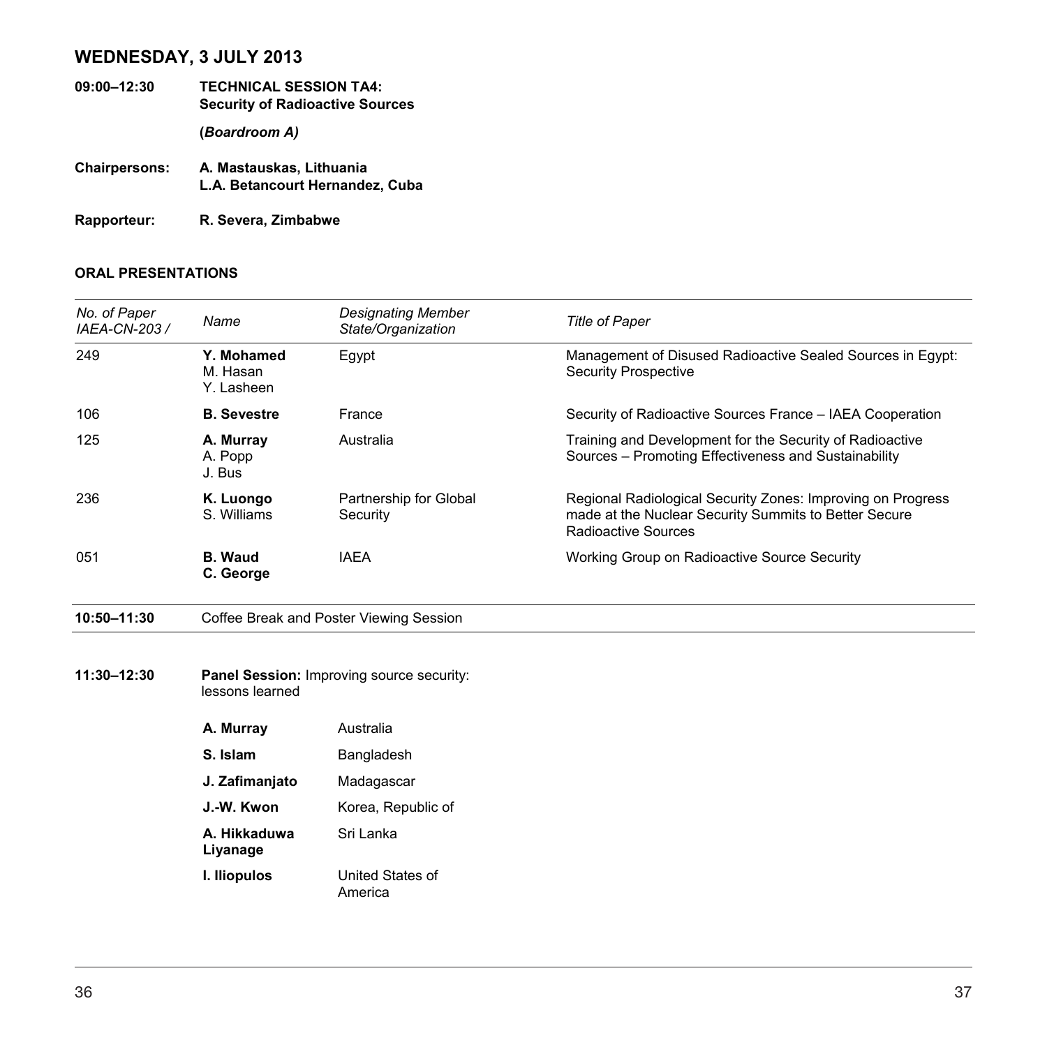## WEDNESDAY, 3 JULY 2013

**09:00–12:30** **TECHNICAL SESSION TA4: Security of Radioactive Sources**

**(*Boardroom A)***

**Chairpersons:** **A. Mastauskas, Lithuania**
**L.A. Betancourt Hernandez, Cuba**

**Rapporteur:** **R. Severa, Zimbabwe**

### ORAL PRESENTATIONS

| *No. of Paper IAEA-CN-203 /* | *Name* | *Designating Member State/Organization* | *Title of Paper* |
|---|---|---|---|
| 249 | **Y. Mohamed** M. Hasan Y. Lasheen | Egypt | Management of Disused Radioactive Sealed Sources in Egypt: Security Prospective |
| 106 | **B. Sevestre** | France | Security of Radioactive Sources France – IAEA Cooperation |
| 125 | **A. Murray** A. Popp J. Bus | Australia | Training and Development for the Security of Radioactive Sources – Promoting Effectiveness and Sustainability |
| 236 | **K. Luongo** S. Williams | Partnership for Global Security | Regional Radiological Security Zones: Improving on Progress made at the Nuclear Security Summits to Better Secure Radioactive Sources |
| 051 | **B. Waud** **C. George** | IAEA | Working Group on Radioactive Source Security |

**10:50–11:30** Coffee Break and Poster Viewing Session

**11:30–12:30** **Panel Session:** Improving source security: lessons learned

| | |
|---|---|
| **A. Murray** | Australia |
| **S. Islam** | Bangladesh |
| **J. Zafimanjato** | Madagascar |
| **J.-W. Kwon** | Korea, Republic of |
| **A. Hikkaduwa Liyanage** | Sri Lanka |
| **I. Iliopulos** | United States of America |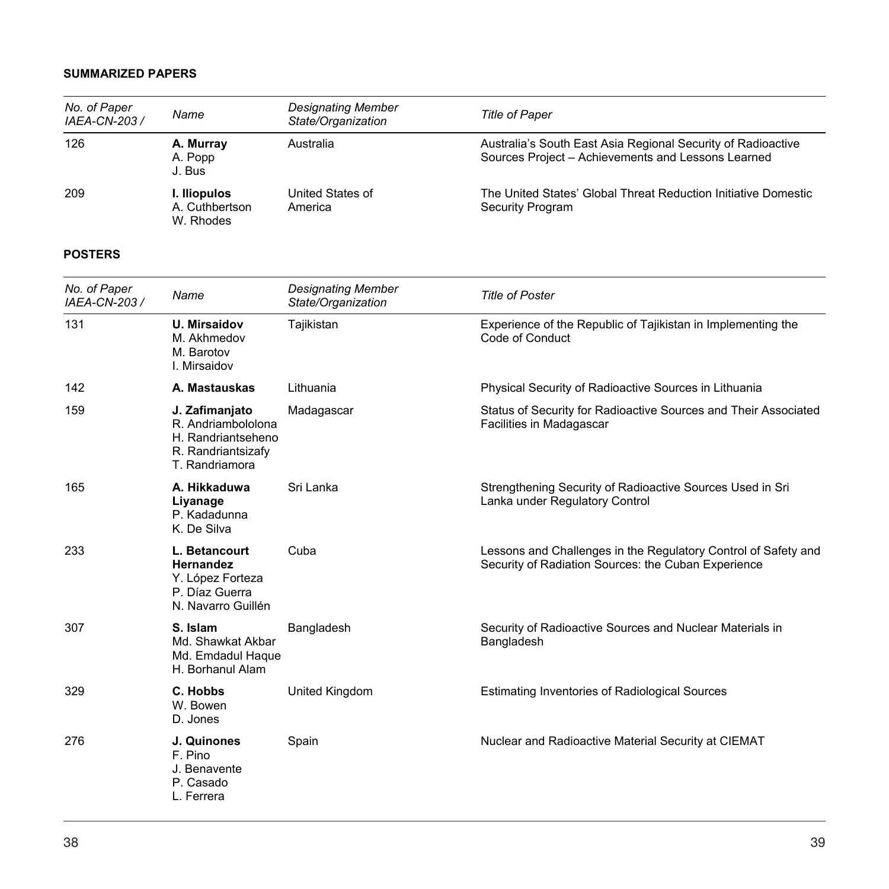**SUMMARIZED PAPERS**

| *No. of Paper IAEA-CN-203 /* | *Name* | *Designating Member State/Organization* | *Title of Paper* |
|---|---|---|---|
| 126 | **A. Murray**<br>A. Popp<br>J. Bus | Australia | Australia's South East Asia Regional Security of Radioactive Sources Project – Achievements and Lessons Learned |
| 209 | **I. Iliopulos**<br>A. Cuthbertson<br>W. Rhodes | United States of America | The United States' Global Threat Reduction Initiative Domestic Security Program |

**POSTERS**

| *No. of Paper IAEA-CN-203 /* | *Name* | *Designating Member State/Organization* | *Title of Poster* |
|---|---|---|---|
| 131 | **U. Mirsaidov**<br>M. Akhmedov<br>M. Barotov<br>I. Mirsaidov | Tajikistan | Experience of the Republic of Tajikistan in Implementing the Code of Conduct |
| 142 | **A. Mastauskas** | Lithuania | Physical Security of Radioactive Sources in Lithuania |
| 159 | **J. Zafimanjato**<br>R. Andriambololona<br>H. Randriantseheno<br>R. Randriantsizafy<br>T. Randriamora | Madagascar | Status of Security for Radioactive Sources and Their Associated Facilities in Madagascar |
| 165 | **A. Hikkaduwa Liyanage**<br>P. Kadadunna<br>K. De Silva | Sri Lanka | Strengthening Security of Radioactive Sources Used in Sri Lanka under Regulatory Control |
| 233 | **L. Betancourt Hernandez**<br>Y. López Forteza<br>P. Díaz Guerra<br>N. Navarro Guillén | Cuba | Lessons and Challenges in the Regulatory Control of Safety and Security of Radiation Sources: the Cuban Experience |
| 307 | **S. Islam**<br>Md. Shawkat Akbar<br>Md. Emdadul Haque<br>H. Borhanul Alam | Bangladesh | Security of Radioactive Sources and Nuclear Materials in Bangladesh |
| 329 | **C. Hobbs**<br>W. Bowen<br>D. Jones | United Kingdom | Estimating Inventories of Radiological Sources |
| 276 | **J. Quinones**<br>F. Pino<br>J. Benavente<br>P. Casado<br>L. Ferrera | Spain | Nuclear and Radioactive Material Security at CIEMAT |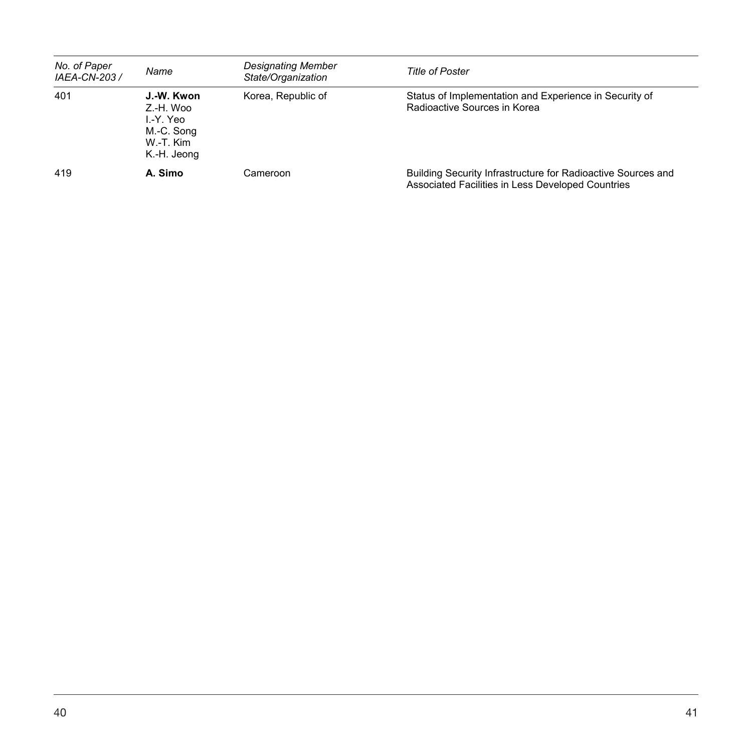| *No. of Paper IAEA-CN-203 /* | *Name* | *Designating Member State/Organization* | *Title of Poster* |
|---|---|---|---|
| 401 | **J.-W. Kwon**<br>Z.-H. Woo<br>I.-Y. Yeo<br>M.-C. Song<br>W.-T. Kim<br>K.-H. Jeong | Korea, Republic of | Status of Implementation and Experience in Security of Radioactive Sources in Korea |
| 419 | **A. Simo** | Cameroon | Building Security Infrastructure for Radioactive Sources and Associated Facilities in Less Developed Countries |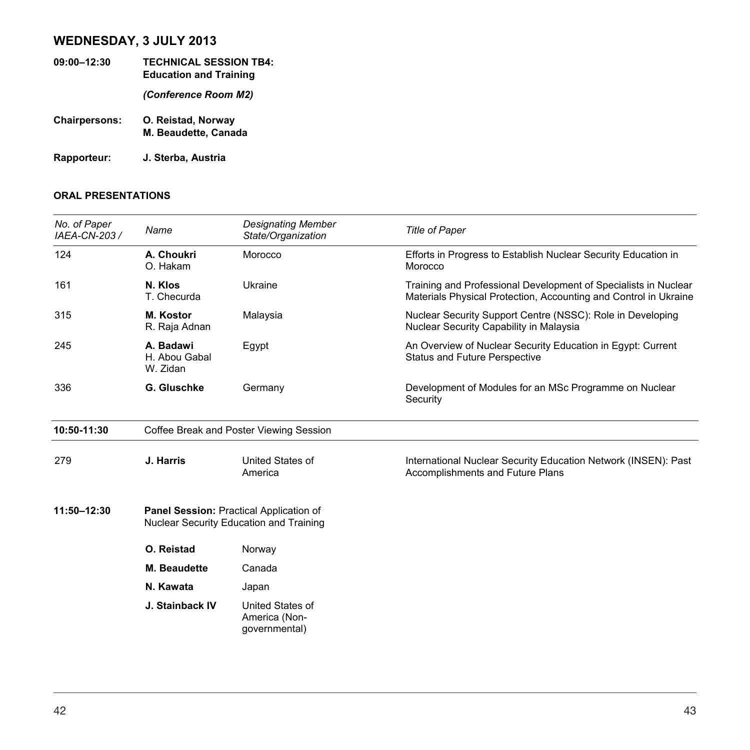## WEDNESDAY, 3 JULY 2013

**09:00–12:30** **TECHNICAL SESSION TB4: Education and Training**

***(Conference Room M2)***

**Chairpersons:** **O. Reistad, Norway**
**M. Beaudette, Canada**

**Rapporteur:** **J. Sterba, Austria**

### ORAL PRESENTATIONS

| *No. of Paper IAEA-CN-203 /* | *Name* | *Designating Member State/Organization* | *Title of Paper* |
|---|---|---|---|
| 124 | **A. Choukri** O. Hakam | Morocco | Efforts in Progress to Establish Nuclear Security Education in Morocco |
| 161 | **N. Klos** T. Checurda | Ukraine | Training and Professional Development of Specialists in Nuclear Materials Physical Protection, Accounting and Control in Ukraine |
| 315 | **M. Kostor** R. Raja Adnan | Malaysia | Nuclear Security Support Centre (NSSC): Role in Developing Nuclear Security Capability in Malaysia |
| 245 | **A. Badawi** H. Abou Gabal W. Zidan | Egypt | An Overview of Nuclear Security Education in Egypt: Current Status and Future Perspective |
| 336 | **G. Gluschke** | Germany | Development of Modules for an MSc Programme on Nuclear Security |
| **10:50-11:30** | Coffee Break and Poster Viewing Session | | |
| 279 | **J. Harris** | United States of America | International Nuclear Security Education Network (INSEN): Past Accomplishments and Future Plans |

**11:50–12:30** **Panel Session:** Practical Application of Nuclear Security Education and Training

| | |
|---|---|
| **O. Reistad** | Norway |
| **M. Beaudette** | Canada |
| **N. Kawata** | Japan |
| **J. Stainback IV** | United States of America (Non-governmental) |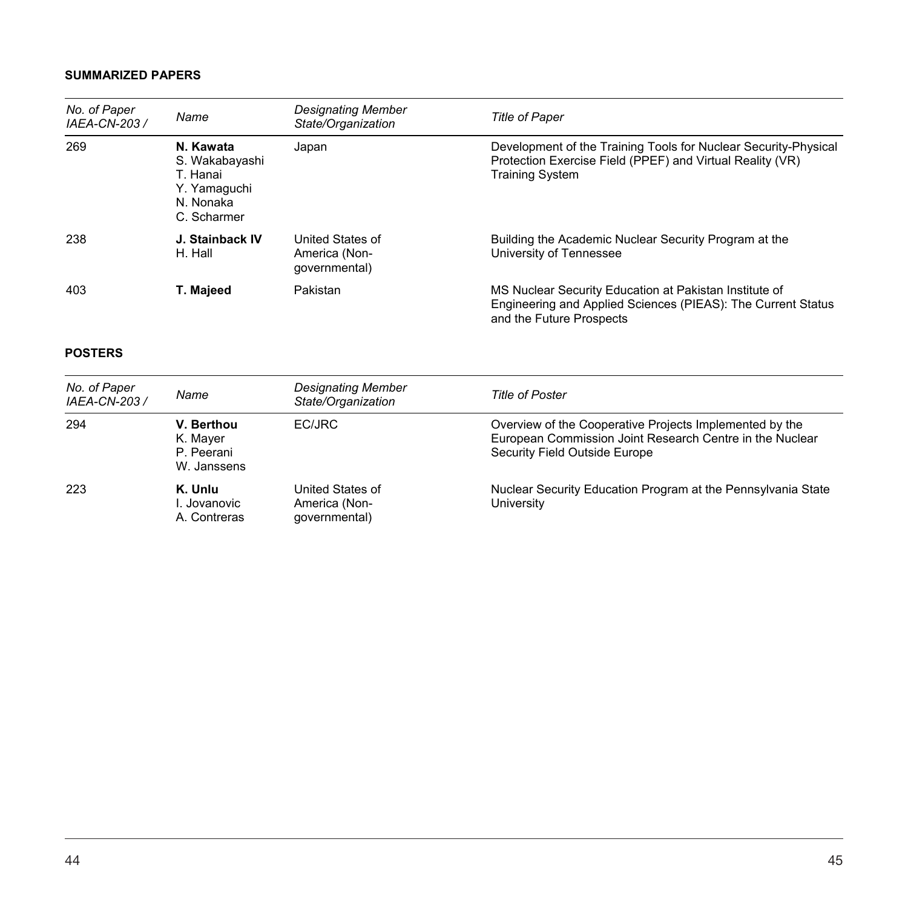**SUMMARIZED PAPERS**

| *No. of Paper IAEA-CN-203 /* | *Name* | *Designating Member State/Organization* | *Title of Paper* |
|---|---|---|---|
| 269 | **N. Kawata**<br>S. Wakabayashi<br>T. Hanai<br>Y. Yamaguchi<br>N. Nonaka<br>C. Scharmer | Japan | Development of the Training Tools for Nuclear Security-Physical Protection Exercise Field (PPEF) and Virtual Reality (VR) Training System |
| 238 | **J. Stainback IV**<br>H. Hall | United States of America (Non-governmental) | Building the Academic Nuclear Security Program at the University of Tennessee |
| 403 | **T. Majeed** | Pakistan | MS Nuclear Security Education at Pakistan Institute of Engineering and Applied Sciences (PIEAS): The Current Status and the Future Prospects |

**POSTERS**

| *No. of Paper IAEA-CN-203 /* | *Name* | *Designating Member State/Organization* | *Title of Poster* |
|---|---|---|---|
| 294 | **V. Berthou**<br>K. Mayer<br>P. Peerani<br>W. Janssens | EC/JRC | Overview of the Cooperative Projects Implemented by the European Commission Joint Research Centre in the Nuclear Security Field Outside Europe |
| 223 | **K. Unlu**<br>I. Jovanovic<br>A. Contreras | United States of America (Non-governmental) | Nuclear Security Education Program at the Pennsylvania State University |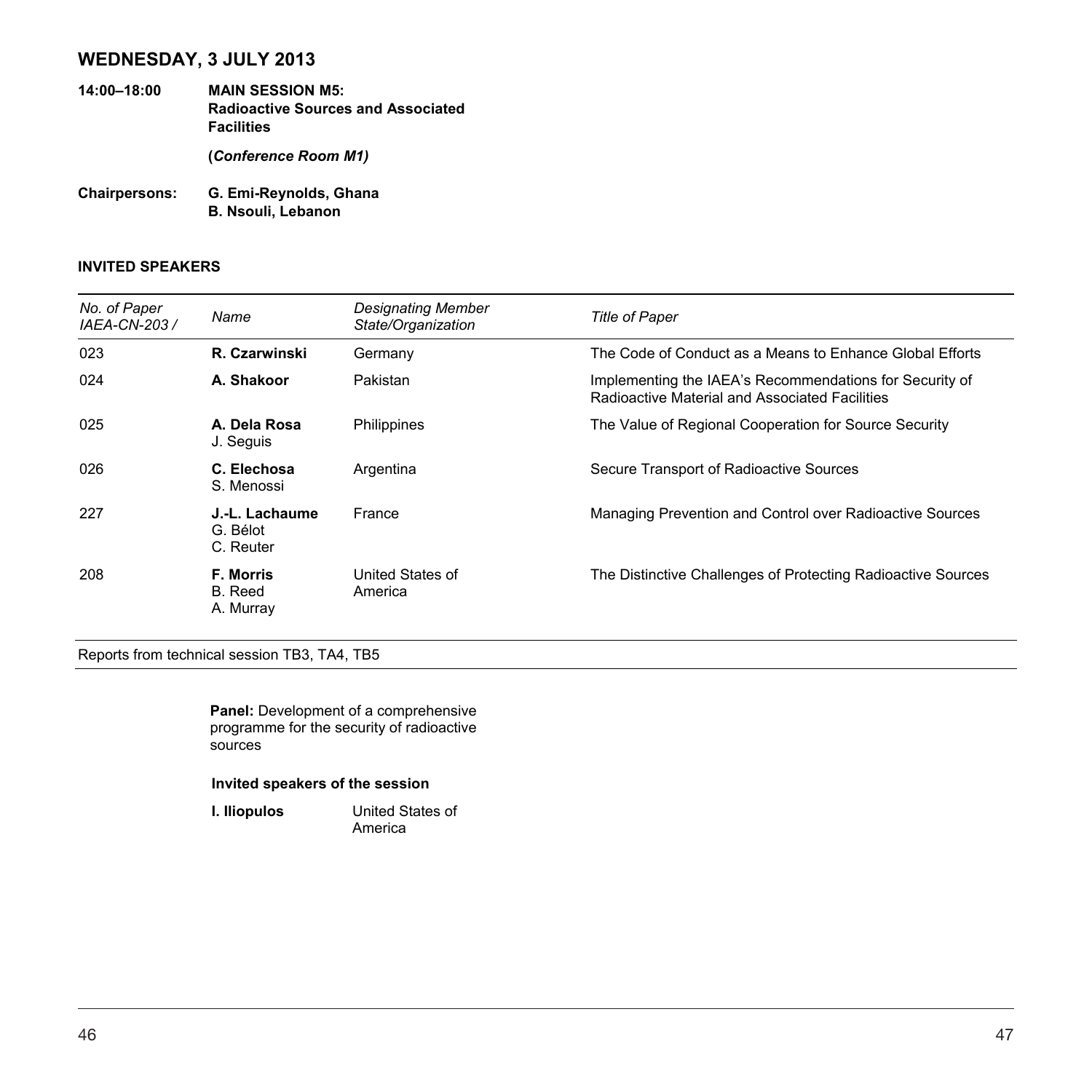## WEDNESDAY, 3 JULY 2013

**14:00–18:00** **MAIN SESSION M5: Radioactive Sources and Associated Facilities**

**(*Conference Room M1)***

**Chairpersons:** **G. Emi-Reynolds, Ghana**
**B. Nsouli, Lebanon**

### INVITED SPEAKERS

| *No. of Paper IAEA-CN-203 /* | *Name* | *Designating Member State/Organization* | *Title of Paper* |
|---|---|---|---|
| 023 | **R. Czarwinski** | Germany | The Code of Conduct as a Means to Enhance Global Efforts |
| 024 | **A. Shakoor** | Pakistan | Implementing the IAEA's Recommendations for Security of Radioactive Material and Associated Facilities |
| 025 | **A. Dela Rosa** J. Seguis | Philippines | The Value of Regional Cooperation for Source Security |
| 026 | **C. Elechosa** S. Menossi | Argentina | Secure Transport of Radioactive Sources |
| 227 | **J.-L. Lachaume** G. Bélot C. Reuter | France | Managing Prevention and Control over Radioactive Sources |
| 208 | **F. Morris** B. Reed A. Murray | United States of America | The Distinctive Challenges of Protecting Radioactive Sources |

Reports from technical session TB3, TA4, TB5

**Panel:** Development of a comprehensive programme for the security of radioactive sources

**Invited speakers of the session**

**I. Iliopulos** United States of America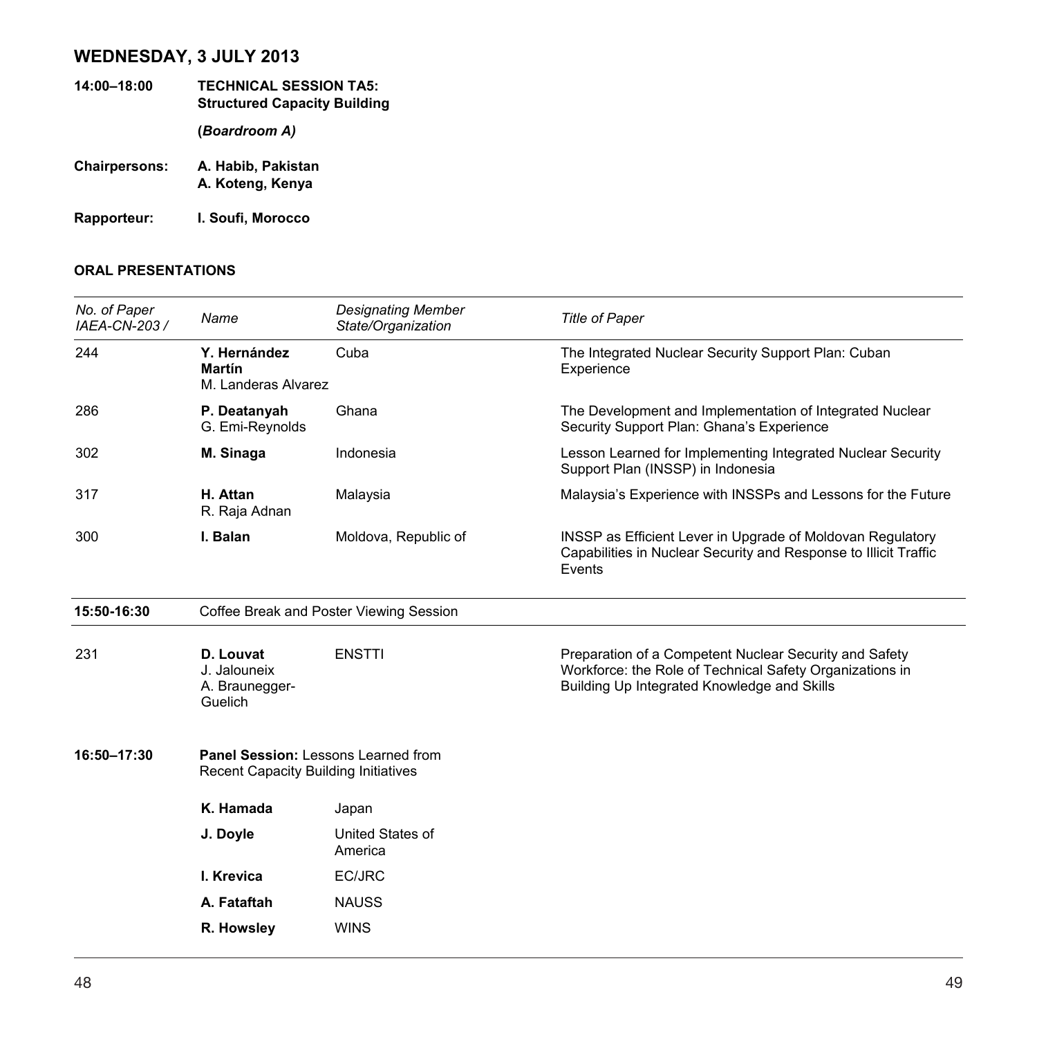## WEDNESDAY, 3 JULY 2013

**14:00–18:00** **TECHNICAL SESSION TA5: Structured Capacity Building**

**(*Boardroom A)***

**Chairpersons:** **A. Habib, Pakistan**
**A. Koteng, Kenya**

**Rapporteur:** **I. Soufi, Morocco**

### ORAL PRESENTATIONS

| *No. of Paper IAEA-CN-203 /* | *Name* | *Designating Member State/Organization* | *Title of Paper* |
|---|---|---|---|
| 244 | **Y. Hernández Martín** M. Landeras Alvarez | Cuba | The Integrated Nuclear Security Support Plan: Cuban Experience |
| 286 | **P. Deatanyah** G. Emi-Reynolds | Ghana | The Development and Implementation of Integrated Nuclear Security Support Plan: Ghana's Experience |
| 302 | **M. Sinaga** | Indonesia | Lesson Learned for Implementing Integrated Nuclear Security Support Plan (INSSP) in Indonesia |
| 317 | **H. Attan** R. Raja Adnan | Malaysia | Malaysia's Experience with INSSPs and Lessons for the Future |
| 300 | **I. Balan** | Moldova, Republic of | INSSP as Efficient Lever in Upgrade of Moldovan Regulatory Capabilities in Nuclear Security and Response to Illicit Traffic Events |
| **15:50-16:30** | Coffee Break and Poster Viewing Session | | |
| 231 | **D. Louvat** J. Jalouneix A. Braunegger-Guelich | ENSTTI | Preparation of a Competent Nuclear Security and Safety Workforce: the Role of Technical Safety Organizations in Building Up Integrated Knowledge and Skills |

**16:50–17:30** **Panel Session:** Lessons Learned from Recent Capacity Building Initiatives

| | |
|---|---|
| **K. Hamada** | Japan |
| **J. Doyle** | United States of America |
| **I. Krevica** | EC/JRC |
| **A. Fataftah** | NAUSS |
| **R. Howsley** | WINS |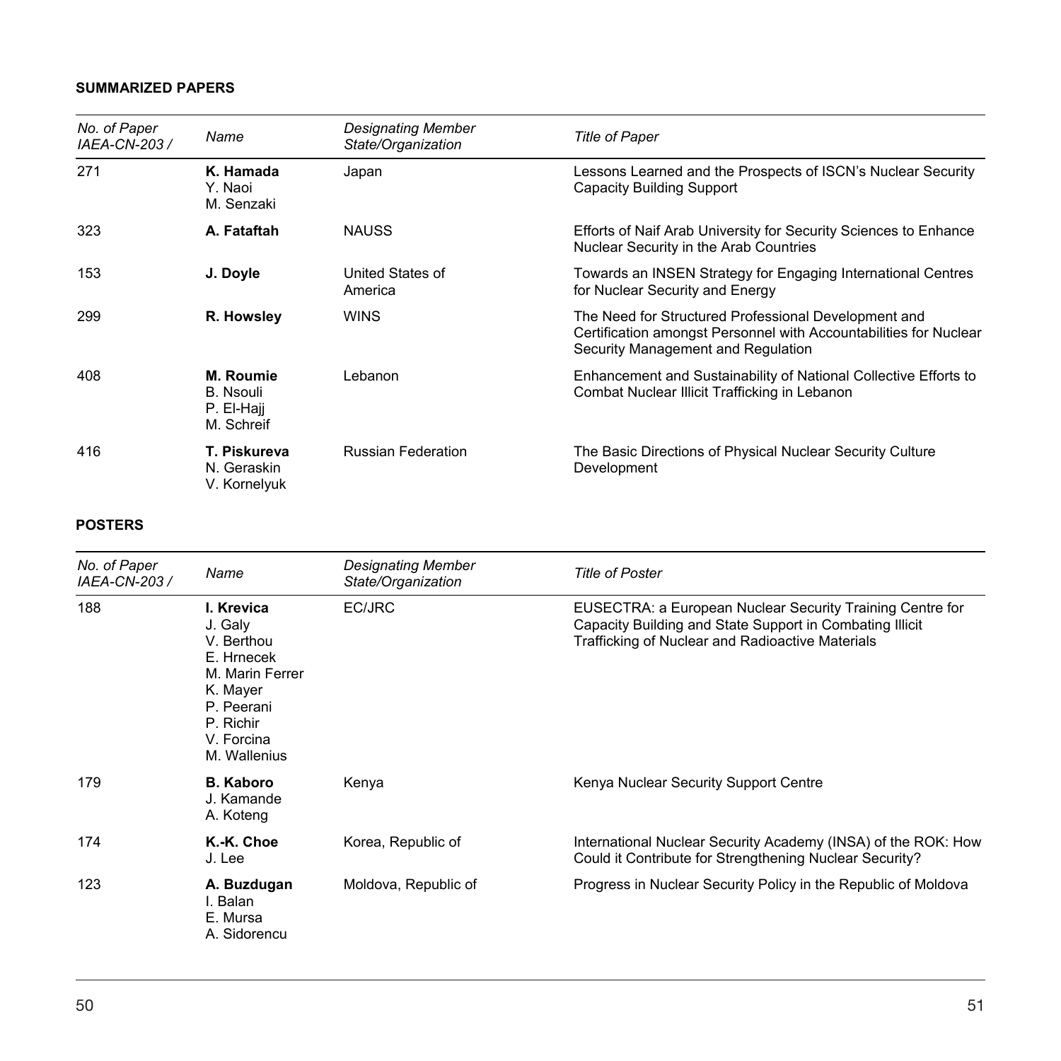**SUMMARIZED PAPERS**

| *No. of Paper IAEA-CN-203 /* | *Name* | *Designating Member State/Organization* | *Title of Paper* |
|---|---|---|---|
| 271 | **K. Hamada** Y. Naoi M. Senzaki | Japan | Lessons Learned and the Prospects of ISCN's Nuclear Security Capacity Building Support |
| 323 | **A. Fataftah** | NAUSS | Efforts of Naif Arab University for Security Sciences to Enhance Nuclear Security in the Arab Countries |
| 153 | **J. Doyle** | United States of America | Towards an INSEN Strategy for Engaging International Centres for Nuclear Security and Energy |
| 299 | **R. Howsley** | WINS | The Need for Structured Professional Development and Certification amongst Personnel with Accountabilities for Nuclear Security Management and Regulation |
| 408 | **M. Roumie** B. Nsouli P. El-Hajj M. Schreif | Lebanon | Enhancement and Sustainability of National Collective Efforts to Combat Nuclear Illicit Trafficking in Lebanon |
| 416 | **T. Piskureva** N. Geraskin V. Kornelyuk | Russian Federation | The Basic Directions of Physical Nuclear Security Culture Development |

**POSTERS**

| *No. of Paper IAEA-CN-203 /* | *Name* | *Designating Member State/Organization* | *Title of Poster* |
|---|---|---|---|
| 188 | **I. Krevica** J. Galy V. Berthou E. Hrnecek M. Marin Ferrer K. Mayer P. Peerani P. Richir V. Forcina M. Wallenius | EC/JRC | EUSECTRA: a European Nuclear Security Training Centre for Capacity Building and State Support in Combating Illicit Trafficking of Nuclear and Radioactive Materials |
| 179 | **B. Kaboro** J. Kamande A. Koteng | Kenya | Kenya Nuclear Security Support Centre |
| 174 | **K.-K. Choe** J. Lee | Korea, Republic of | International Nuclear Security Academy (INSA) of the ROK: How Could it Contribute for Strengthening Nuclear Security? |
| 123 | **A. Buzdugan** I. Balan E. Mursa A. Sidorencu | Moldova, Republic of | Progress in Nuclear Security Policy in the Republic of Moldova |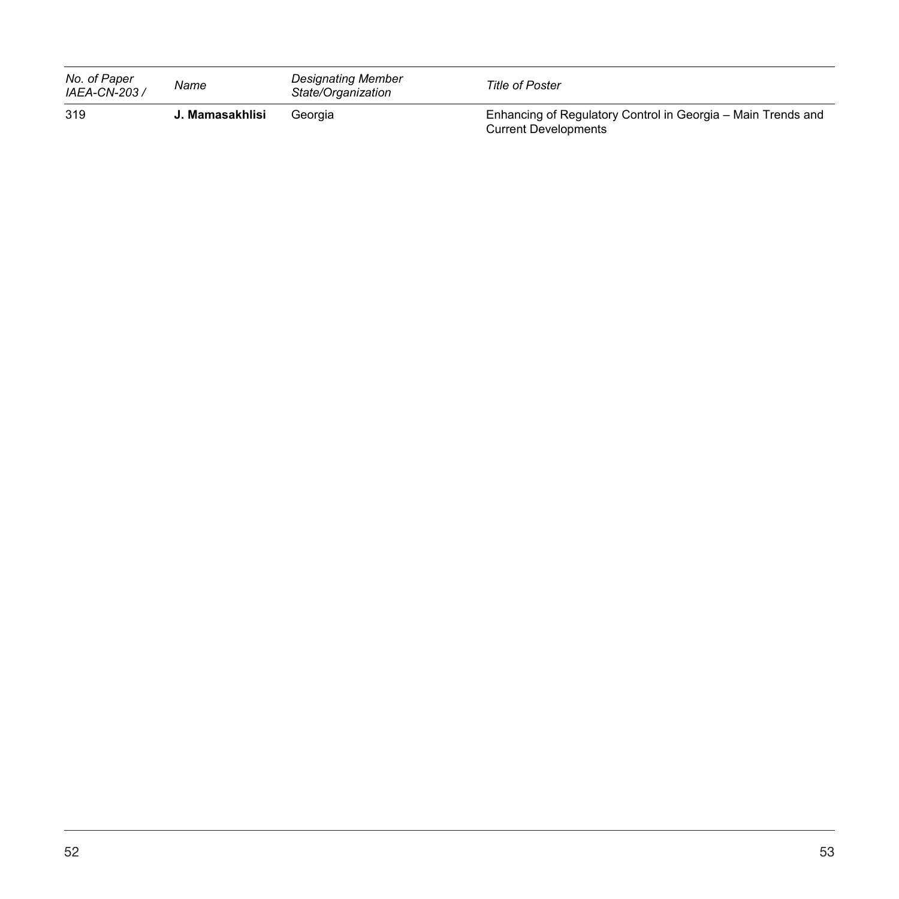| *No. of Paper IAEA-CN-203 /* | *Name* | *Designating Member State/Organization* | *Title of Poster* |
|---|---|---|---|
| 319 | **J. Mamasakhlisi** | Georgia | Enhancing of Regulatory Control in Georgia – Main Trends and Current Developments |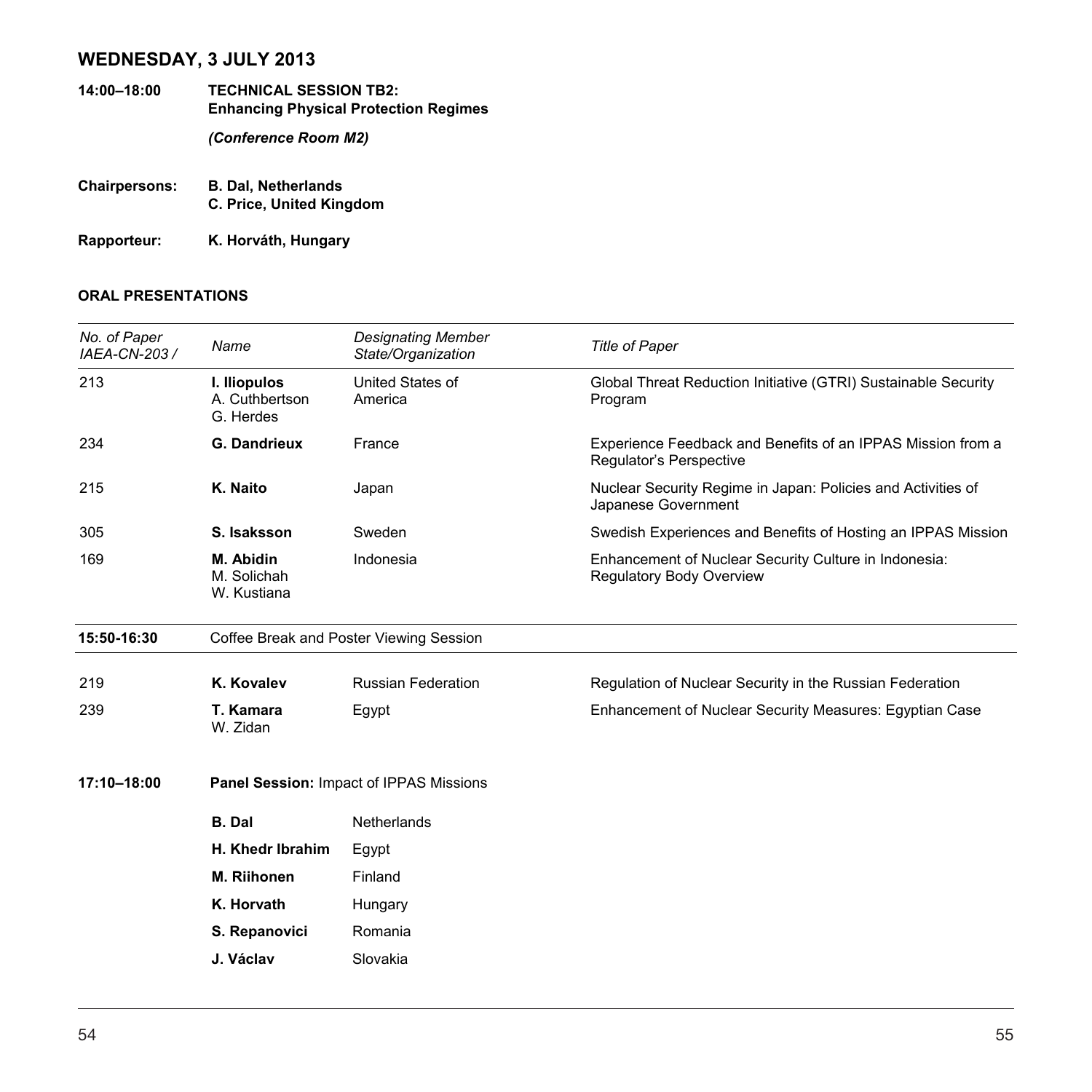## WEDNESDAY, 3 JULY 2013

**14:00–18:00** **TECHNICAL SESSION TB2: Enhancing Physical Protection Regimes**

***(Conference Room M2)***

**Chairpersons:** **B. Dal, Netherlands**
**C. Price, United Kingdom**

**Rapporteur:** **K. Horváth, Hungary**

**ORAL PRESENTATIONS**

| *No. of Paper IAEA-CN-203 /* | *Name* | *Designating Member State/Organization* | *Title of Paper* |
|---|---|---|---|
| 213 | **I. Iliopulos** A. Cuthbertson G. Herdes | United States of America | Global Threat Reduction Initiative (GTRI) Sustainable Security Program |
| 234 | **G. Dandrieux** | France | Experience Feedback and Benefits of an IPPAS Mission from a Regulator's Perspective |
| 215 | **K. Naito** | Japan | Nuclear Security Regime in Japan: Policies and Activities of Japanese Government |
| 305 | **S. Isaksson** | Sweden | Swedish Experiences and Benefits of Hosting an IPPAS Mission |
| 169 | **M. Abidin** M. Solichah W. Kustiana | Indonesia | Enhancement of Nuclear Security Culture in Indonesia: Regulatory Body Overview |
| **15:50-16:30** | Coffee Break and Poster Viewing Session | | |
| 219 | **K. Kovalev** | Russian Federation | Regulation of Nuclear Security in the Russian Federation |
| 239 | **T. Kamara** W. Zidan | Egypt | Enhancement of Nuclear Security Measures: Egyptian Case |

**17:10–18:00** **Panel Session:** Impact of IPPAS Missions

| | |
|---|---|
| **B. Dal** | Netherlands |
| **H. Khedr Ibrahim** | Egypt |
| **M. Riihonen** | Finland |
| **K. Horvath** | Hungary |
| **S. Repanovici** | Romania |
| **J. Václav** | Slovakia |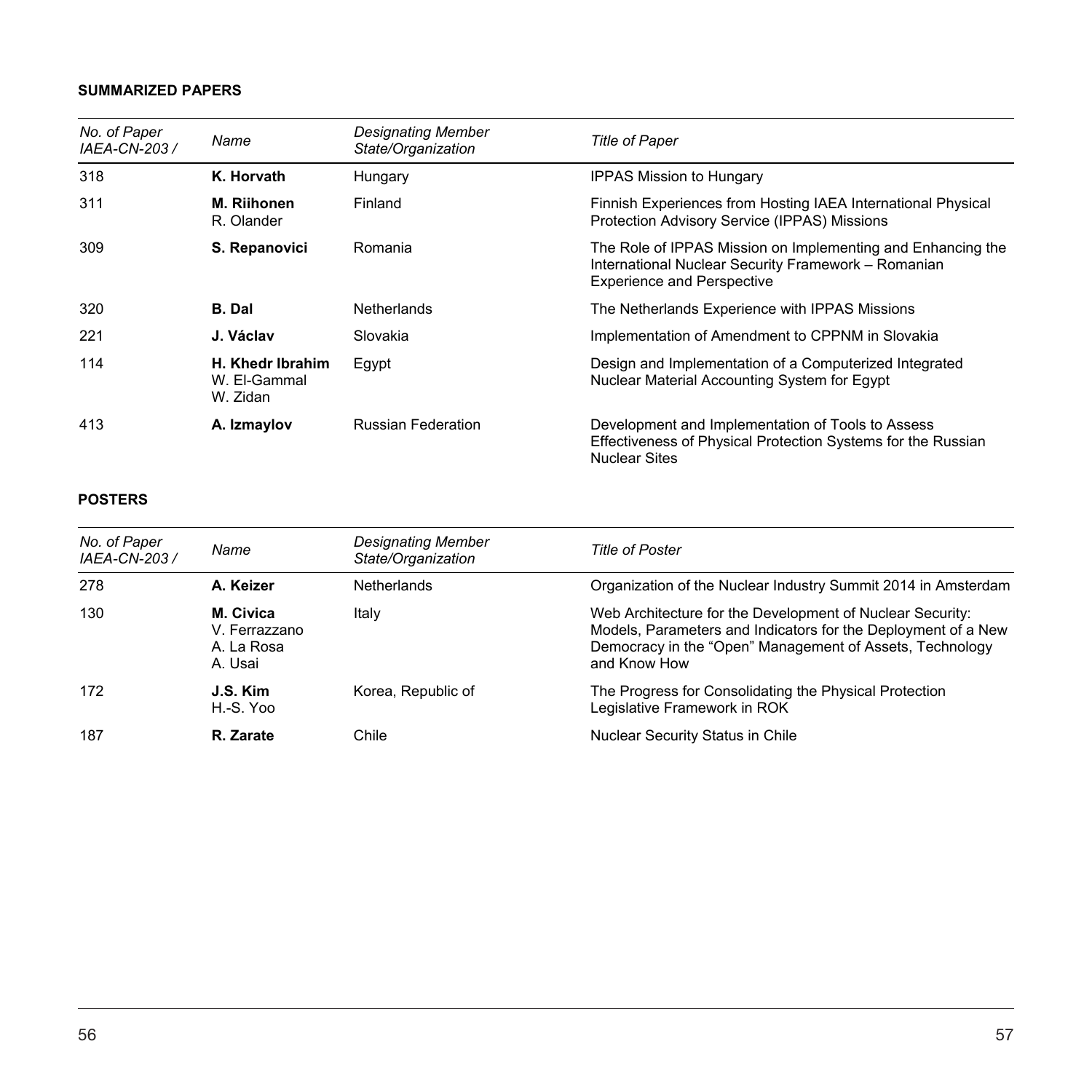**SUMMARIZED PAPERS**

| *No. of Paper IAEA-CN-203 /* | *Name* | *Designating Member State/Organization* | *Title of Paper* |
|---|---|---|---|
| 318 | **K. Horvath** | Hungary | IPPAS Mission to Hungary |
| 311 | **M. Riihonen** R. Olander | Finland | Finnish Experiences from Hosting IAEA International Physical Protection Advisory Service (IPPAS) Missions |
| 309 | **S. Repanovici** | Romania | The Role of IPPAS Mission on Implementing and Enhancing the International Nuclear Security Framework – Romanian Experience and Perspective |
| 320 | **B. Dal** | Netherlands | The Netherlands Experience with IPPAS Missions |
| 221 | **J. Václav** | Slovakia | Implementation of Amendment to CPPNM in Slovakia |
| 114 | **H. Khedr Ibrahim** W. El-Gammal W. Zidan | Egypt | Design and Implementation of a Computerized Integrated Nuclear Material Accounting System for Egypt |
| 413 | **A. Izmaylov** | Russian Federation | Development and Implementation of Tools to Assess Effectiveness of Physical Protection Systems for the Russian Nuclear Sites |

**POSTERS**

| *No. of Paper IAEA-CN-203 /* | *Name* | *Designating Member State/Organization* | *Title of Poster* |
|---|---|---|---|
| 278 | **A. Keizer** | Netherlands | Organization of the Nuclear Industry Summit 2014 in Amsterdam |
| 130 | **M. Civica** V. Ferrazzano A. La Rosa A. Usai | Italy | Web Architecture for the Development of Nuclear Security: Models, Parameters and Indicators for the Deployment of a New Democracy in the "Open" Management of Assets, Technology and Know How |
| 172 | **J.S. Kim** H.-S. Yoo | Korea, Republic of | The Progress for Consolidating the Physical Protection Legislative Framework in ROK |
| 187 | **R. Zarate** | Chile | Nuclear Security Status in Chile |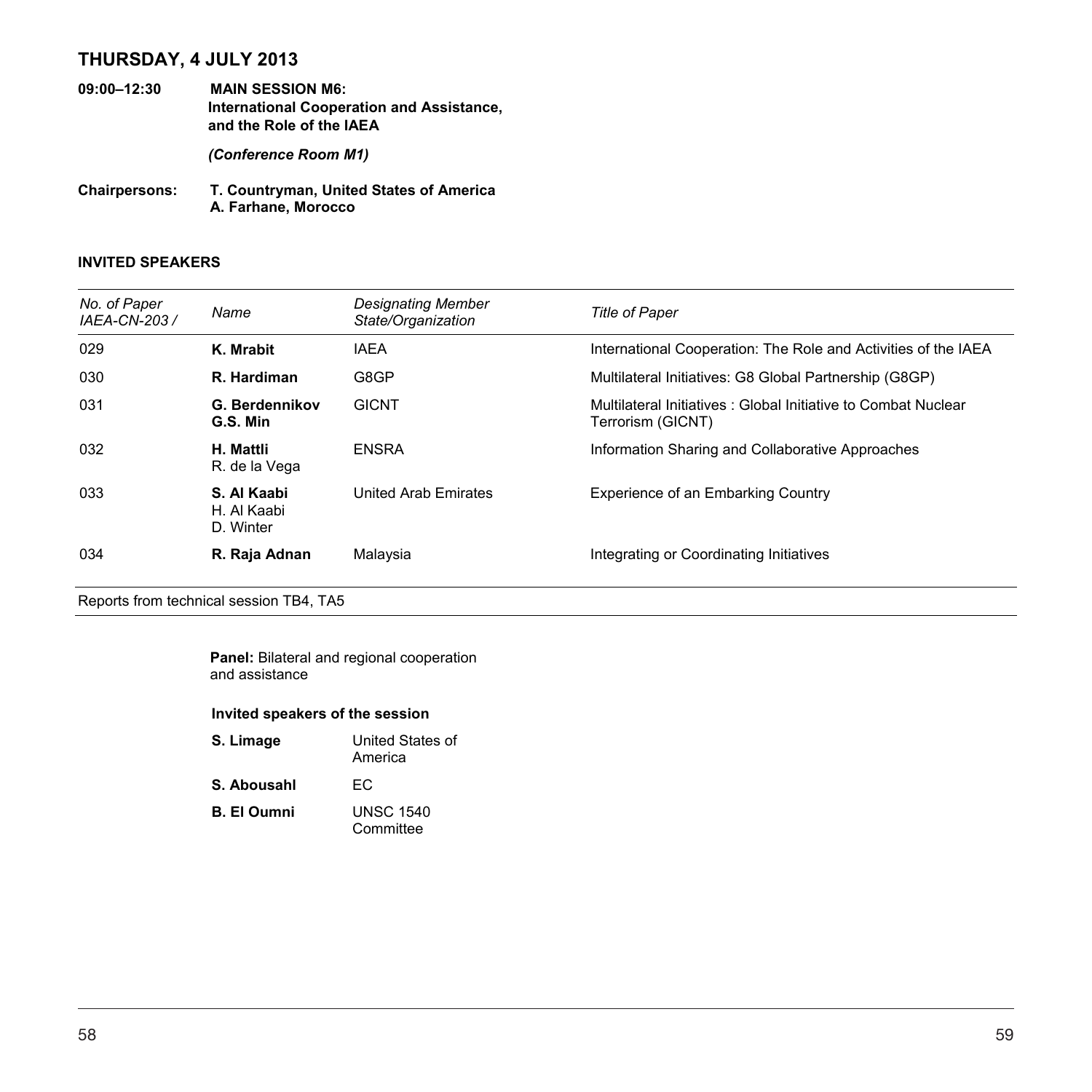## THURSDAY, 4 JULY 2013

**09:00–12:30** **MAIN SESSION M6: International Cooperation and Assistance, and the Role of the IAEA**

***(Conference Room M1)***

**Chairpersons:** **T. Countryman, United States of America**
**A. Farhane, Morocco**

### INVITED SPEAKERS

| *No. of Paper IAEA-CN-203 /* | *Name* | *Designating Member State/Organization* | *Title of Paper* |
|---|---|---|---|
| 029 | **K. Mrabit** | IAEA | International Cooperation: The Role and Activities of the IAEA |
| 030 | **R. Hardiman** | G8GP | Multilateral Initiatives: G8 Global Partnership (G8GP) |
| 031 | **G. Berdennikov** **G.S. Min** | GICNT | Multilateral Initiatives : Global Initiative to Combat Nuclear Terrorism (GICNT) |
| 032 | **H. Mattli** R. de la Vega | ENSRA | Information Sharing and Collaborative Approaches |
| 033 | **S. Al Kaabi** H. Al Kaabi D. Winter | United Arab Emirates | Experience of an Embarking Country |
| 034 | **R. Raja Adnan** | Malaysia | Integrating or Coordinating Initiatives |

Reports from technical session TB4, TA5

**Panel:** Bilateral and regional cooperation and assistance

#### Invited speakers of the session

| | |
|---|---|
| **S. Limage** | United States of America |
| **S. Abousahl** | EC |
| **B. El Oumni** | UNSC 1540 Committee |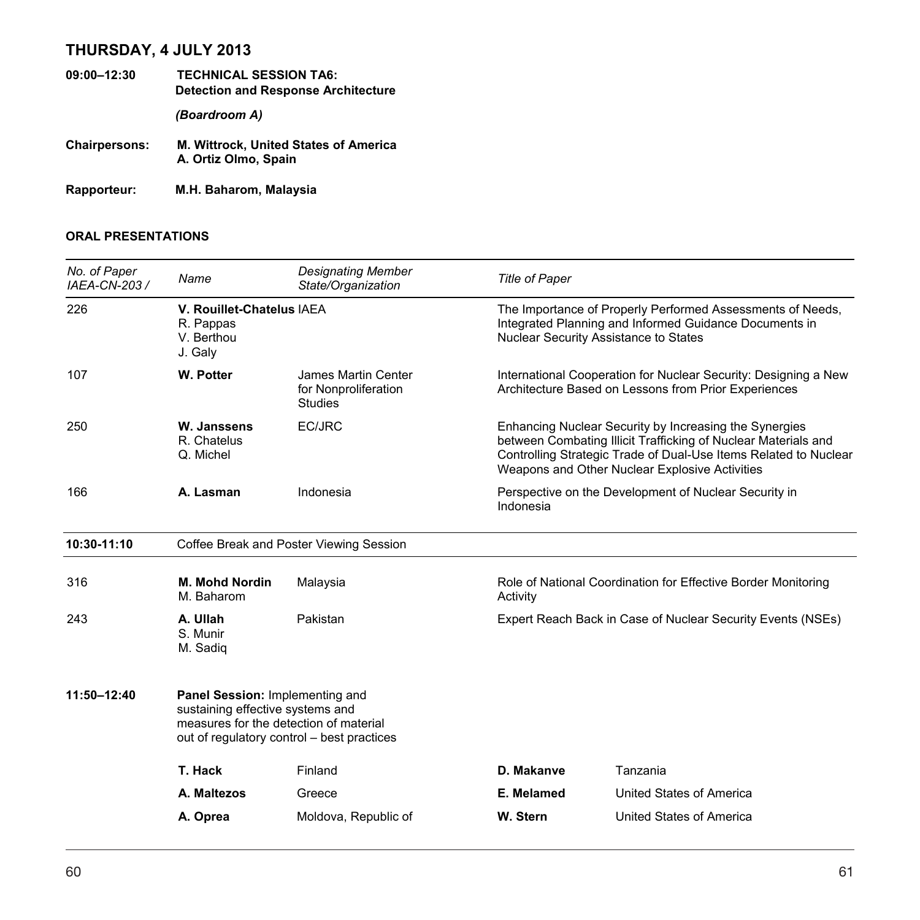## THURSDAY, 4 JULY 2013

**09:00–12:30** **TECHNICAL SESSION TA6: Detection and Response Architecture**

***(Boardroom A)***

**Chairpersons:** **M. Wittrock, United States of America**
**A. Ortiz Olmo, Spain**

**Rapporteur:** **M.H. Baharom, Malaysia**

### ORAL PRESENTATIONS

| *No. of Paper IAEA-CN-203 /* | *Name* | *Designating Member State/Organization* | *Title of Paper* |
|---|---|---|---|
| 226 | **V. Rouillet-Chatelus**<br>R. Pappas<br>V. Berthou<br>J. Galy | IAEA | The Importance of Properly Performed Assessments of Needs, Integrated Planning and Informed Guidance Documents in Nuclear Security Assistance to States |
| 107 | **W. Potter** | James Martin Center for Nonproliferation Studies | International Cooperation for Nuclear Security: Designing a New Architecture Based on Lessons from Prior Experiences |
| 250 | **W. Janssens**<br>R. Chatelus<br>Q. Michel | EC/JRC | Enhancing Nuclear Security by Increasing the Synergies between Combating Illicit Trafficking of Nuclear Materials and Controlling Strategic Trade of Dual-Use Items Related to Nuclear Weapons and Other Nuclear Explosive Activities |
| 166 | **A. Lasman** | Indonesia | Perspective on the Development of Nuclear Security in Indonesia |
| **10:30-11:10** | Coffee Break and Poster Viewing Session | | |
| 316 | **M. Mohd Nordin**<br>M. Baharom | Malaysia | Role of National Coordination for Effective Border Monitoring Activity |
| 243 | **A. Ullah**<br>S. Munir<br>M. Sadiq | Pakistan | Expert Reach Back in Case of Nuclear Security Events (NSEs) |

**11:50–12:40** **Panel Session:** Implementing and sustaining effective systems and measures for the detection of material out of regulatory control – best practices

| | | | |
|---|---|---|---|
| **T. Hack** | Finland | **D. Makanve** | Tanzania |
| **A. Maltezos** | Greece | **E. Melamed** | United States of America |
| **A. Oprea** | Moldova, Republic of | **W. Stern** | United States of America |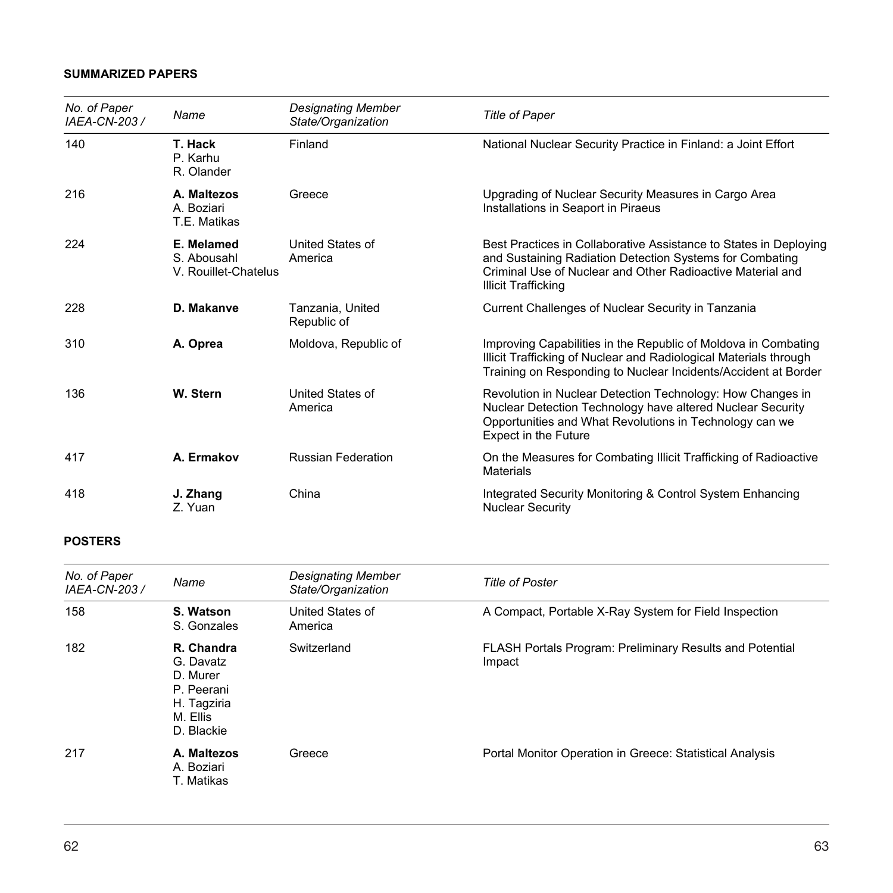## SUMMARIZED PAPERS

| *No. of Paper IAEA-CN-203 /* | *Name* | *Designating Member State/Organization* | *Title of Paper* |
|---|---|---|---|
| 140 | **T. Hack** P. Karhu R. Olander | Finland | National Nuclear Security Practice in Finland: a Joint Effort |
| 216 | **A. Maltezos** A. Boziari T.E. Matikas | Greece | Upgrading of Nuclear Security Measures in Cargo Area Installations in Seaport in Piraeus |
| 224 | **E. Melamed** S. Abousahl V. Rouillet-Chatelus | United States of America | Best Practices in Collaborative Assistance to States in Deploying and Sustaining Radiation Detection Systems for Combating Criminal Use of Nuclear and Other Radioactive Material and Illicit Trafficking |
| 228 | **D. Makanve** | Tanzania, United Republic of | Current Challenges of Nuclear Security in Tanzania |
| 310 | **A. Oprea** | Moldova, Republic of | Improving Capabilities in the Republic of Moldova in Combating Illicit Trafficking of Nuclear and Radiological Materials through Training on Responding to Nuclear Incidents/Accident at Border |
| 136 | **W. Stern** | United States of America | Revolution in Nuclear Detection Technology: How Changes in Nuclear Detection Technology have altered Nuclear Security Opportunities and What Revolutions in Technology can we Expect in the Future |
| 417 | **A. Ermakov** | Russian Federation | On the Measures for Combating Illicit Trafficking of Radioactive Materials |
| 418 | **J. Zhang** Z. Yuan | China | Integrated Security Monitoring & Control System Enhancing Nuclear Security |

## POSTERS

| *No. of Paper IAEA-CN-203 /* | *Name* | *Designating Member State/Organization* | *Title of Poster* |
|---|---|---|---|
| 158 | **S. Watson** S. Gonzales | United States of America | A Compact, Portable X-Ray System for Field Inspection |
| 182 | **R. Chandra** G. Davatz D. Murer P. Peerani H. Tagziria M. Ellis D. Blackie | Switzerland | FLASH Portals Program: Preliminary Results and Potential Impact |
| 217 | **A. Maltezos** A. Boziari T. Matikas | Greece | Portal Monitor Operation in Greece: Statistical Analysis |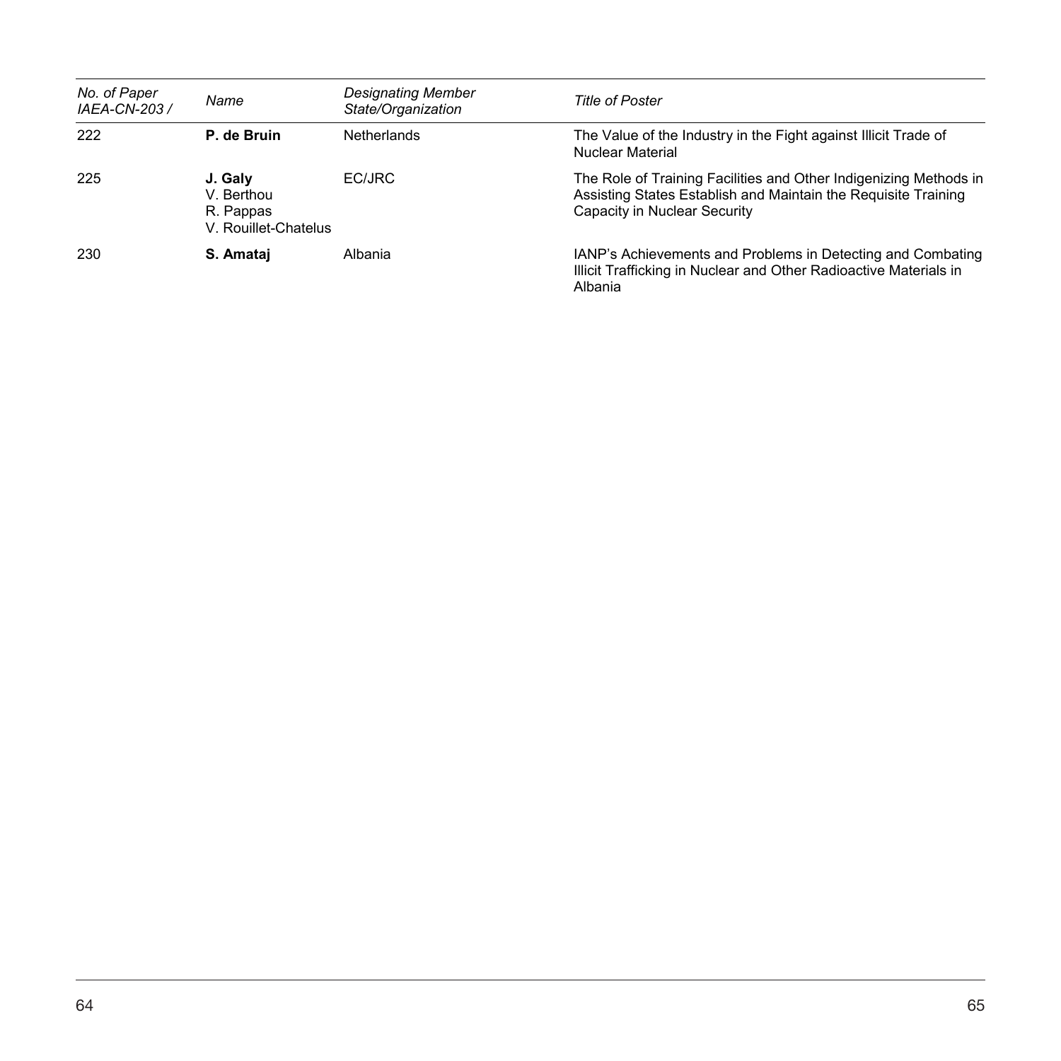| *No. of Paper IAEA-CN-203 /* | *Name* | *Designating Member State/Organization* | *Title of Poster* |
|---|---|---|---|
| 222 | **P. de Bruin** | Netherlands | The Value of the Industry in the Fight against Illicit Trade of Nuclear Material |
| 225 | **J. Galy**<br>V. Berthou<br>R. Pappas<br>V. Rouillet-Chatelus | EC/JRC | The Role of Training Facilities and Other Indigenizing Methods in Assisting States Establish and Maintain the Requisite Training Capacity in Nuclear Security |
| 230 | **S. Amataj** | Albania | IANP's Achievements and Problems in Detecting and Combating Illicit Trafficking in Nuclear and Other Radioactive Materials in Albania |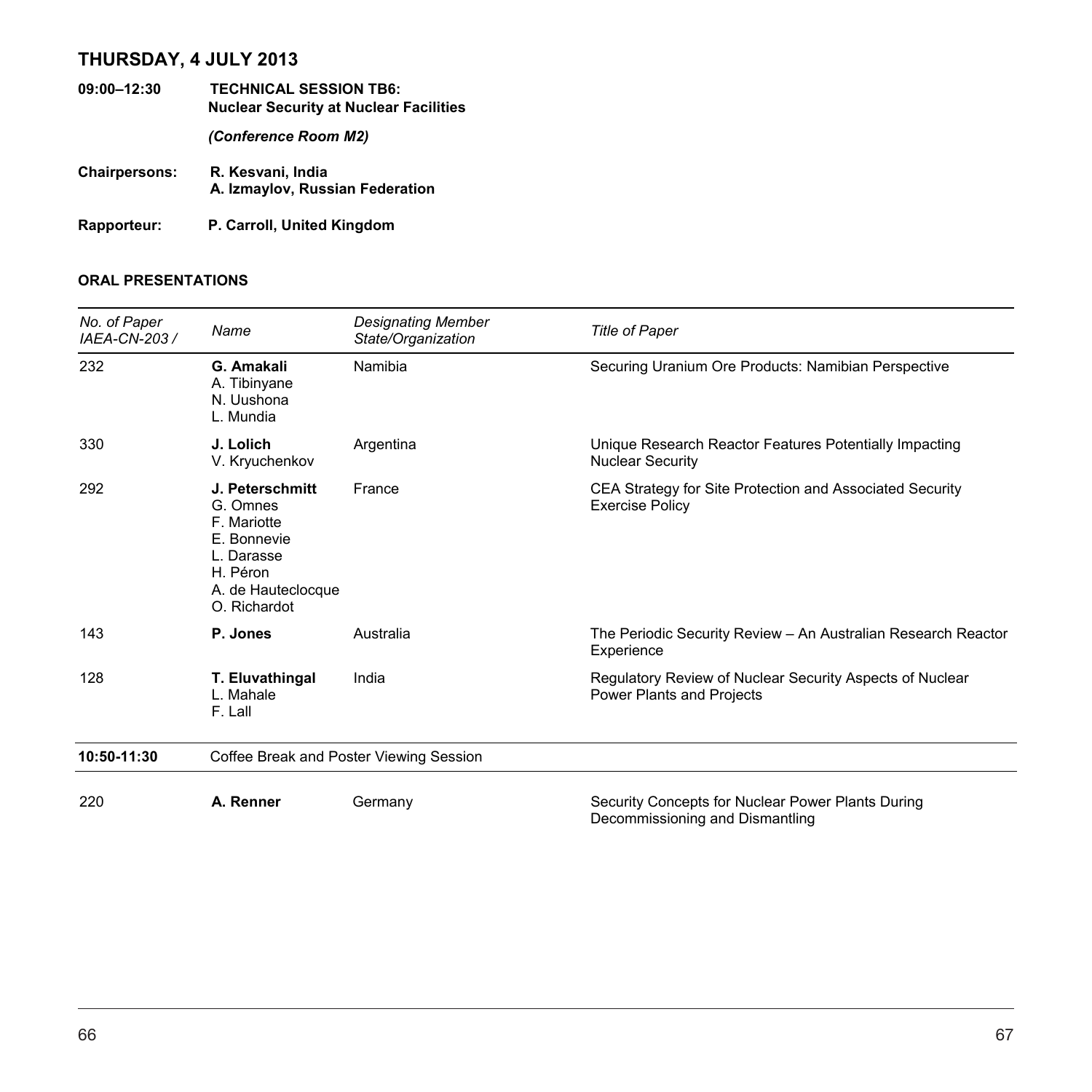## THURSDAY, 4 JULY 2013

**09:00–12:30** **TECHNICAL SESSION TB6: Nuclear Security at Nuclear Facilities**

***(Conference Room M2)***

**Chairpersons:** **R. Kesvani, India**
**A. Izmaylov, Russian Federation**

**Rapporteur:** **P. Carroll, United Kingdom**

### ORAL PRESENTATIONS

| *No. of Paper IAEA-CN-203 /* | *Name* | *Designating Member State/Organization* | *Title of Paper* |
|---|---|---|---|
| 232 | **G. Amakali**<br>A. Tibinyane<br>N. Uushona<br>L. Mundia | Namibia | Securing Uranium Ore Products: Namibian Perspective |
| 330 | **J. Lolich**<br>V. Kryuchenkov | Argentina | Unique Research Reactor Features Potentially Impacting Nuclear Security |
| 292 | **J. Peterschmitt**<br>G. Omnes<br>F. Mariotte<br>E. Bonnevie<br>L. Darasse<br>H. Péron<br>A. de Hauteclocque<br>O. Richardot | France | CEA Strategy for Site Protection and Associated Security Exercise Policy |
| 143 | **P. Jones** | Australia | The Periodic Security Review – An Australian Research Reactor Experience |
| 128 | **T. Eluvathingal**<br>L. Mahale<br>F. Lall | India | Regulatory Review of Nuclear Security Aspects of Nuclear Power Plants and Projects |
| **10:50-11:30** | Coffee Break and Poster Viewing Session | | |
| 220 | **A. Renner** | Germany | Security Concepts for Nuclear Power Plants During Decommissioning and Dismantling |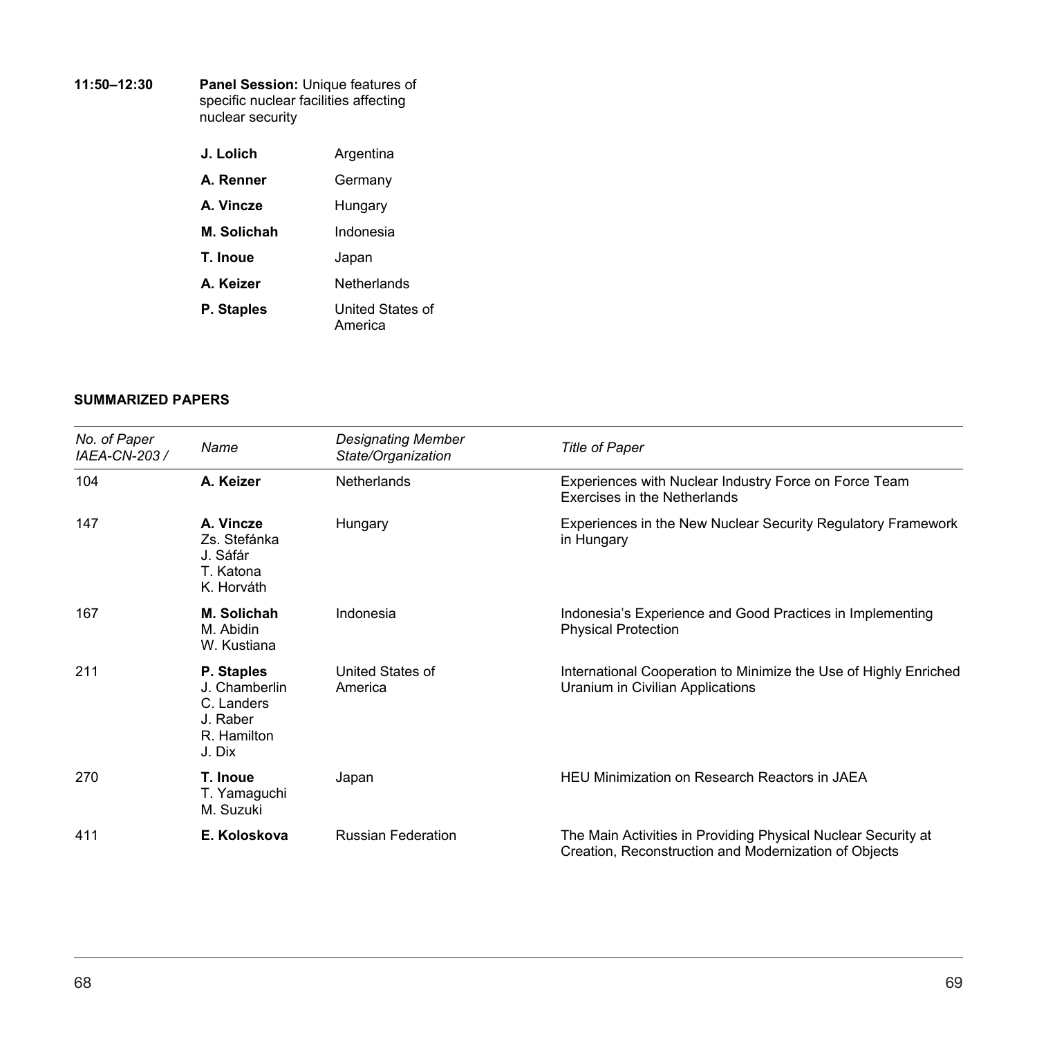**11:50–12:30** **Panel Session:** Unique features of specific nuclear facilities affecting nuclear security

| | |
|---|---|
| **J. Lolich** | Argentina |
| **A. Renner** | Germany |
| **A. Vincze** | Hungary |
| **M. Solichah** | Indonesia |
| **T. Inoue** | Japan |
| **A. Keizer** | Netherlands |
| **P. Staples** | United States of America |

**SUMMARIZED PAPERS**

| *No. of Paper IAEA-CN-203 /* | *Name* | *Designating Member State/Organization* | *Title of Paper* |
|---|---|---|---|
| 104 | **A. Keizer** | Netherlands | Experiences with Nuclear Industry Force on Force Team Exercises in the Netherlands |
| 147 | **A. Vincze**<br>Zs. Stefánka<br>J. Sáfár<br>T. Katona<br>K. Horváth | Hungary | Experiences in the New Nuclear Security Regulatory Framework in Hungary |
| 167 | **M. Solichah**<br>M. Abidin<br>W. Kustiana | Indonesia | Indonesia's Experience and Good Practices in Implementing Physical Protection |
| 211 | **P. Staples**<br>J. Chamberlin<br>C. Landers<br>J. Raber<br>R. Hamilton<br>J. Dix | United States of America | International Cooperation to Minimize the Use of Highly Enriched Uranium in Civilian Applications |
| 270 | **T. Inoue**<br>T. Yamaguchi<br>M. Suzuki | Japan | HEU Minimization on Research Reactors in JAEA |
| 411 | **E. Koloskova** | Russian Federation | The Main Activities in Providing Physical Nuclear Security at Creation, Reconstruction and Modernization of Objects |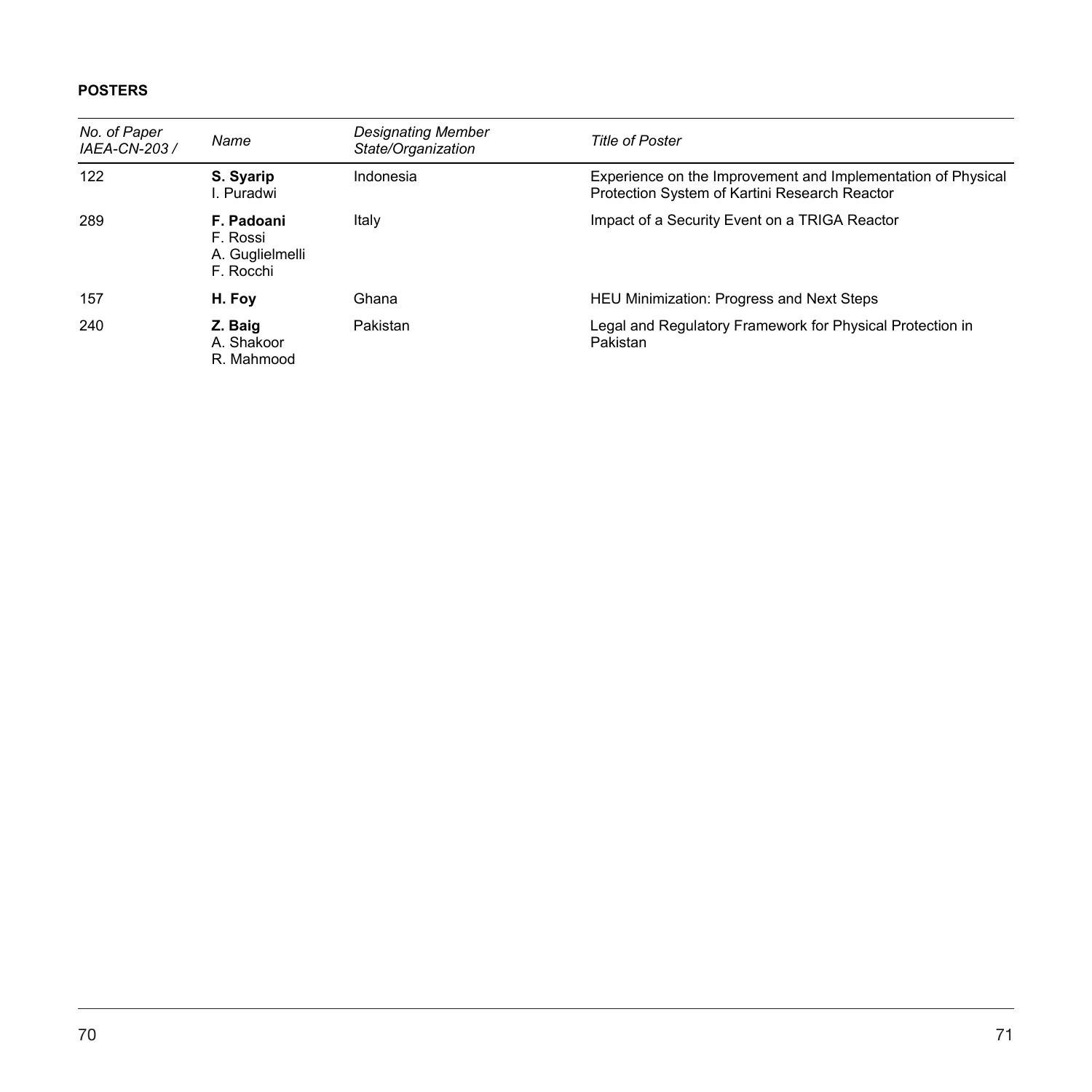**POSTERS**

| *No. of Paper IAEA-CN-203 /* | *Name* | *Designating Member State/Organization* | *Title of Poster* |
|---|---|---|---|
| 122 | **S. Syarip**<br>I. Puradwi | Indonesia | Experience on the Improvement and Implementation of Physical Protection System of Kartini Research Reactor |
| 289 | **F. Padoani**<br>F. Rossi<br>A. Guglielmelli<br>F. Rocchi | Italy | Impact of a Security Event on a TRIGA Reactor |
| 157 | **H. Foy** | Ghana | HEU Minimization: Progress and Next Steps |
| 240 | **Z. Baig**<br>A. Shakoor<br>R. Mahmood | Pakistan | Legal and Regulatory Framework for Physical Protection in Pakistan |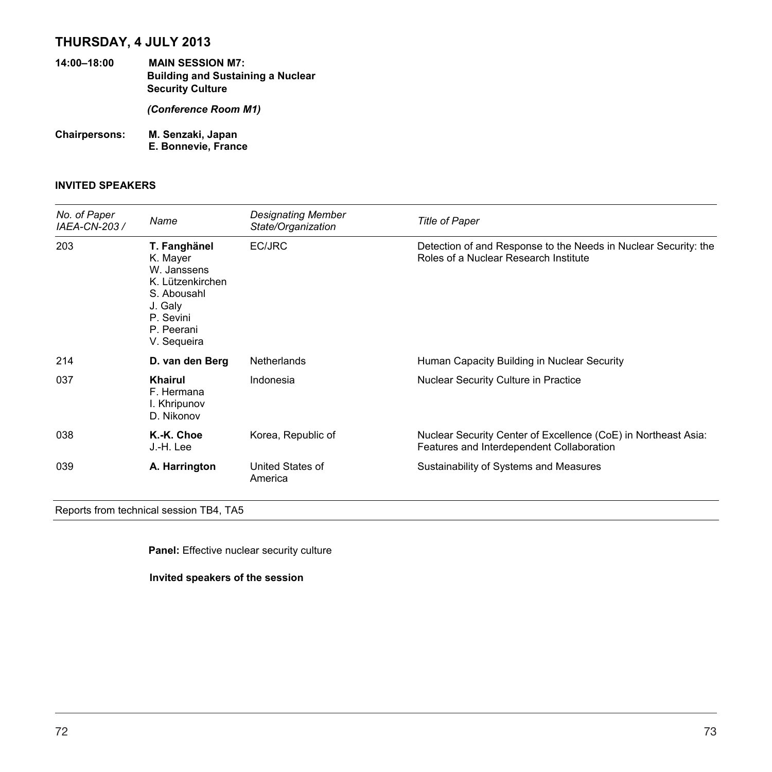## THURSDAY, 4 JULY 2013

**14:00–18:00** **MAIN SESSION M7: Building and Sustaining a Nuclear Security Culture**

***(Conference Room M1)***

**Chairpersons:** **M. Senzaki, Japan**
**E. Bonnevie, France**

### INVITED SPEAKERS

| *No. of Paper IAEA-CN-203 /* | *Name* | *Designating Member State/Organization* | *Title of Paper* |
|---|---|---|---|
| 203 | **T. Fanghänel**<br>K. Mayer<br>W. Janssens<br>K. Lützenkirchen<br>S. Abousahl<br>J. Galy<br>P. Sevini<br>P. Peerani<br>V. Sequeira | EC/JRC | Detection of and Response to the Needs in Nuclear Security: the Roles of a Nuclear Research Institute |
| 214 | **D. van den Berg** | Netherlands | Human Capacity Building in Nuclear Security |
| 037 | **Khairul**<br>F. Hermana<br>I. Khripunov<br>D. Nikonov | Indonesia | Nuclear Security Culture in Practice |
| 038 | **K.-K. Choe**<br>J.-H. Lee | Korea, Republic of | Nuclear Security Center of Excellence (CoE) in Northeast Asia: Features and Interdependent Collaboration |
| 039 | **A. Harrington** | United States of America | Sustainability of Systems and Measures |

Reports from technical session TB4, TA5

**Panel:** Effective nuclear security culture

**Invited speakers of the session**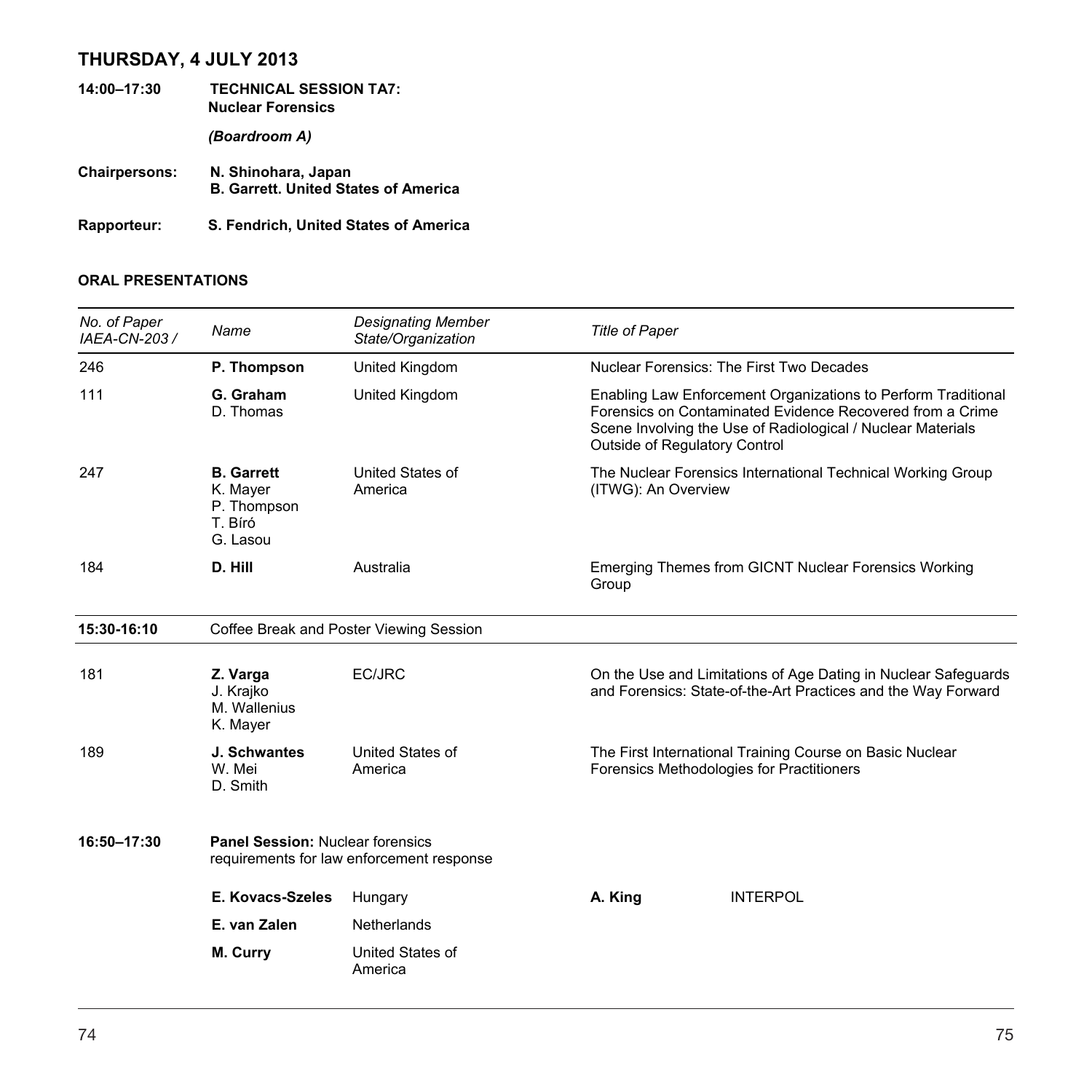## THURSDAY, 4 JULY 2013

**14:00–17:30** **TECHNICAL SESSION TA7: Nuclear Forensics**

***(Boardroom A)***

**Chairpersons:** **N. Shinohara, Japan**
**B. Garrett. United States of America**

**Rapporteur:** **S. Fendrich, United States of America**

### ORAL PRESENTATIONS

| *No. of Paper IAEA-CN-203 /* | *Name* | *Designating Member State/Organization* | *Title of Paper* |
|---|---|---|---|
| 246 | **P. Thompson** | United Kingdom | Nuclear Forensics: The First Two Decades |
| 111 | **G. Graham** D. Thomas | United Kingdom | Enabling Law Enforcement Organizations to Perform Traditional Forensics on Contaminated Evidence Recovered from a Crime Scene Involving the Use of Radiological / Nuclear Materials Outside of Regulatory Control |
| 247 | **B. Garrett** K. Mayer P. Thompson T. Bíró G. Lasou | United States of America | The Nuclear Forensics International Technical Working Group (ITWG): An Overview |
| 184 | **D. Hill** | Australia | Emerging Themes from GICNT Nuclear Forensics Working Group |
| **15:30-16:10** | Coffee Break and Poster Viewing Session | | |
| 181 | **Z. Varga** J. Krajko M. Wallenius K. Mayer | EC/JRC | On the Use and Limitations of Age Dating in Nuclear Safeguards and Forensics: State-of-the-Art Practices and the Way Forward |
| 189 | **J. Schwantes** W. Mei D. Smith | United States of America | The First International Training Course on Basic Nuclear Forensics Methodologies for Practitioners |

**16:50–17:30** **Panel Session:** Nuclear forensics requirements for law enforcement response

| | | | |
|---|---|---|---|
| **E. Kovacs-Szeles** | Hungary | **A. King** | INTERPOL |
| **E. van Zalen** | Netherlands | | |
| **M. Curry** | United States of America | | |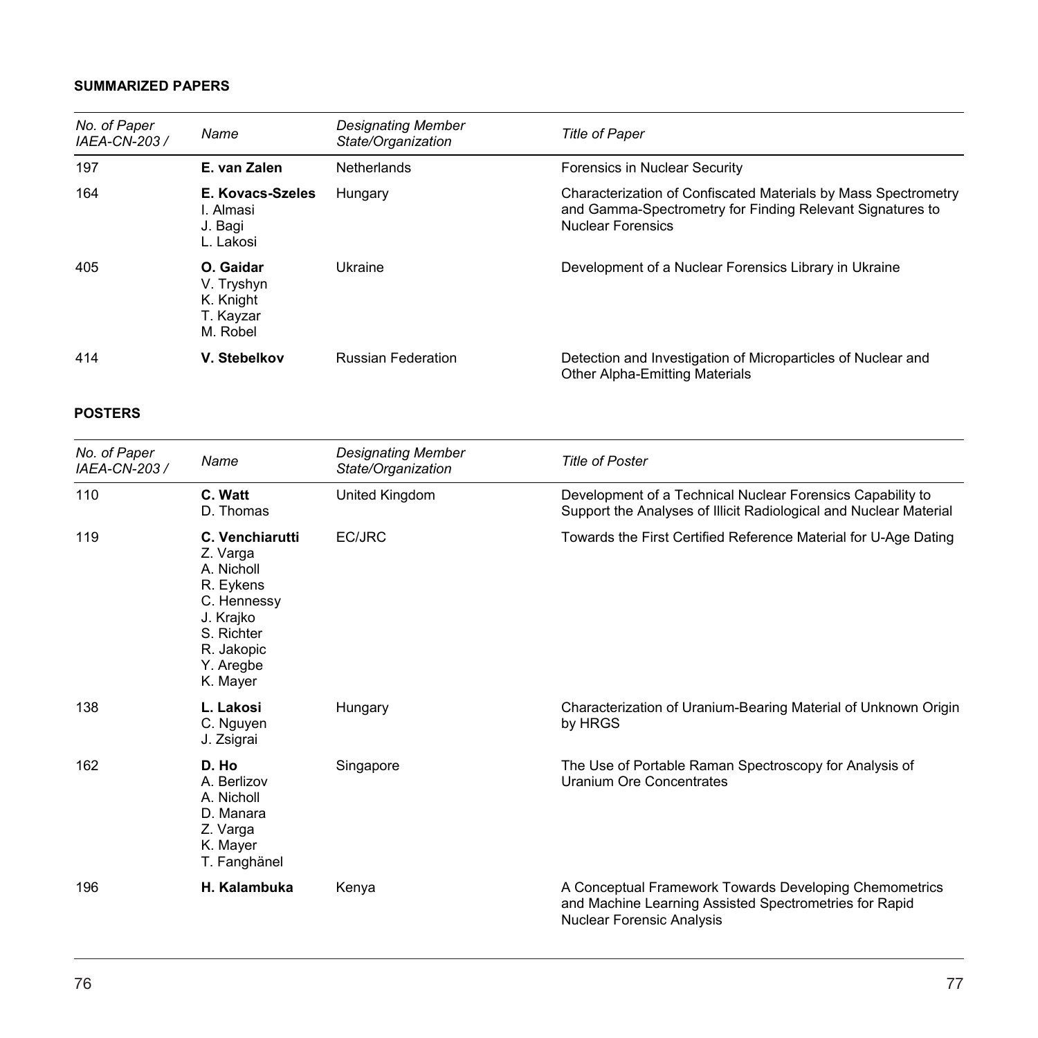## SUMMARIZED PAPERS

| *No. of Paper IAEA-CN-203 /* | *Name* | *Designating Member State/Organization* | *Title of Paper* |
|---|---|---|---|
| 197 | **E. van Zalen** | Netherlands | Forensics in Nuclear Security |
| 164 | **E. Kovacs-Szeles** I. Almasi J. Bagi L. Lakosi | Hungary | Characterization of Confiscated Materials by Mass Spectrometry and Gamma-Spectrometry for Finding Relevant Signatures to Nuclear Forensics |
| 405 | **O. Gaidar** V. Tryshyn K. Knight T. Kayzar M. Robel | Ukraine | Development of a Nuclear Forensics Library in Ukraine |
| 414 | **V. Stebelkov** | Russian Federation | Detection and Investigation of Microparticles of Nuclear and Other Alpha-Emitting Materials |

## POSTERS

| *No. of Paper IAEA-CN-203 /* | *Name* | *Designating Member State/Organization* | *Title of Poster* |
|---|---|---|---|
| 110 | **C. Watt** D. Thomas | United Kingdom | Development of a Technical Nuclear Forensics Capability to Support the Analyses of Illicit Radiological and Nuclear Material |
| 119 | **C. Venchiarutti** Z. Varga A. Nicholl R. Eykens C. Hennessy J. Krajko S. Richter R. Jakopic Y. Aregbe K. Mayer | EC/JRC | Towards the First Certified Reference Material for U-Age Dating |
| 138 | **L. Lakosi** C. Nguyen J. Zsigrai | Hungary | Characterization of Uranium-Bearing Material of Unknown Origin by HRGS |
| 162 | **D. Ho** A. Berlizov A. Nicholl D. Manara Z. Varga K. Mayer T. Fanghänel | Singapore | The Use of Portable Raman Spectroscopy for Analysis of Uranium Ore Concentrates |
| 196 | **H. Kalambuka** | Kenya | A Conceptual Framework Towards Developing Chemometrics and Machine Learning Assisted Spectrometries for Rapid Nuclear Forensic Analysis |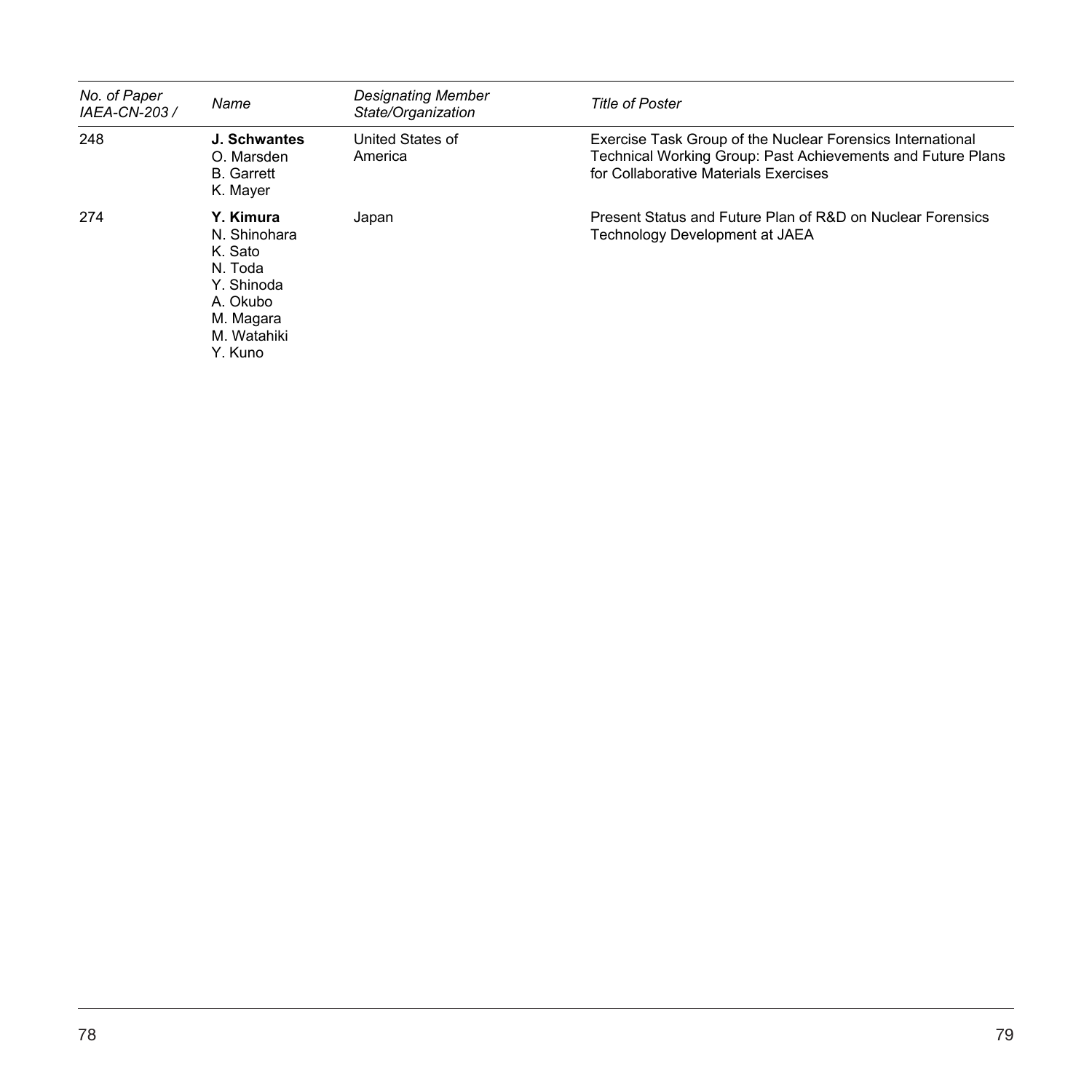| *No. of Paper IAEA-CN-203 /* | *Name* | *Designating Member State/Organization* | *Title of Poster* |
|---|---|---|---|
| 248 | **J. Schwantes**<br>O. Marsden<br>B. Garrett<br>K. Mayer | United States of America | Exercise Task Group of the Nuclear Forensics International Technical Working Group: Past Achievements and Future Plans for Collaborative Materials Exercises |
| 274 | **Y. Kimura**<br>N. Shinohara<br>K. Sato<br>N. Toda<br>Y. Shinoda<br>A. Okubo<br>M. Magara<br>M. Watahiki<br>Y. Kuno | Japan | Present Status and Future Plan of R&D on Nuclear Forensics Technology Development at JAEA |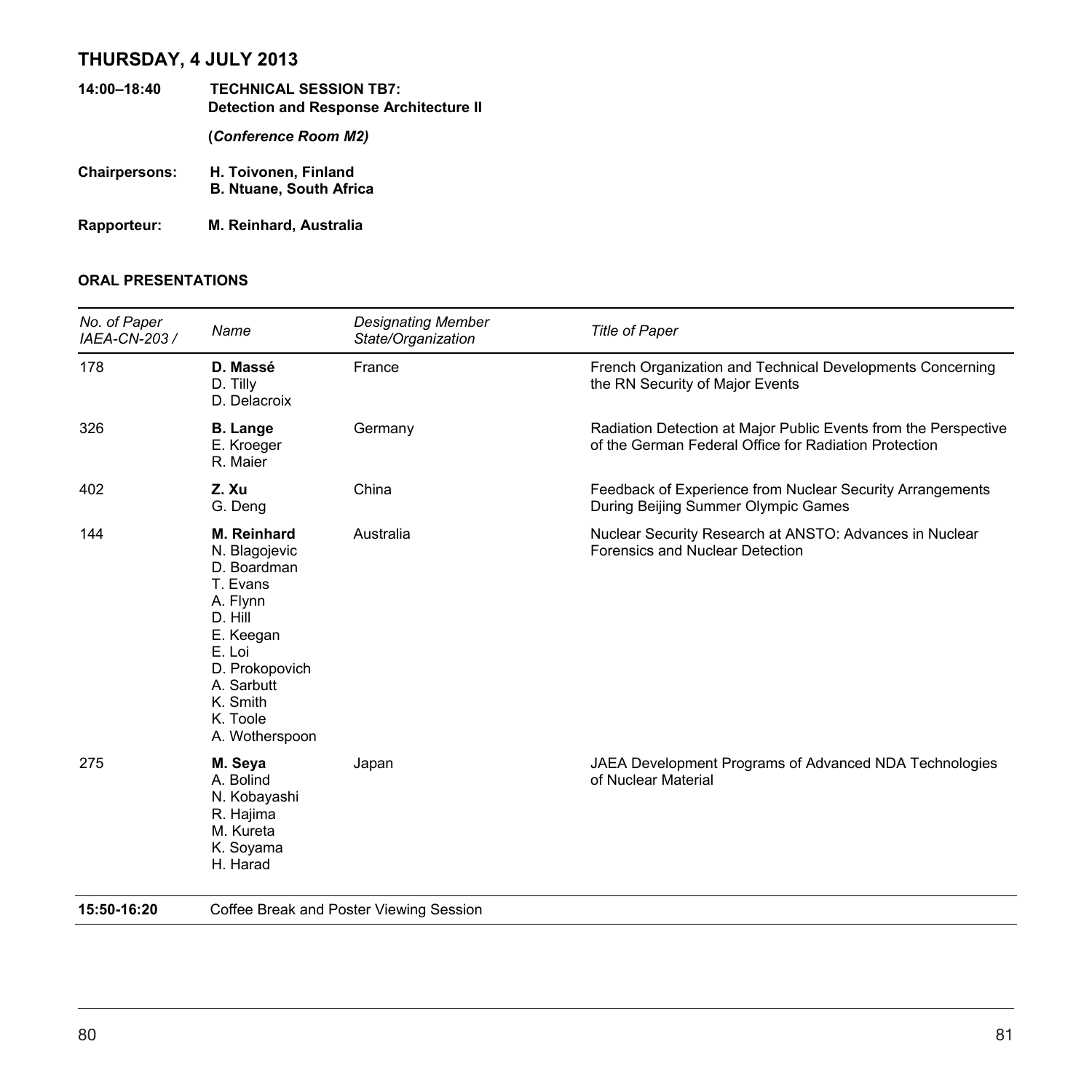# THURSDAY, 4 JULY 2013

**14:00–18:40** **TECHNICAL SESSION TB7: Detection and Response Architecture II**

**(*Conference Room M2)***

**Chairpersons:** **H. Toivonen, Finland**
**B. Ntuane, South Africa**

**Rapporteur:** **M. Reinhard, Australia**

**ORAL PRESENTATIONS**

| *No. of Paper IAEA-CN-203 /* | *Name* | *Designating Member State/Organization* | *Title of Paper* |
|---|---|---|---|
| 178 | **D. Massé**<br>D. Tilly<br>D. Delacroix | France | French Organization and Technical Developments Concerning the RN Security of Major Events |
| 326 | **B. Lange**<br>E. Kroeger<br>R. Maier | Germany | Radiation Detection at Major Public Events from the Perspective of the German Federal Office for Radiation Protection |
| 402 | **Z. Xu**<br>G. Deng | China | Feedback of Experience from Nuclear Security Arrangements During Beijing Summer Olympic Games |
| 144 | **M. Reinhard**<br>N. Blagojevic<br>D. Boardman<br>T. Evans<br>A. Flynn<br>D. Hill<br>E. Keegan<br>E. Loi<br>D. Prokopovich<br>A. Sarbutt<br>K. Smith<br>K. Toole<br>A. Wotherspoon | Australia | Nuclear Security Research at ANSTO: Advances in Nuclear Forensics and Nuclear Detection |
| 275 | **M. Seya**<br>A. Bolind<br>N. Kobayashi<br>R. Hajima<br>M. Kureta<br>K. Soyama<br>H. Harad | Japan | JAEA Development Programs of Advanced NDA Technologies of Nuclear Material |

**15:50-16:20** Coffee Break and Poster Viewing Session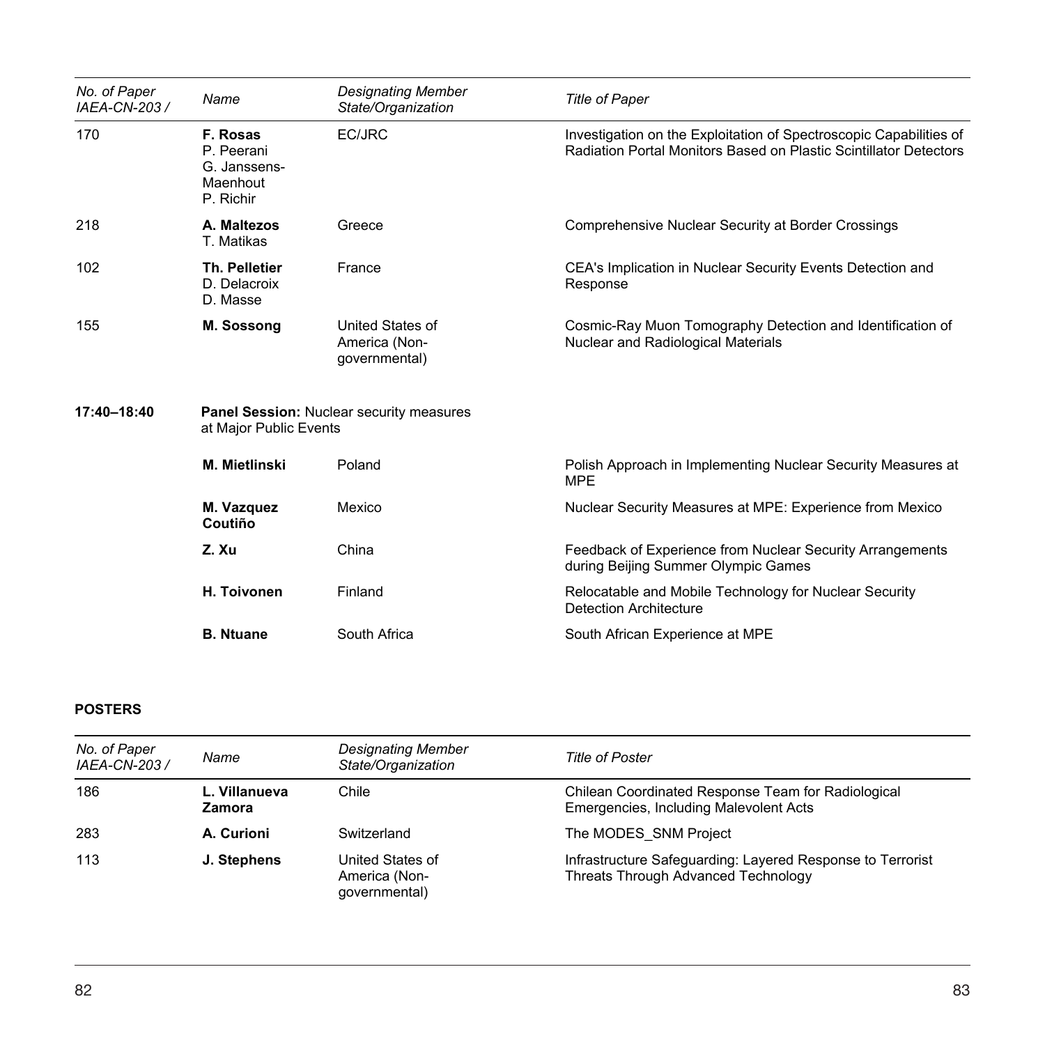| *No. of Paper IAEA-CN-203 /* | *Name* | *Designating Member State/Organization* | *Title of Paper* |
|---|---|---|---|
| 170 | **F. Rosas** P. Peerani G. Janssens-Maenhout P. Richir | EC/JRC | Investigation on the Exploitation of Spectroscopic Capabilities of Radiation Portal Monitors Based on Plastic Scintillator Detectors |
| 218 | **A. Maltezos** T. Matikas | Greece | Comprehensive Nuclear Security at Border Crossings |
| 102 | **Th. Pelletier** D. Delacroix D. Masse | France | CEA's Implication in Nuclear Security Events Detection and Response |
| 155 | **M. Sossong** | United States of America (Non-governmental) | Cosmic-Ray Muon Tomography Detection and Identification of Nuclear and Radiological Materials |
| **17:40–18:40** | **Panel Session:** Nuclear security measures at Major Public Events | | |
| | **M. Mietlinski** | Poland | Polish Approach in Implementing Nuclear Security Measures at MPE |
| | **M. Vazquez Coutiño** | Mexico | Nuclear Security Measures at MPE: Experience from Mexico |
| | **Z. Xu** | China | Feedback of Experience from Nuclear Security Arrangements during Beijing Summer Olympic Games |
| | **H. Toivonen** | Finland | Relocatable and Mobile Technology for Nuclear Security Detection Architecture |
| | **B. Ntuane** | South Africa | South African Experience at MPE |

**POSTERS**

| *No. of Paper IAEA-CN-203 /* | *Name* | *Designating Member State/Organization* | *Title of Poster* |
|---|---|---|---|
| 186 | **L. Villanueva Zamora** | Chile | Chilean Coordinated Response Team for Radiological Emergencies, Including Malevolent Acts |
| 283 | **A. Curioni** | Switzerland | The MODES_SNM Project |
| 113 | **J. Stephens** | United States of America (Non-governmental) | Infrastructure Safeguarding: Layered Response to Terrorist Threats Through Advanced Technology |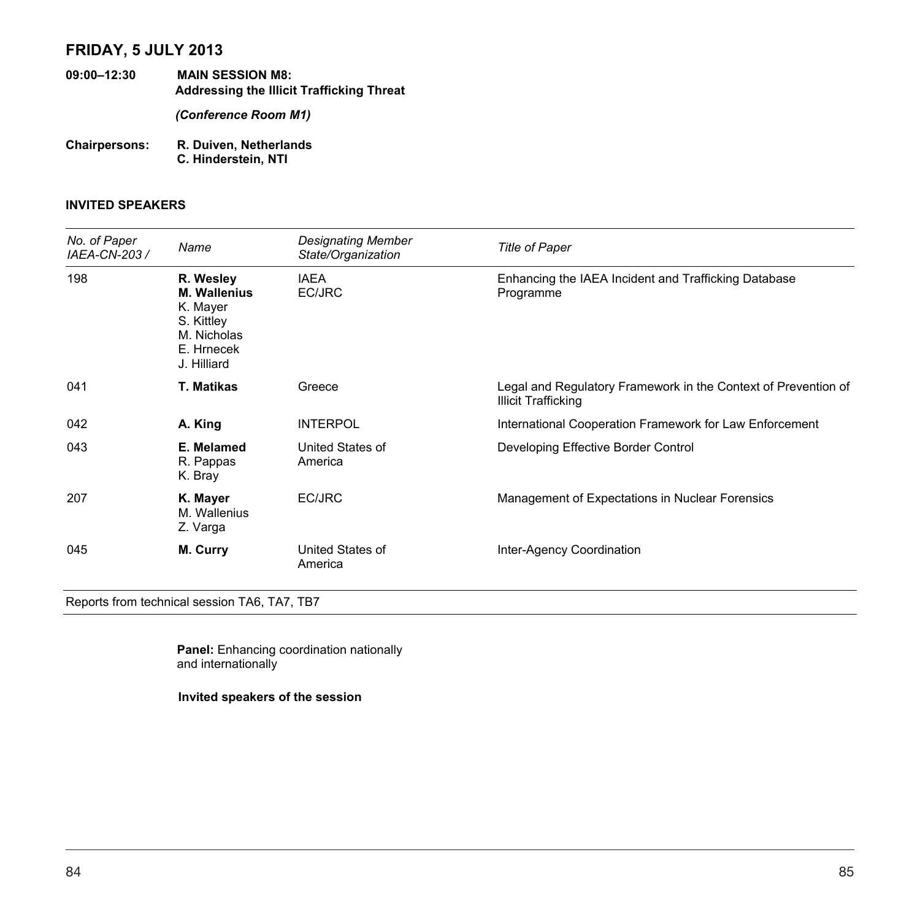## FRIDAY, 5 JULY 2013

**09:00–12:30** **MAIN SESSION M8: Addressing the Illicit Trafficking Threat**

*(Conference Room M1)*

**Chairpersons:** **R. Duiven, Netherlands**
**C. Hinderstein, NTI**

### INVITED SPEAKERS

| *No. of Paper IAEA-CN-203 /* | *Name* | *Designating Member State/Organization* | *Title of Paper* |
|---|---|---|---|
| 198 | **R. Wesley**<br>**M. Wallenius**<br>K. Mayer<br>S. Kittley<br>M. Nicholas<br>E. Hrnecek<br>J. Hilliard | IAEA<br>EC/JRC | Enhancing the IAEA Incident and Trafficking Database Programme |
| 041 | **T. Matikas** | Greece | Legal and Regulatory Framework in the Context of Prevention of Illicit Trafficking |
| 042 | **A. King** | INTERPOL | International Cooperation Framework for Law Enforcement |
| 043 | **E. Melamed**<br>R. Pappas<br>K. Bray | United States of America | Developing Effective Border Control |
| 207 | **K. Mayer**<br>M. Wallenius<br>Z. Varga | EC/JRC | Management of Expectations in Nuclear Forensics |
| 045 | **M. Curry** | United States of America | Inter-Agency Coordination |

Reports from technical session TA6, TA7, TB7

**Panel:** Enhancing coordination nationally and internationally

**Invited speakers of the session**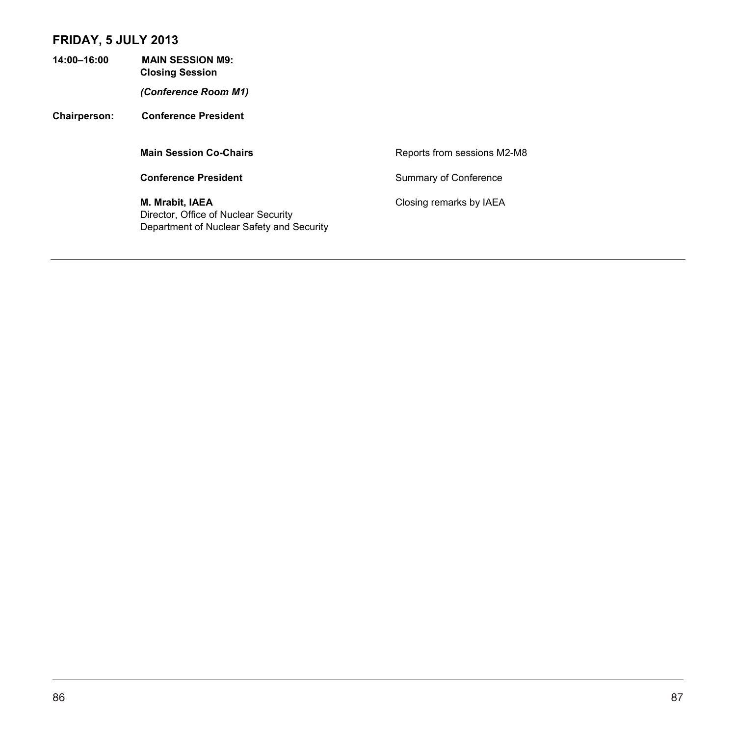## FRIDAY, 5 JULY 2013

**14:00–16:00** **MAIN SESSION M9: Closing Session**

***(Conference Room M1)***

**Chairperson:** **Conference President**

| | |
|---|---|
| **Main Session Co-Chairs** | Reports from sessions M2-M8 |
| **Conference President** | Summary of Conference |
| **M. Mrabit, IAEA**<br>Director, Office of Nuclear Security<br>Department of Nuclear Safety and Security | Closing remarks by IAEA |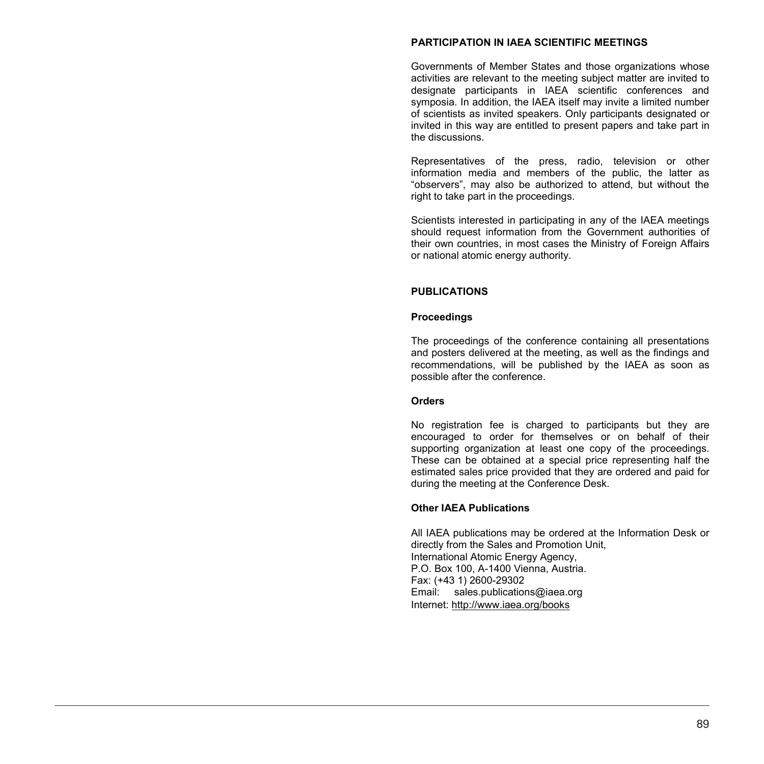## PARTICIPATION IN IAEA SCIENTIFIC MEETINGS

Governments of Member States and those organizations whose activities are relevant to the meeting subject matter are invited to designate participants in IAEA scientific conferences and symposia. In addition, the IAEA itself may invite a limited number of scientists as invited speakers. Only participants designated or invited in this way are entitled to present papers and take part in the discussions.

Representatives of the press, radio, television or other information media and members of the public, the latter as "observers", may also be authorized to attend, but without the right to take part in the proceedings.

Scientists interested in participating in any of the IAEA meetings should request information from the Government authorities of their own countries, in most cases the Ministry of Foreign Affairs or national atomic energy authority.

## PUBLICATIONS

### Proceedings

The proceedings of the conference containing all presentations and posters delivered at the meeting, as well as the findings and recommendations, will be published by the IAEA as soon as possible after the conference.

### Orders

No registration fee is charged to participants but they are encouraged to order for themselves or on behalf of their supporting organization at least one copy of the proceedings. These can be obtained at a special price representing half the estimated sales price provided that they are ordered and paid for during the meeting at the Conference Desk.

### Other IAEA Publications

All IAEA publications may be ordered at the Information Desk or directly from the Sales and Promotion Unit,
International Atomic Energy Agency,
P.O. Box 100, A-1400 Vienna, Austria.
Fax: (+43 1) 2600-29302
Email: sales.publications@iaea.org
Internet: http://www.iaea.org/books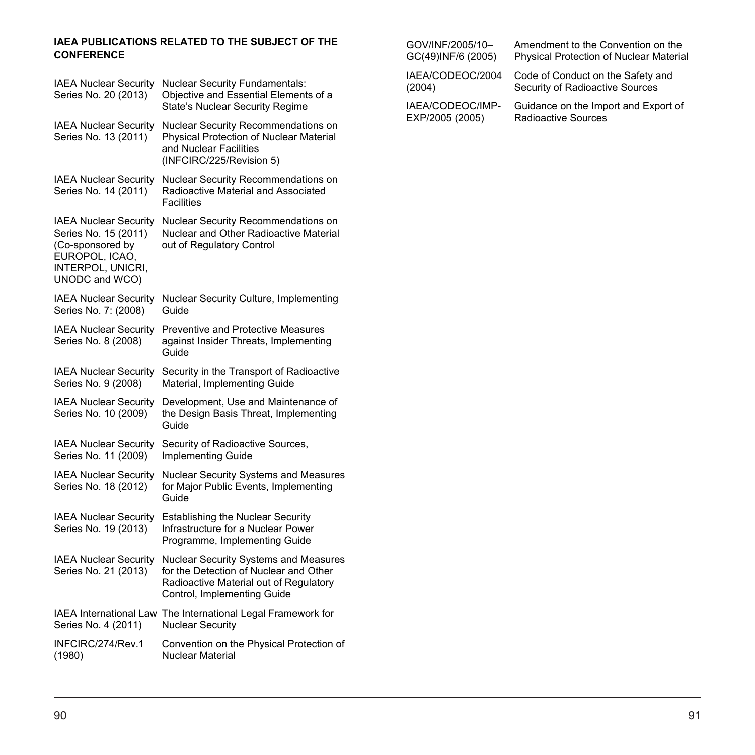**IAEA PUBLICATIONS RELATED TO THE SUBJECT OF THE CONFERENCE**

| | |
|---|---|
| IAEA Nuclear Security Series No. 20 (2013) | Nuclear Security Fundamentals: Objective and Essential Elements of a State's Nuclear Security Regime |
| IAEA Nuclear Security Series No. 13 (2011) | Nuclear Security Recommendations on Physical Protection of Nuclear Material and Nuclear Facilities (INFCIRC/225/Revision 5) |
| IAEA Nuclear Security Series No. 14 (2011) | Nuclear Security Recommendations on Radioactive Material and Associated Facilities |
| IAEA Nuclear Security Series No. 15 (2011) (Co-sponsored by EUROPOL, ICAO, INTERPOL, UNICRI, UNODC and WCO) | Nuclear Security Recommendations on Nuclear and Other Radioactive Material out of Regulatory Control |
| IAEA Nuclear Security Series No. 7: (2008) | Nuclear Security Culture, Implementing Guide |
| IAEA Nuclear Security Series No. 8 (2008) | Preventive and Protective Measures against Insider Threats, Implementing Guide |
| IAEA Nuclear Security Series No. 9 (2008) | Security in the Transport of Radioactive Material, Implementing Guide |
| IAEA Nuclear Security Series No. 10 (2009) | Development, Use and Maintenance of the Design Basis Threat, Implementing Guide |
| IAEA Nuclear Security Series No. 11 (2009) | Security of Radioactive Sources, Implementing Guide |
| IAEA Nuclear Security Series No. 18 (2012) | Nuclear Security Systems and Measures for Major Public Events, Implementing Guide |
| IAEA Nuclear Security Series No. 19 (2013) | Establishing the Nuclear Security Infrastructure for a Nuclear Power Programme, Implementing Guide |
| IAEA Nuclear Security Series No. 21 (2013) | Nuclear Security Systems and Measures for the Detection of Nuclear and Other Radioactive Material out of Regulatory Control, Implementing Guide |
| IAEA International Law Series No. 4 (2011) | The International Legal Framework for Nuclear Security |
| INFCIRC/274/Rev.1 (1980) | Convention on the Physical Protection of Nuclear Material |
| GOV/INF/2005/10–GC(49)INF/6 (2005) | Amendment to the Convention on the Physical Protection of Nuclear Material |
| IAEA/CODEOC/2004 (2004) | Code of Conduct on the Safety and Security of Radioactive Sources |
| IAEA/CODEOC/IMP-EXP/2005 (2005) | Guidance on the Import and Export of Radioactive Sources |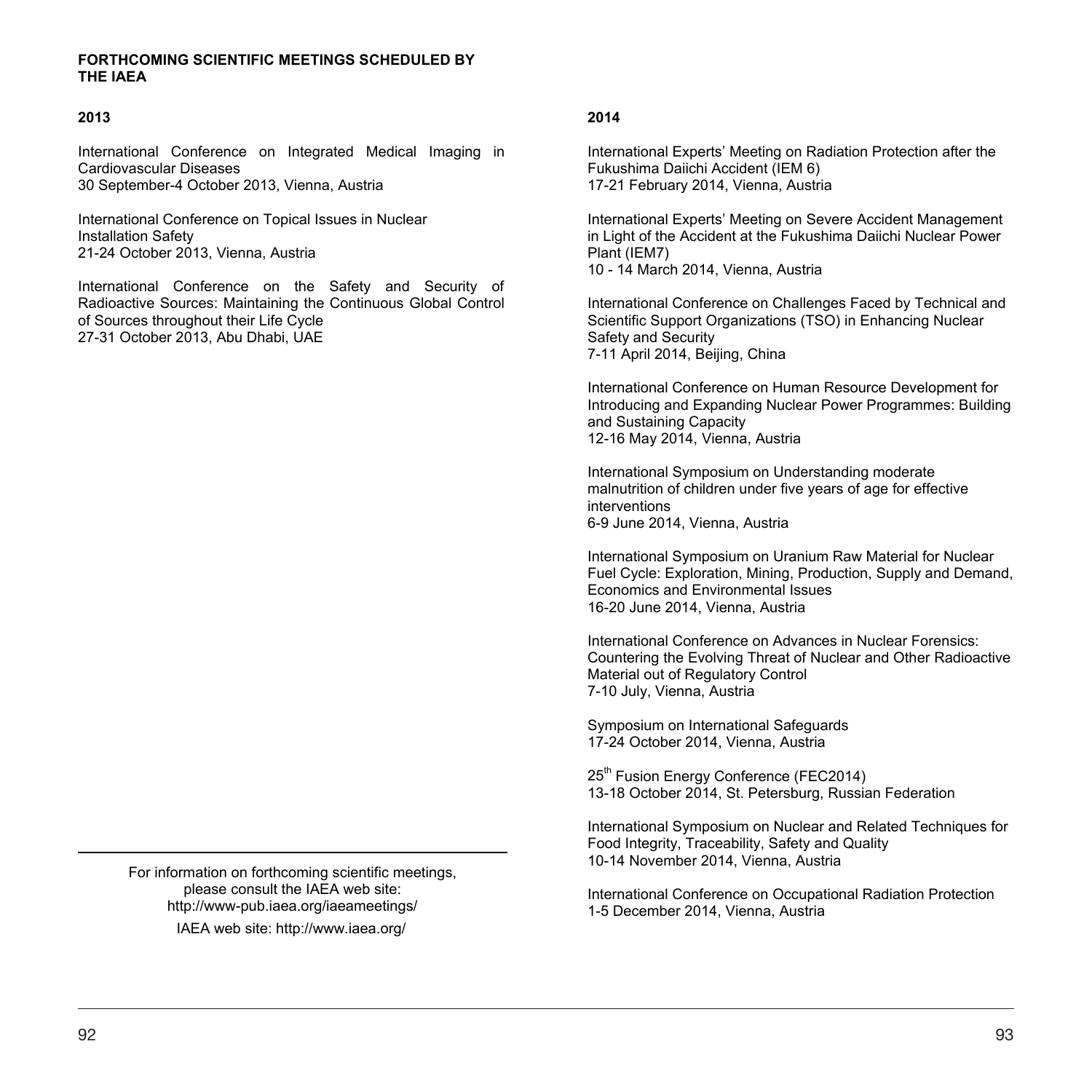**FORTHCOMING SCIENTIFIC MEETINGS SCHEDULED BY THE IAEA**

**2013**

International Conference on Integrated Medical Imaging in Cardiovascular Diseases
30 September-4 October 2013, Vienna, Austria

International Conference on Topical Issues in Nuclear Installation Safety
21-24 October 2013, Vienna, Austria

International Conference on the Safety and Security of Radioactive Sources: Maintaining the Continuous Global Control of Sources throughout their Life Cycle
27-31 October 2013, Abu Dhabi, UAE

---

For information on forthcoming scientific meetings, please consult the IAEA web site: http://www-pub.iaea.org/iaeameetings/

IAEA web site: http://www.iaea.org/

**2014**

International Experts' Meeting on Radiation Protection after the Fukushima Daiichi Accident (IEM 6)
17-21 February 2014, Vienna, Austria

International Experts' Meeting on Severe Accident Management in Light of the Accident at the Fukushima Daiichi Nuclear Power Plant (IEM7)
10 - 14 March 2014, Vienna, Austria

International Conference on Challenges Faced by Technical and Scientific Support Organizations (TSO) in Enhancing Nuclear Safety and Security
7-11 April 2014, Beijing, China

International Conference on Human Resource Development for Introducing and Expanding Nuclear Power Programmes: Building and Sustaining Capacity
12-16 May 2014, Vienna, Austria

International Symposium on Understanding moderate malnutrition of children under five years of age for effective interventions
6-9 June 2014, Vienna, Austria

International Symposium on Uranium Raw Material for Nuclear Fuel Cycle: Exploration, Mining, Production, Supply and Demand, Economics and Environmental Issues
16-20 June 2014, Vienna, Austria

International Conference on Advances in Nuclear Forensics: Countering the Evolving Threat of Nuclear and Other Radioactive Material out of Regulatory Control
7-10 July, Vienna, Austria

Symposium on International Safeguards
17-24 October 2014, Vienna, Austria

25th Fusion Energy Conference (FEC2014)
13-18 October 2014, St. Petersburg, Russian Federation

International Symposium on Nuclear and Related Techniques for Food Integrity, Traceability, Safety and Quality
10-14 November 2014, Vienna, Austria

International Conference on Occupational Radiation Protection
1-5 December 2014, Vienna, Austria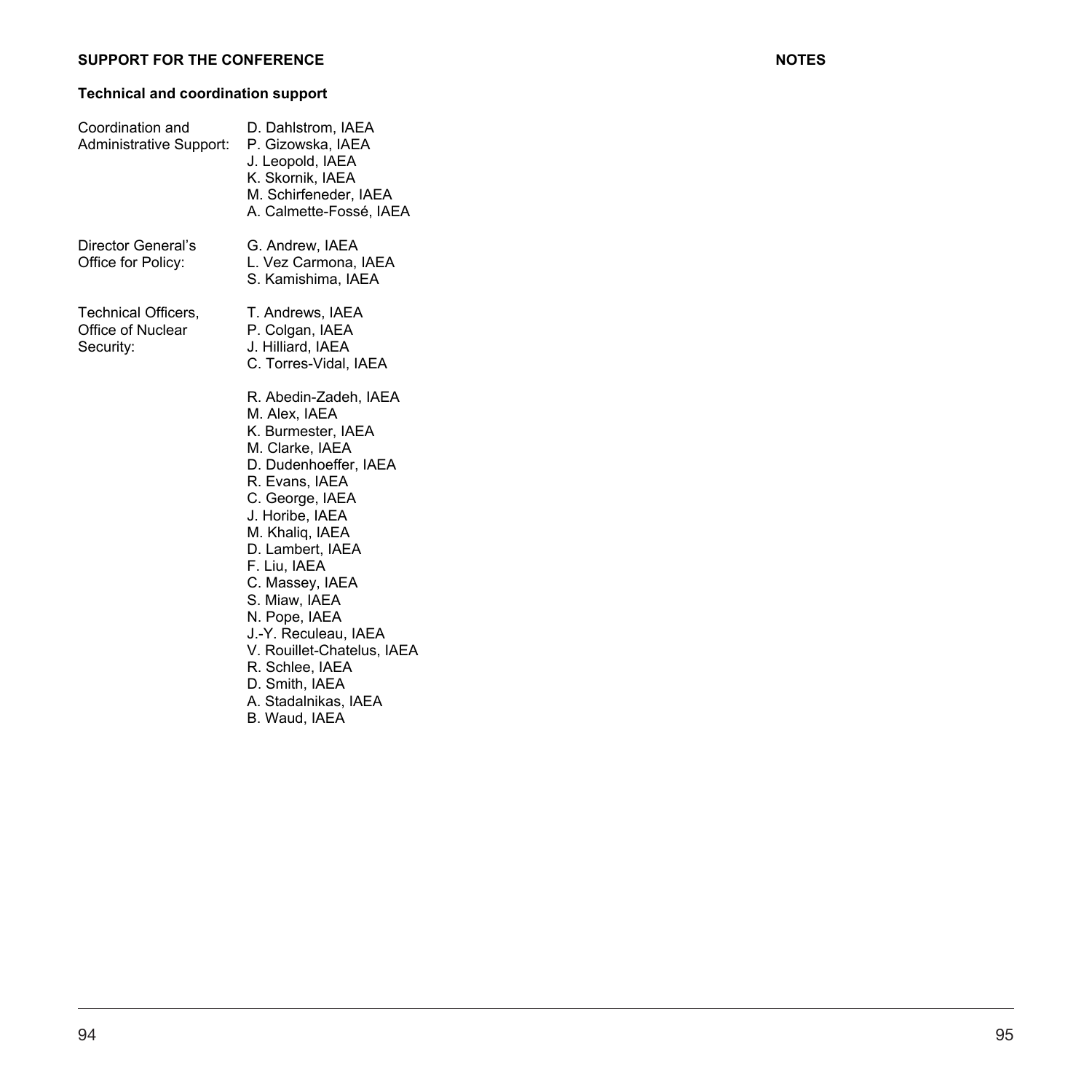## SUPPORT FOR THE CONFERENCE

### Technical and coordination support

| | |
|---|---|
| Coordination and Administrative Support: | D. Dahlstrom, IAEA<br>P. Gizowska, IAEA<br>J. Leopold, IAEA<br>K. Skornik, IAEA<br>M. Schirfeneder, IAEA<br>A. Calmette-Fossé, IAEA |
| Director General's Office for Policy: | G. Andrew, IAEA<br>L. Vez Carmona, IAEA<br>S. Kamishima, IAEA |
| Technical Officers, Office of Nuclear Security: | T. Andrews, IAEA<br>P. Colgan, IAEA<br>J. Hilliard, IAEA<br>C. Torres-Vidal, IAEA |
| | R. Abedin-Zadeh, IAEA<br>M. Alex, IAEA<br>K. Burmester, IAEA<br>M. Clarke, IAEA<br>D. Dudenhoeffer, IAEA<br>R. Evans, IAEA<br>C. George, IAEA<br>J. Horibe, IAEA<br>M. Khaliq, IAEA<br>D. Lambert, IAEA<br>F. Liu, IAEA<br>C. Massey, IAEA<br>S. Miaw, IAEA<br>N. Pope, IAEA<br>J.-Y. Reculeau, IAEA<br>V. Rouillet-Chatelus, IAEA<br>R. Schlee, IAEA<br>D. Smith, IAEA<br>A. Stadalnikas, IAEA<br>B. Waud, IAEA |

## NOTES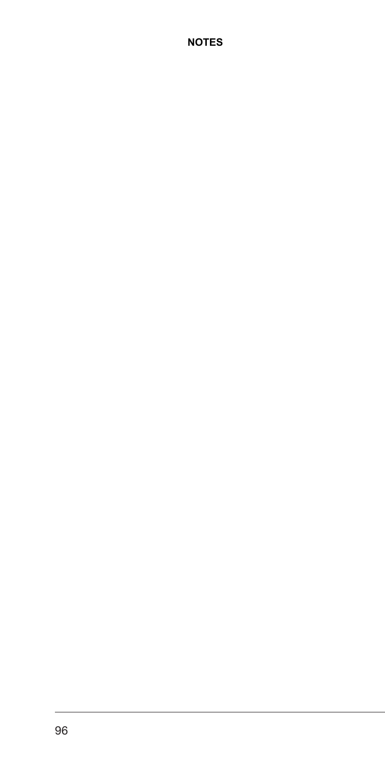**NOTES**